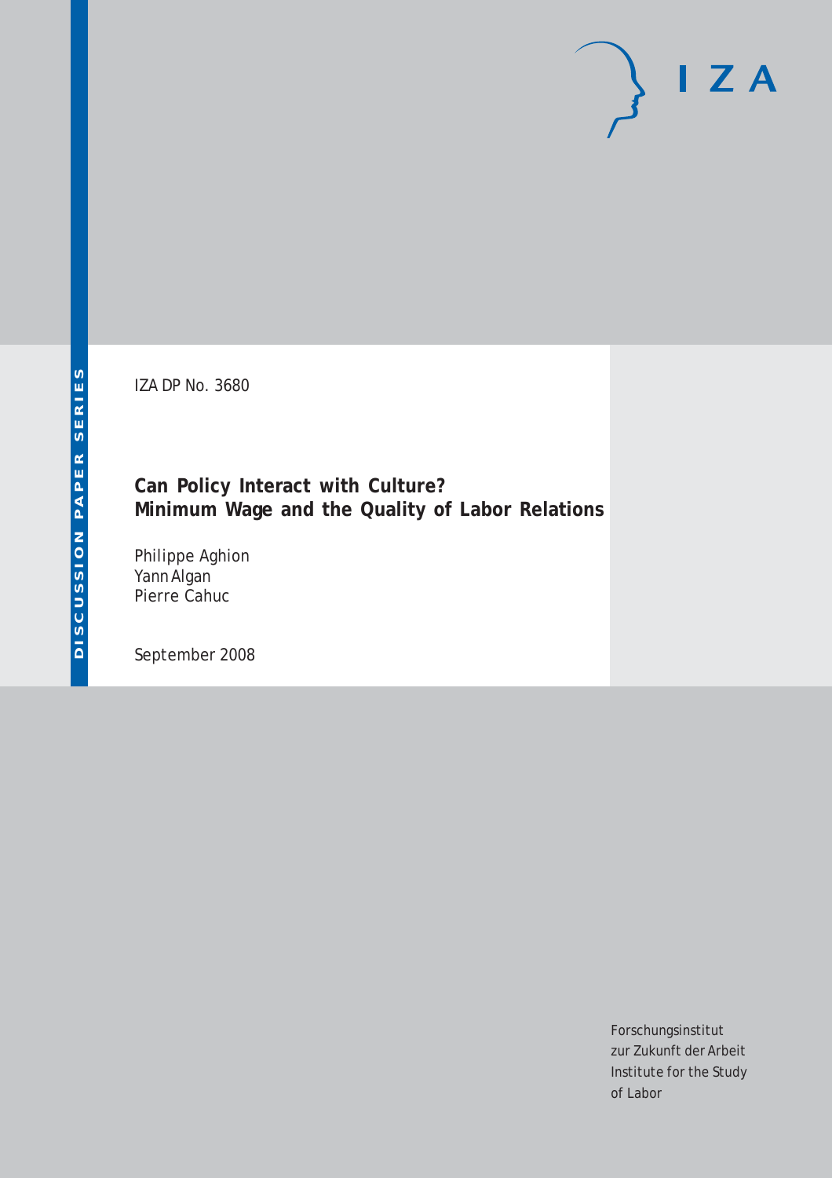DISCUSSION PAPER SERIES

IZA DP No. 3680

# Can Policy Interact with Culture? Minimum Wage and the Quality of Labor Relations

Philippe Aghion
Yann Algan
Pierre Cahuc

September 2008

Forschungsinstitut
zur Zukunft der Arbeit
Institute for the Study
of Labor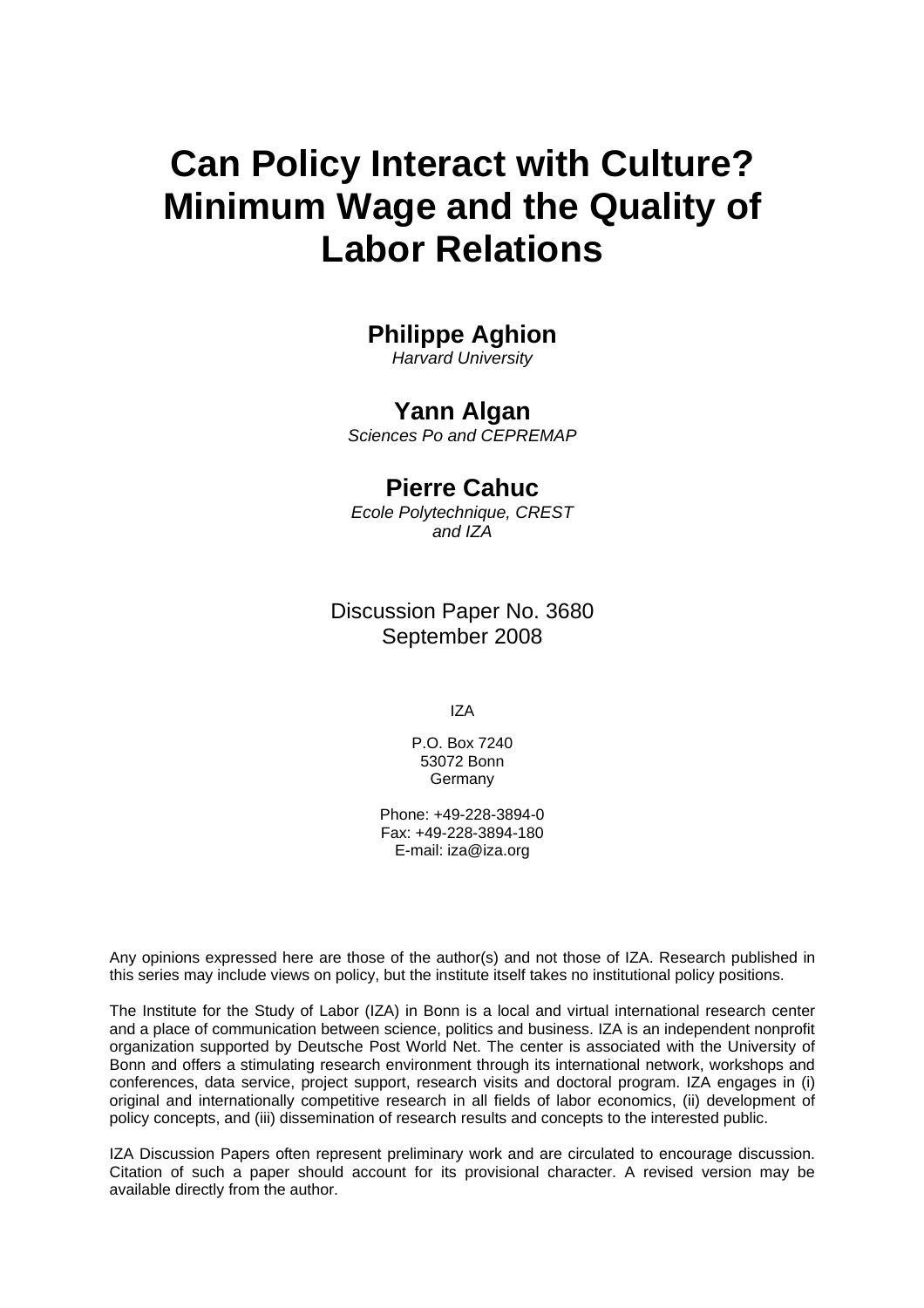# Can Policy Interact with Culture? Minimum Wage and the Quality of Labor Relations

**Philippe Aghion**

*Harvard University*

**Yann Algan**

*Sciences Po and CEPREMAP*

**Pierre Cahuc**

*Ecole Polytechnique, CREST and IZA*

Discussion Paper No. 3680
September 2008

IZA

P.O. Box 7240
53072 Bonn
Germany

Phone: +49-228-3894-0
Fax: +49-228-3894-180
E-mail: iza@iza.org

Any opinions expressed here are those of the author(s) and not those of IZA. Research published in this series may include views on policy, but the institute itself takes no institutional policy positions.

The Institute for the Study of Labor (IZA) in Bonn is a local and virtual international research center and a place of communication between science, politics and business. IZA is an independent nonprofit organization supported by Deutsche Post World Net. The center is associated with the University of Bonn and offers a stimulating research environment through its international network, workshops and conferences, data service, project support, research visits and doctoral program. IZA engages in (i) original and internationally competitive research in all fields of labor economics, (ii) development of policy concepts, and (iii) dissemination of research results and concepts to the interested public.

IZA Discussion Papers often represent preliminary work and are circulated to encourage discussion. Citation of such a paper should account for its provisional character. A revised version may be available directly from the author.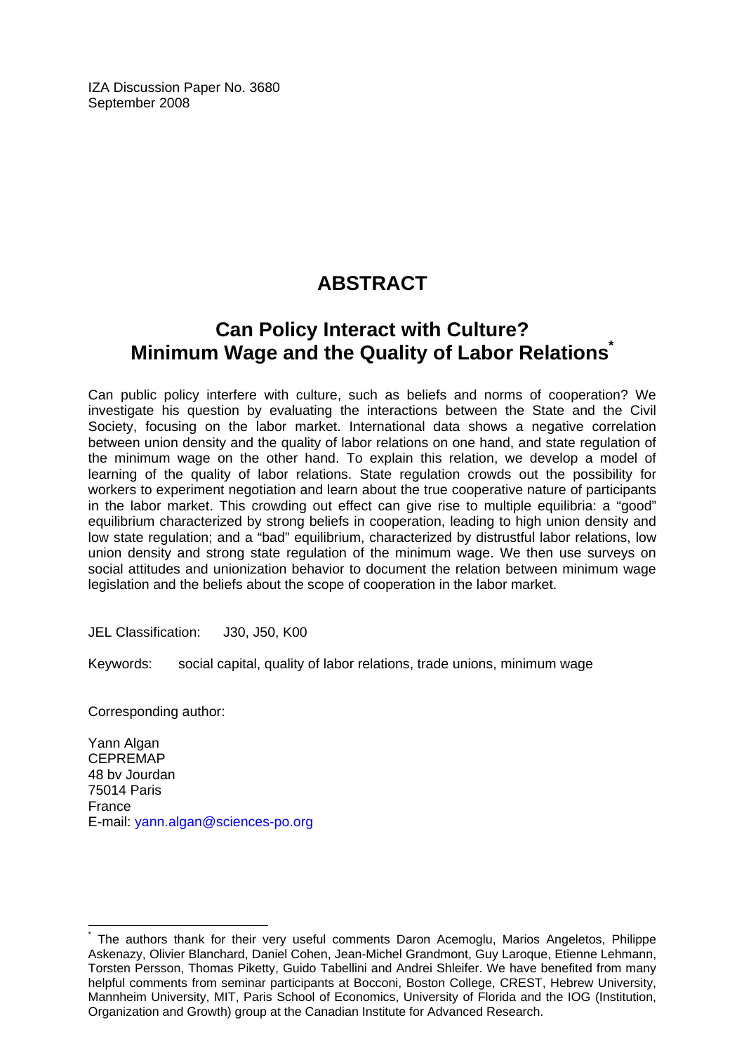IZA Discussion Paper No. 3680
September 2008

# ABSTRACT

## Can Policy Interact with Culture? Minimum Wage and the Quality of Labor Relations[*]

Can public policy interfere with culture, such as beliefs and norms of cooperation? We investigate his question by evaluating the interactions between the State and the Civil Society, focusing on the labor market. International data shows a negative correlation between union density and the quality of labor relations on one hand, and state regulation of the minimum wage on the other hand. To explain this relation, we develop a model of learning of the quality of labor relations. State regulation crowds out the possibility for workers to experiment negotiation and learn about the true cooperative nature of participants in the labor market. This crowding out effect can give rise to multiple equilibria: a "good" equilibrium characterized by strong beliefs in cooperation, leading to high union density and low state regulation; and a "bad" equilibrium, characterized by distrustful labor relations, low union density and strong state regulation of the minimum wage. We then use surveys on social attitudes and unionization behavior to document the relation between minimum wage legislation and the beliefs about the scope of cooperation in the labor market.

JEL Classification: J30, J50, K00

Keywords: social capital, quality of labor relations, trade unions, minimum wage

Corresponding author:

Yann Algan
CEPREMAP
48 bv Jourdan
75014 Paris
France
E-mail: yann.algan@sciences-po.org

[*] The authors thank for their very useful comments Daron Acemoglu, Marios Angeletos, Philippe Askenazy, Olivier Blanchard, Daniel Cohen, Jean-Michel Grandmont, Guy Laroque, Etienne Lehmann, Torsten Persson, Thomas Piketty, Guido Tabellini and Andrei Shleifer. We have benefited from many helpful comments from seminar participants at Bocconi, Boston College, CREST, Hebrew University, Mannheim University, MIT, Paris School of Economics, University of Florida and the IOG (Institution, Organization and Growth) group at the Canadian Institute for Advanced Research.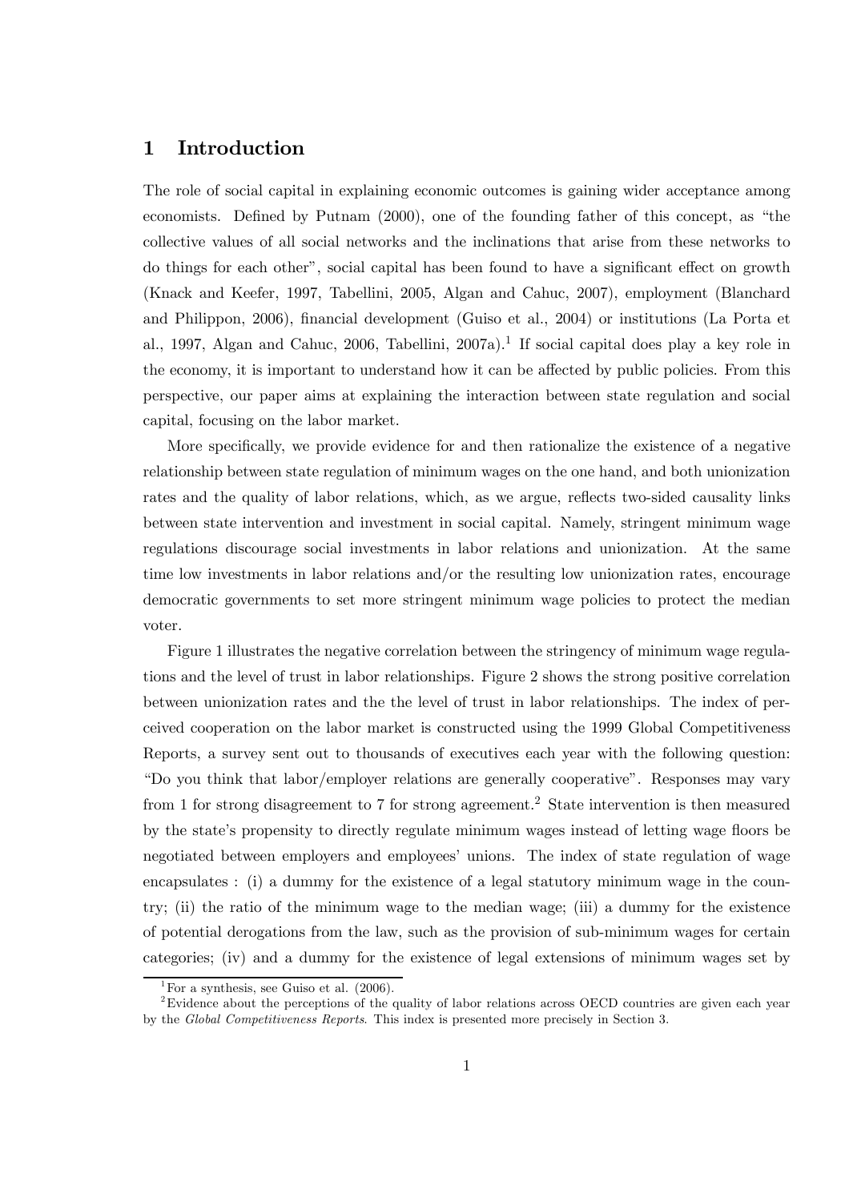# 1 Introduction

The role of social capital in explaining economic outcomes is gaining wider acceptance among economists. Defined by Putnam (2000), one of the founding father of this concept, as "the collective values of all social networks and the inclinations that arise from these networks to do things for each other", social capital has been found to have a significant effect on growth (Knack and Keefer, 1997, Tabellini, 2005, Algan and Cahuc, 2007), employment (Blanchard and Philippon, 2006), financial development (Guiso et al., 2004) or institutions (La Porta et al., 1997, Algan and Cahuc, 2006, Tabellini, 2007a).[1] If social capital does play a key role in the economy, it is important to understand how it can be affected by public policies. From this perspective, our paper aims at explaining the interaction between state regulation and social capital, focusing on the labor market.

More specifically, we provide evidence for and then rationalize the existence of a negative relationship between state regulation of minimum wages on the one hand, and both unionization rates and the quality of labor relations, which, as we argue, reflects two-sided causality links between state intervention and investment in social capital. Namely, stringent minimum wage regulations discourage social investments in labor relations and unionization. At the same time low investments in labor relations and/or the resulting low unionization rates, encourage democratic governments to set more stringent minimum wage policies to protect the median voter.

Figure 1 illustrates the negative correlation between the stringency of minimum wage regulations and the level of trust in labor relationships. Figure 2 shows the strong positive correlation between unionization rates and the the level of trust in labor relationships. The index of perceived cooperation on the labor market is constructed using the 1999 Global Competitiveness Reports, a survey sent out to thousands of executives each year with the following question: "Do you think that labor/employer relations are generally cooperative". Responses may vary from 1 for strong disagreement to 7 for strong agreement.[2] State intervention is then measured by the state's propensity to directly regulate minimum wages instead of letting wage floors be negotiated between employers and employees' unions. The index of state regulation of wage encapsulates : (i) a dummy for the existence of a legal statutory minimum wage in the country; (ii) the ratio of the minimum wage to the median wage; (iii) a dummy for the existence of potential derogations from the law, such as the provision of sub-minimum wages for certain categories; (iv) and a dummy for the existence of legal extensions of minimum wages set by

[1] For a synthesis, see Guiso et al. (2006).

[2] Evidence about the perceptions of the quality of labor relations across OECD countries are given each year by the *Global Competitiveness Reports*. This index is presented more precisely in Section 3.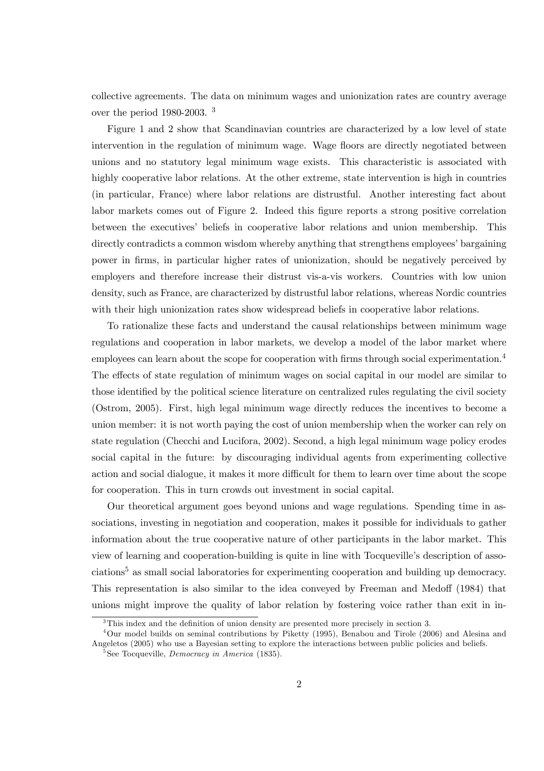collective agreements. The data on minimum wages and unionization rates are country average over the period 1980-2003. [3]

Figure 1 and 2 show that Scandinavian countries are characterized by a low level of state intervention in the regulation of minimum wage. Wage floors are directly negotiated between unions and no statutory legal minimum wage exists. This characteristic is associated with highly cooperative labor relations. At the other extreme, state intervention is high in countries (in particular, France) where labor relations are distrustful. Another interesting fact about labor markets comes out of Figure 2. Indeed this figure reports a strong positive correlation between the executives' beliefs in cooperative labor relations and union membership. This directly contradicts a common wisdom whereby anything that strengthens employees' bargaining power in firms, in particular higher rates of unionization, should be negatively perceived by employers and therefore increase their distrust vis-a-vis workers. Countries with low union density, such as France, are characterized by distrustful labor relations, whereas Nordic countries with their high unionization rates show widespread beliefs in cooperative labor relations.

To rationalize these facts and understand the causal relationships between minimum wage regulations and cooperation in labor markets, we develop a model of the labor market where employees can learn about the scope for cooperation with firms through social experimentation.[4] The effects of state regulation of minimum wages on social capital in our model are similar to those identified by the political science literature on centralized rules regulating the civil society (Ostrom, 2005). First, high legal minimum wage directly reduces the incentives to become a union member: it is not worth paying the cost of union membership when the worker can rely on state regulation (Checchi and Lucifora, 2002). Second, a high legal minimum wage policy erodes social capital in the future: by discouraging individual agents from experimenting collective action and social dialogue, it makes it more difficult for them to learn over time about the scope for cooperation. This in turn crowds out investment in social capital.

Our theoretical argument goes beyond unions and wage regulations. Spending time in associations, investing in negotiation and cooperation, makes it possible for individuals to gather information about the true cooperative nature of other participants in the labor market. This view of learning and cooperation-building is quite in line with Tocqueville's description of associations[5] as small social laboratories for experimenting cooperation and building up democracy. This representation is also similar to the idea conveyed by Freeman and Medoff (1984) that unions might improve the quality of labor relation by fostering voice rather than exit in in-

[3] This index and the definition of union density are presented more precisely in section 3.

[4] Our model builds on seminal contributions by Piketty (1995), Benabou and Tirole (2006) and Alesina and Angeletos (2005) who use a Bayesian setting to explore the interactions between public policies and beliefs.

[5] See Tocqueville, *Democracy in America* (1835).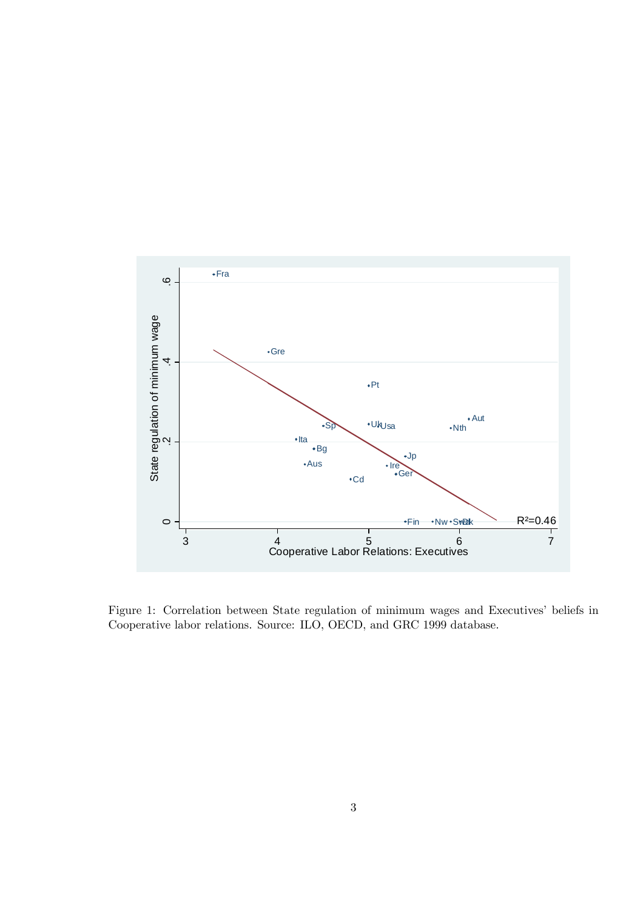Figure 1: Correlation between State regulation of minimum wages and Executives' beliefs in Cooperative labor relations. Source: ILO, OECD, and GRC 1999 database.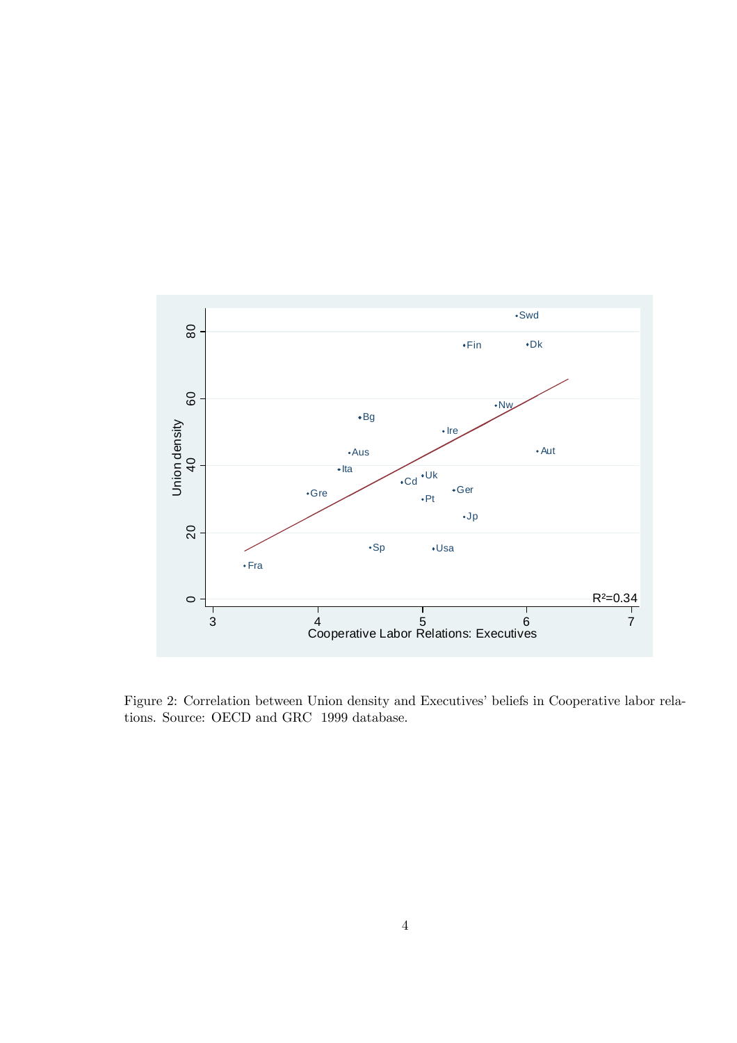Figure 2: Correlation between Union density and Executives' beliefs in Cooperative labor relations. Source: OECD and GRC 1999 database.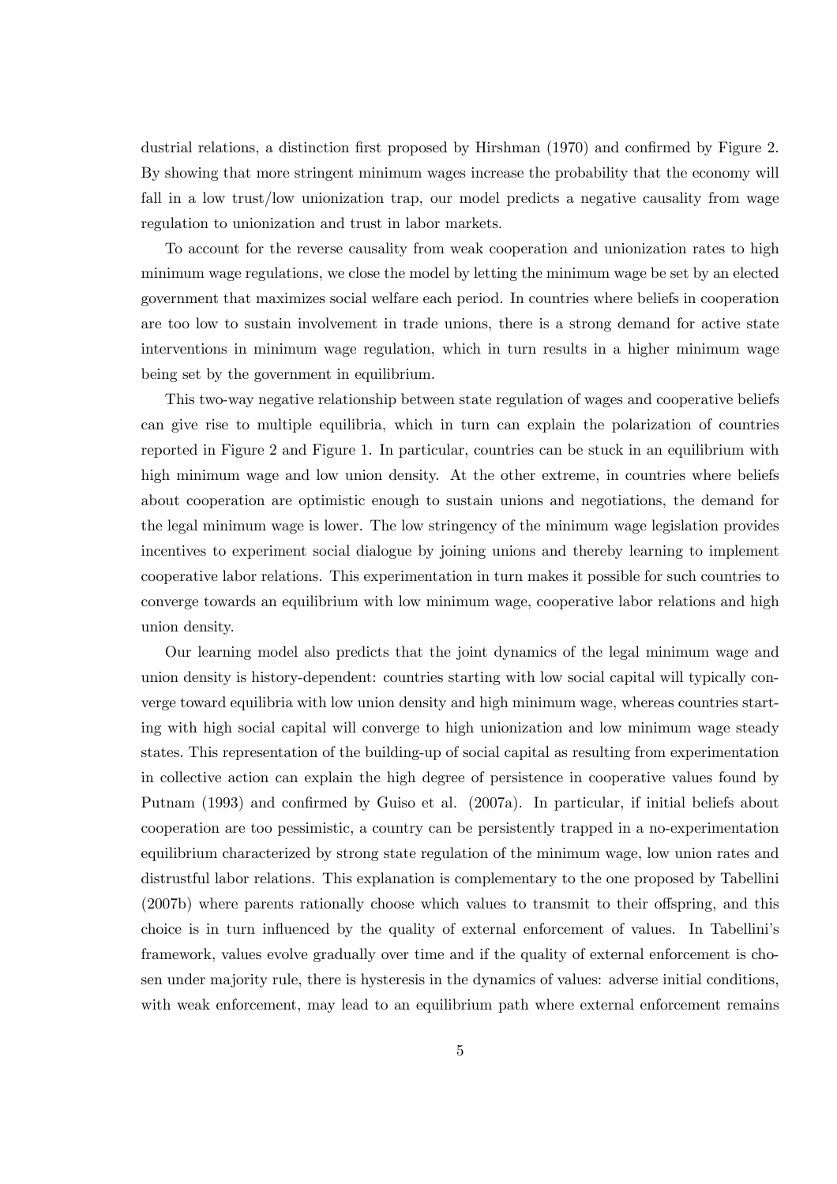dustrial relations, a distinction first proposed by Hirshman (1970) and confirmed by Figure 2. By showing that more stringent minimum wages increase the probability that the economy will fall in a low trust/low unionization trap, our model predicts a negative causality from wage regulation to unionization and trust in labor markets.

To account for the reverse causality from weak cooperation and unionization rates to high minimum wage regulations, we close the model by letting the minimum wage be set by an elected government that maximizes social welfare each period. In countries where beliefs in cooperation are too low to sustain involvement in trade unions, there is a strong demand for active state interventions in minimum wage regulation, which in turn results in a higher minimum wage being set by the government in equilibrium.

This two-way negative relationship between state regulation of wages and cooperative beliefs can give rise to multiple equilibria, which in turn can explain the polarization of countries reported in Figure 2 and Figure 1. In particular, countries can be stuck in an equilibrium with high minimum wage and low union density. At the other extreme, in countries where beliefs about cooperation are optimistic enough to sustain unions and negotiations, the demand for the legal minimum wage is lower. The low stringency of the minimum wage legislation provides incentives to experiment social dialogue by joining unions and thereby learning to implement cooperative labor relations. This experimentation in turn makes it possible for such countries to converge towards an equilibrium with low minimum wage, cooperative labor relations and high union density.

Our learning model also predicts that the joint dynamics of the legal minimum wage and union density is history-dependent: countries starting with low social capital will typically converge toward equilibria with low union density and high minimum wage, whereas countries starting with high social capital will converge to high unionization and low minimum wage steady states. This representation of the building-up of social capital as resulting from experimentation in collective action can explain the high degree of persistence in cooperative values found by Putnam (1993) and confirmed by Guiso et al. (2007a). In particular, if initial beliefs about cooperation are too pessimistic, a country can be persistently trapped in a no-experimentation equilibrium characterized by strong state regulation of the minimum wage, low union rates and distrustful labor relations. This explanation is complementary to the one proposed by Tabellini (2007b) where parents rationally choose which values to transmit to their offspring, and this choice is in turn influenced by the quality of external enforcement of values. In Tabellini's framework, values evolve gradually over time and if the quality of external enforcement is chosen under majority rule, there is hysteresis in the dynamics of values: adverse initial conditions, with weak enforcement, may lead to an equilibrium path where external enforcement remains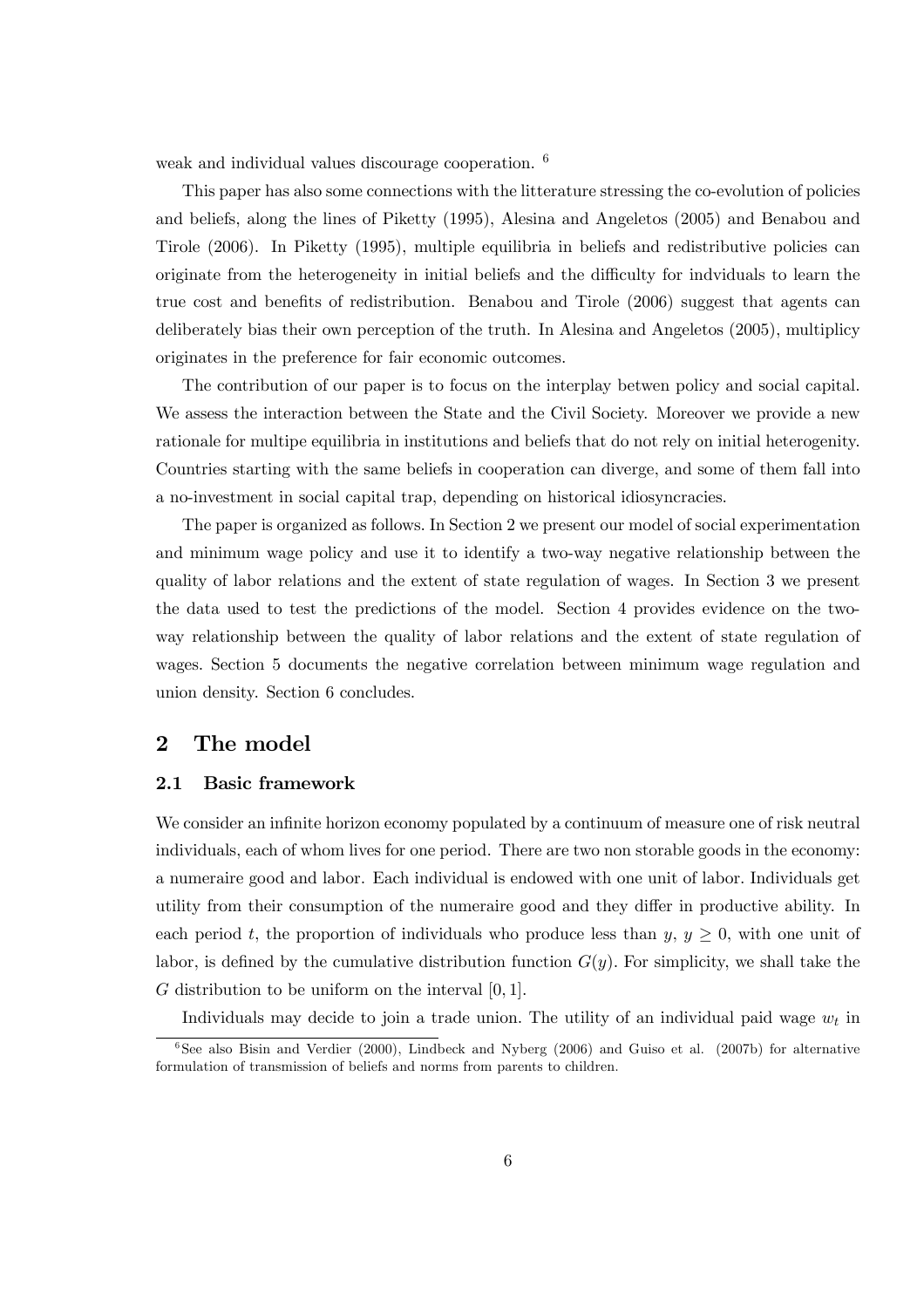weak and individual values discourage cooperation. [6]

This paper has also some connections with the litterature stressing the co-evolution of policies and beliefs, along the lines of Piketty (1995), Alesina and Angeletos (2005) and Benabou and Tirole (2006). In Piketty (1995), multiple equilibria in beliefs and redistributive policies can originate from the heterogeneity in initial beliefs and the difficulty for indviduals to learn the true cost and benefits of redistribution. Benabou and Tirole (2006) suggest that agents can deliberately bias their own perception of the truth. In Alesina and Angeletos (2005), multiplicy originates in the preference for fair economic outcomes.

The contribution of our paper is to focus on the interplay betwen policy and social capital. We assess the interaction between the State and the Civil Society. Moreover we provide a new rationale for multipe equilibria in institutions and beliefs that do not rely on initial heterogenity. Countries starting with the same beliefs in cooperation can diverge, and some of them fall into a no-investment in social capital trap, depending on historical idiosyncracies.

The paper is organized as follows. In Section 2 we present our model of social experimentation and minimum wage policy and use it to identify a two-way negative relationship between the quality of labor relations and the extent of state regulation of wages. In Section 3 we present the data used to test the predictions of the model. Section 4 provides evidence on the two-way relationship between the quality of labor relations and the extent of state regulation of wages. Section 5 documents the negative correlation between minimum wage regulation and union density. Section 6 concludes.

## 2 The model

### 2.1 Basic framework

We consider an infinite horizon economy populated by a continuum of measure one of risk neutral individuals, each of whom lives for one period. There are two non storable goods in the economy: a numeraire good and labor. Each individual is endowed with one unit of labor. Individuals get utility from their consumption of the numeraire good and they differ in productive ability. In each period $t$, the proportion of individuals who produce less than $y$, $y \geq 0$, with one unit of labor, is defined by the cumulative distribution function $G(y)$. For simplicity, we shall take the $G$ distribution to be uniform on the interval $[0, 1]$.

Individuals may decide to join a trade union. The utility of an individual paid wage $w_t$ in

[6] See also Bisin and Verdier (2000), Lindbeck and Nyberg (2006) and Guiso et al. (2007b) for alternative formulation of transmission of beliefs and norms from parents to children.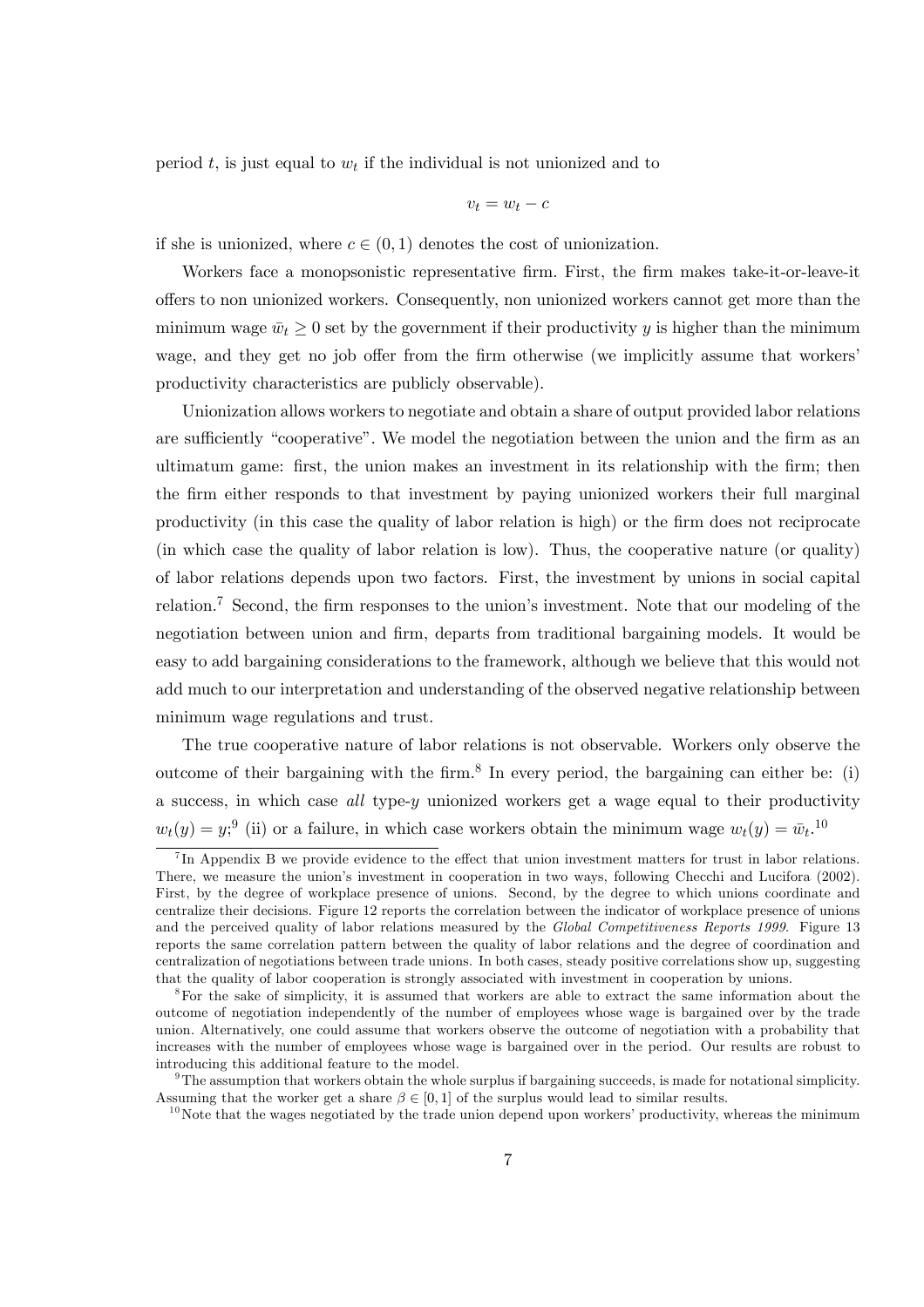period $t$, is just equal to $w_t$ if the individual is not unionized and to

$$v_t = w_t - c$$

if she is unionized, where $c \in (0, 1)$ denotes the cost of unionization.

Workers face a monopsonistic representative firm. First, the firm makes take-it-or-leave-it offers to non unionized workers. Consequently, non unionized workers cannot get more than the minimum wage $\bar{w}_t \geq 0$ set by the government if their productivity $y$ is higher than the minimum wage, and they get no job offer from the firm otherwise (we implicitly assume that workers' productivity characteristics are publicly observable).

Unionization allows workers to negotiate and obtain a share of output provided labor relations are sufficiently "cooperative". We model the negotiation between the union and the firm as an ultimatum game: first, the union makes an investment in its relationship with the firm; then the firm either responds to that investment by paying unionized workers their full marginal productivity (in this case the quality of labor relation is high) or the firm does not reciprocate (in which case the quality of labor relation is low). Thus, the cooperative nature (or quality) of labor relations depends upon two factors. First, the investment by unions in social capital relation.[7] Second, the firm responses to the union's investment. Note that our modeling of the negotiation between union and firm, departs from traditional bargaining models. It would be easy to add bargaining considerations to the framework, although we believe that this would not add much to our interpretation and understanding of the observed negative relationship between minimum wage regulations and trust.

The true cooperative nature of labor relations is not observable. Workers only observe the outcome of their bargaining with the firm.[8] In every period, the bargaining can either be: (i) a success, in which case *all* type-$y$ unionized workers get a wage equal to their productivity $w_t(y) = y$;[9] (ii) or a failure, in which case workers obtain the minimum wage $w_t(y) = \bar{w}_t$.[10]

[7] In Appendix B we provide evidence to the effect that union investment matters for trust in labor relations. There, we measure the union's investment in cooperation in two ways, following Checchi and Lucifora (2002). First, by the degree of workplace presence of unions. Second, by the degree to which unions coordinate and centralize their decisions. Figure 12 reports the correlation between the indicator of workplace presence of unions and the perceived quality of labor relations measured by the *Global Competitiveness Reports 1999*. Figure 13 reports the same correlation pattern between the quality of labor relations and the degree of coordination and centralization of negotiations between trade unions. In both cases, steady positive correlations show up, suggesting that the quality of labor cooperation is strongly associated with investment in cooperation by unions.

[8] For the sake of simplicity, it is assumed that workers are able to extract the same information about the outcome of negotiation independently of the number of employees whose wage is bargained over by the trade union. Alternatively, one could assume that workers observe the outcome of negotiation with a probability that increases with the number of employees whose wage is bargained over in the period. Our results are robust to introducing this additional feature to the model.

[9] The assumption that workers obtain the whole surplus if bargaining succeeds, is made for notational simplicity. Assuming that the worker get a share $\beta \in [0, 1]$ of the surplus would lead to similar results.

[10] Note that the wages negotiated by the trade union depend upon workers' productivity, whereas the minimum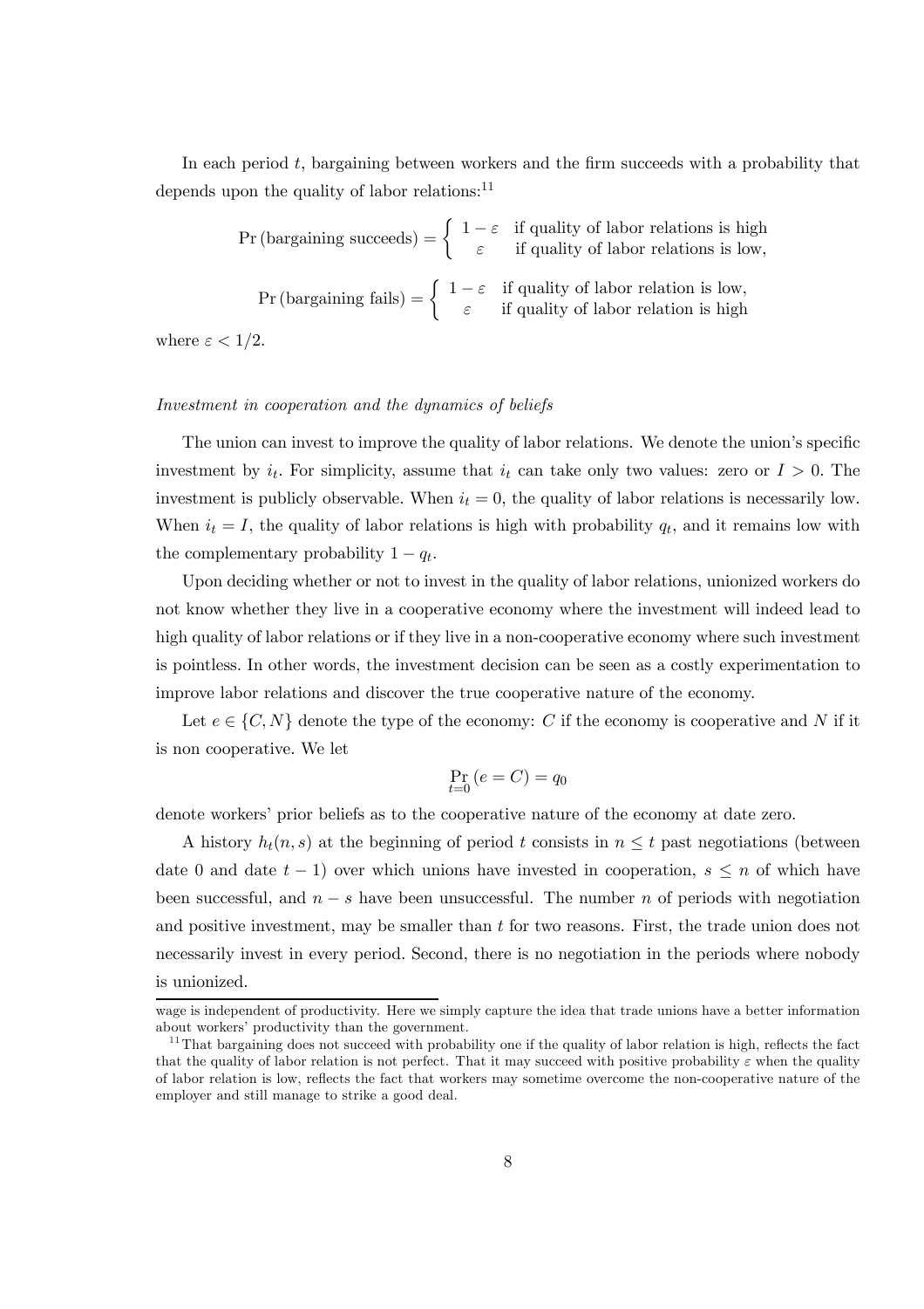In each period $t$, bargaining between workers and the firm succeeds with a probability that depends upon the quality of labor relations:[11]

$$\Pr(\text{bargaining succeeds}) = \begin{cases} 1-\varepsilon & \text{if quality of labor relations is high} \\ \varepsilon & \text{if quality of labor relations is low,} \end{cases}$$

$$\Pr(\text{bargaining fails}) = \begin{cases} 1-\varepsilon & \text{if quality of labor relation is low,} \\ \varepsilon & \text{if quality of labor relation is high} \end{cases}$$

where $\varepsilon < 1/2$.

*Investment in cooperation and the dynamics of beliefs*

The union can invest to improve the quality of labor relations. We denote the union's specific investment by $i_t$. For simplicity, assume that $i_t$ can take only two values: zero or $I > 0$. The investment is publicly observable. When $i_t = 0$, the quality of labor relations is necessarily low. When $i_t = I$, the quality of labor relations is high with probability $q_t$, and it remains low with the complementary probability $1 - q_t$.

Upon deciding whether or not to invest in the quality of labor relations, unionized workers do not know whether they live in a cooperative economy where the investment will indeed lead to high quality of labor relations or if they live in a non-cooperative economy where such investment is pointless. In other words, the investment decision can be seen as a costly experimentation to improve labor relations and discover the true cooperative nature of the economy.

Let $e \in \{C, N\}$ denote the type of the economy: $C$ if the economy is cooperative and $N$ if it is non cooperative. We let

$$\Pr_{t=0}(e = C) = q_0$$

denote workers' prior beliefs as to the cooperative nature of the economy at date zero.

A history $h_t(n, s)$ at the beginning of period $t$ consists in $n \leq t$ past negotiations (between date 0 and date $t - 1$) over which unions have invested in cooperation, $s \leq n$ of which have been successful, and $n - s$ have been unsuccessful. The number $n$ of periods with negotiation and positive investment, may be smaller than $t$ for two reasons. First, the trade union does not necessarily invest in every period. Second, there is no negotiation in the periods where nobody is unionized.

---

wage is independent of productivity. Here we simply capture the idea that trade unions have a better information about workers' productivity than the government.

[11] That bargaining does not succeed with probability one if the quality of labor relation is high, reflects the fact that the quality of labor relation is not perfect. That it may succeed with positive probability $\varepsilon$ when the quality of labor relation is low, reflects the fact that workers may sometime overcome the non-cooperative nature of the employer and still manage to strike a good deal.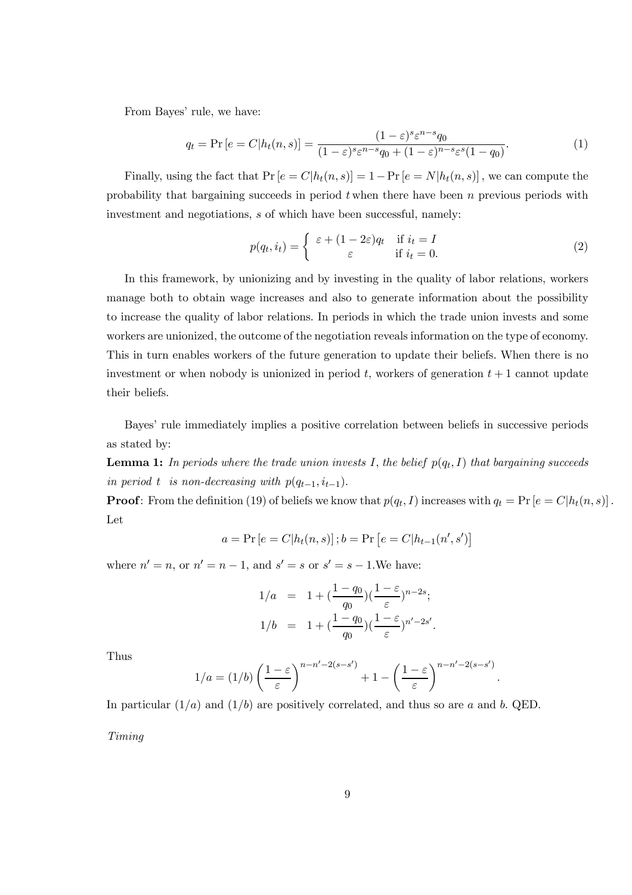From Bayes' rule, we have:

$$q_t = \Pr\left[e = C|h_t(n,s)\right] = \frac{(1-\varepsilon)^s \varepsilon^{n-s} q_0}{(1-\varepsilon)^s \varepsilon^{n-s} q_0 + (1-\varepsilon)^{n-s}\varepsilon^s (1-q_0)}. \tag{1}$$

Finally, using the fact that $\Pr\left[e = C|h_t(n,s)\right] = 1 - \Pr\left[e = N|h_t(n,s)\right]$, we can compute the probability that bargaining succeeds in period $t$ when there have been $n$ previous periods with investment and negotiations, $s$ of which have been successful, namely:

$$p(q_t, i_t) = \begin{cases} \varepsilon + (1-2\varepsilon)q_t & \text{if } i_t = I \\ \varepsilon & \text{if } i_t = 0. \end{cases} \tag{2}$$

In this framework, by unionizing and by investing in the quality of labor relations, workers manage both to obtain wage increases and also to generate information about the possibility to increase the quality of labor relations. In periods in which the trade union invests and some workers are unionized, the outcome of the negotiation reveals information on the type of economy. This in turn enables workers of the future generation to update their beliefs. When there is no investment or when nobody is unionized in period $t$, workers of generation $t+1$ cannot update their beliefs.

Bayes' rule immediately implies a positive correlation between beliefs in successive periods as stated by:

**Lemma 1:** *In periods where the trade union invests $I$, the belief $p(q_t, I)$ that bargaining succeeds in period $t$ is non-decreasing with $p(q_{t-1}, i_{t-1})$.*

**Proof**: From the definition (19) of beliefs we know that $p(q_t, I)$ increases with $q_t = \Pr\left[e = C|h_t(n,s)\right]$. Let

$$a = \Pr\left[e = C|h_t(n,s)\right]; b = \Pr\left[e = C|h_{t-1}(n', s')\right]$$

where $n' = n$, or $n' = n-1$, and $s' = s$ or $s' = s-1$. We have:

$$\begin{aligned} 1/a &= 1 + \left(\frac{1-q_0}{q_0}\right)\left(\frac{1-\varepsilon}{\varepsilon}\right)^{n-2s}; \\ 1/b &= 1 + \left(\frac{1-q_0}{q_0}\right)\left(\frac{1-\varepsilon}{\varepsilon}\right)^{n'-2s'}. \end{aligned}$$

Thus

$$1/a = (1/b)\left(\frac{1-\varepsilon}{\varepsilon}\right)^{n-n'-2(s-s')} + 1 - \left(\frac{1-\varepsilon}{\varepsilon}\right)^{n-n'-2(s-s')}.$$

In particular $(1/a)$ and $(1/b)$ are positively correlated, and thus so are $a$ and $b$. QED.

*Timing*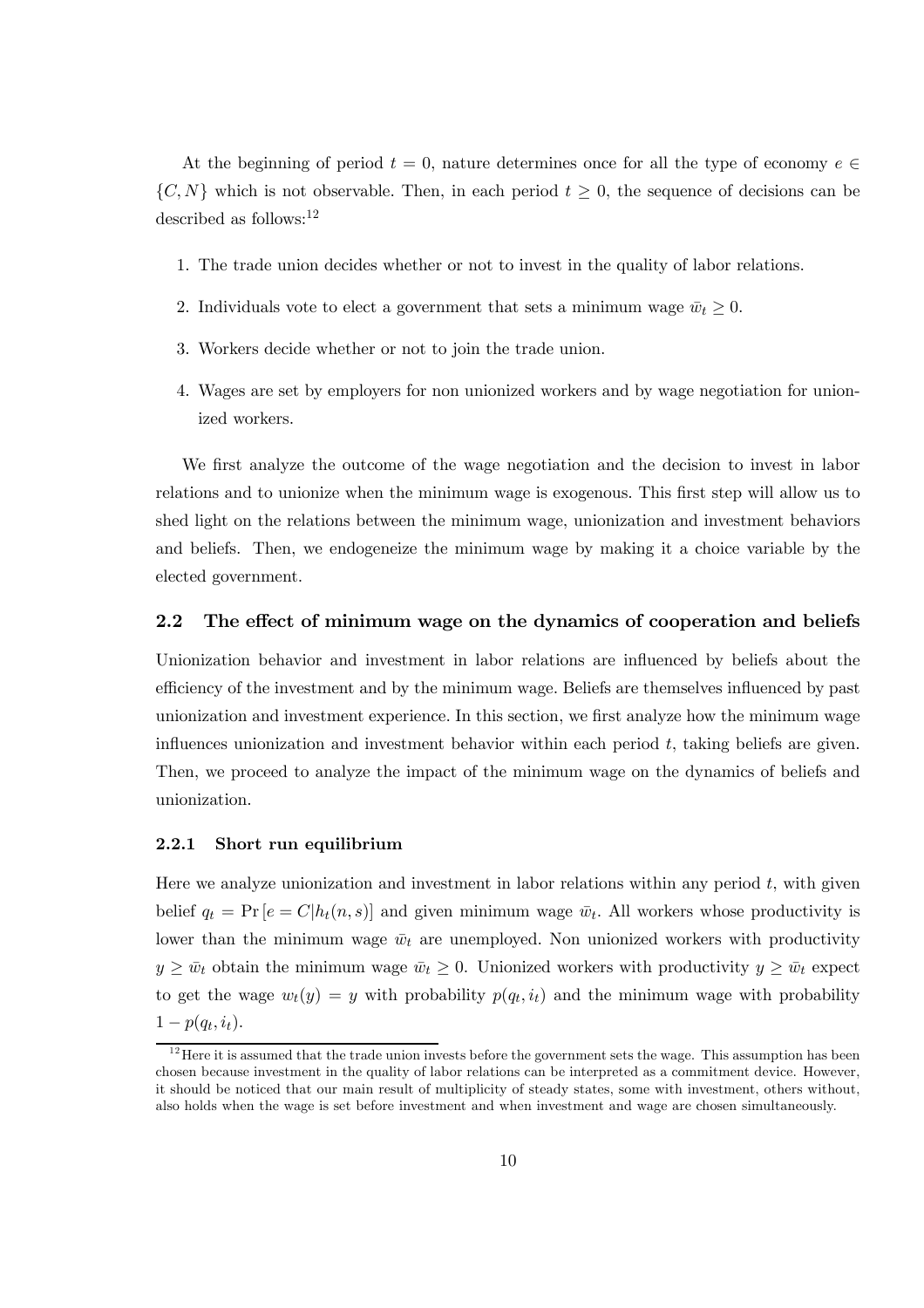At the beginning of period $t = 0$, nature determines once for all the type of economy $e \in \{C, N\}$ which is not observable. Then, in each period $t \geq 0$, the sequence of decisions can be described as follows:[12]

1. The trade union decides whether or not to invest in the quality of labor relations.
2. Individuals vote to elect a government that sets a minimum wage $\bar{w}_t \geq 0$.
3. Workers decide whether or not to join the trade union.
4. Wages are set by employers for non unionized workers and by wage negotiation for unionized workers.

We first analyze the outcome of the wage negotiation and the decision to invest in labor relations and to unionize when the minimum wage is exogenous. This first step will allow us to shed light on the relations between the minimum wage, unionization and investment behaviors and beliefs. Then, we endogeneize the minimum wage by making it a choice variable by the elected government.

## 2.2 The effect of minimum wage on the dynamics of cooperation and beliefs

Unionization behavior and investment in labor relations are influenced by beliefs about the efficiency of the investment and by the minimum wage. Beliefs are themselves influenced by past unionization and investment experience. In this section, we first analyze how the minimum wage influences unionization and investment behavior within each period $t$, taking beliefs are given. Then, we proceed to analyze the impact of the minimum wage on the dynamics of beliefs and unionization.

### 2.2.1 Short run equilibrium

Here we analyze unionization and investment in labor relations within any period $t$, with given belief $q_t = \Pr[e = C | h_t(n, s)]$ and given minimum wage $\bar{w}_t$. All workers whose productivity is lower than the minimum wage $\bar{w}_t$ are unemployed. Non unionized workers with productivity $y \geq \bar{w}_t$ obtain the minimum wage $\bar{w}_t \geq 0$. Unionized workers with productivity $y \geq \bar{w}_t$ expect to get the wage $w_t(y) = y$ with probability $p(q_t, i_t)$ and the minimum wage with probability $1 - p(q_t, i_t)$.

[12] Here it is assumed that the trade union invests before the government sets the wage. This assumption has been chosen because investment in the quality of labor relations can be interpreted as a commitment device. However, it should be noticed that our main result of multiplicity of steady states, some with investment, others without, also holds when the wage is set before investment and when investment and wage are chosen simultaneously.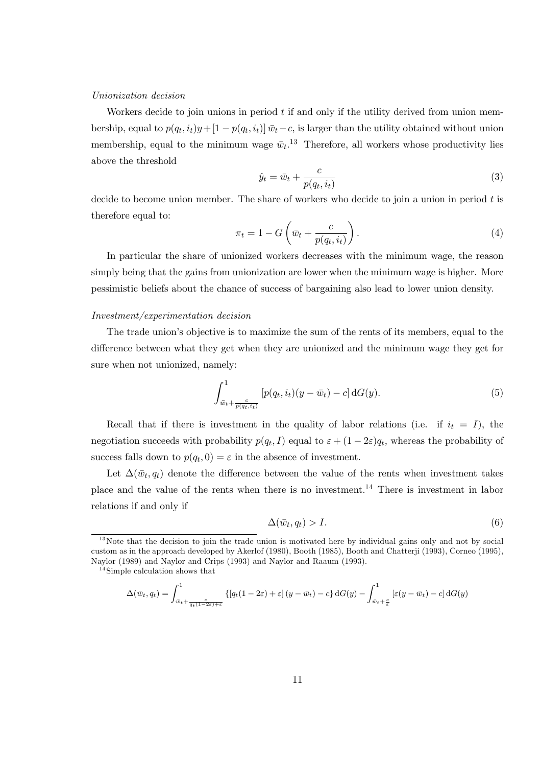*Unionization decision*

Workers decide to join unions in period $t$ if and only if the utility derived from union membership, equal to $p(q_t, i_t)y + [1 - p(q_t, i_t)]\,\bar{w}_t - c$, is larger than the utility obtained without union membership, equal to the minimum wage $\bar{w}_t$.[13] Therefore, all workers whose productivity lies above the threshold

$$\hat{y}_t = \bar{w}_t + \frac{c}{p(q_t, i_t)} \tag{3}$$

decide to become union member. The share of workers who decide to join a union in period $t$ is therefore equal to:

$$\pi_t = 1 - G\left(\bar{w}_t + \frac{c}{p(q_t, i_t)}\right). \tag{4}$$

In particular the share of unionized workers decreases with the minimum wage, the reason simply being that the gains from unionization are lower when the minimum wage is higher. More pessimistic beliefs about the chance of success of bargaining also lead to lower union density.

*Investment/experimentation decision*

The trade union's objective is to maximize the sum of the rents of its members, equal to the difference between what they get when they are unionized and the minimum wage they get for sure when not unionized, namely:

$$\int_{\bar{w}_t + \frac{c}{p(q_t, i_t)}}^{1} \left[p(q_t, i_t)(y - \bar{w}_t) - c\right] \mathrm{d}G(y). \tag{5}$$

Recall that if there is investment in the quality of labor relations (i.e. if $i_t = I$), the negotiation succeeds with probability $p(q_t, I)$ equal to $\varepsilon + (1 - 2\varepsilon)q_t$, whereas the probability of success falls down to $p(q_t, 0) = \varepsilon$ in the absence of investment.

Let $\Delta(\bar{w}_t, q_t)$ denote the difference between the value of the rents when investment takes place and the value of the rents when there is no investment.[14] There is investment in labor relations if and only if

$$\Delta(\bar{w}_t, q_t) > I. \tag{6}$$

---

[13] Note that the decision to join the trade union is motivated here by individual gains only and not by social custom as in the approach developed by Akerlof (1980), Booth (1985), Booth and Chatterji (1993), Corneo (1995), Naylor (1989) and Naylor and Crips (1993) and Naylor and Raaum (1993).

[14] Simple calculation shows that

$$\Delta(\bar{w}_t, q_t) = \int_{\bar{w}_t + \frac{c}{q_t(1-2\varepsilon)+\varepsilon}}^{1} \left\{\left[q_t(1-2\varepsilon) + \varepsilon\right](y - \bar{w}_t) - c\right\} \mathrm{d}G(y) - \int_{\bar{w}_t + \frac{c}{\varepsilon}}^{1} \left[\varepsilon(y - \bar{w}_t) - c\right] \mathrm{d}G(y)$$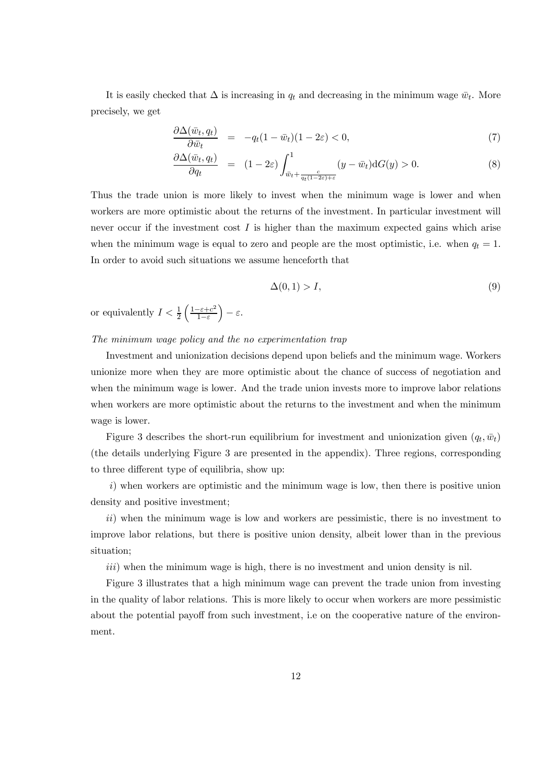It is easily checked that $\Delta$ is increasing in $q_t$ and decreasing in the minimum wage $\bar{w}_t$. More precisely, we get

$$\frac{\partial \Delta(\bar{w}_t, q_t)}{\partial \bar{w}_t} = -q_t(1-\bar{w}_t)(1-2\varepsilon) < 0, \tag{7}$$

$$\frac{\partial \Delta(\bar{w}_t, q_t)}{\partial q_t} = (1-2\varepsilon)\int_{\bar{w}_t+\frac{c}{q_t(1-2\varepsilon)+\varepsilon}}^{1} (y-\bar{w}_t)\mathrm{d}G(y) > 0. \tag{8}$$

Thus the trade union is more likely to invest when the minimum wage is lower and when workers are more optimistic about the returns of the investment. In particular investment will never occur if the investment cost $I$ is higher than the maximum expected gains which arise when the minimum wage is equal to zero and people are the most optimistic, i.e. when $q_t = 1$. In order to avoid such situations we assume henceforth that

$$\Delta(0,1) > I, \tag{9}$$

or equivalently $I < \frac{1}{2}\left(\frac{1-\varepsilon+c^2}{1-\varepsilon}\right) - \varepsilon$.

*The minimum wage policy and the no experimentation trap*

Investment and unionization decisions depend upon beliefs and the minimum wage. Workers unionize more when they are more optimistic about the chance of success of negotiation and when the minimum wage is lower. And the trade union invests more to improve labor relations when workers are more optimistic about the returns to the investment and when the minimum wage is lower.

Figure 3 describes the short-run equilibrium for investment and unionization given $(q_t, \bar{w}_t)$ (the details underlying Figure 3 are presented in the appendix). Three regions, corresponding to three different type of equilibria, show up:

*i*) when workers are optimistic and the minimum wage is low, then there is positive union density and positive investment;

*ii*) when the minimum wage is low and workers are pessimistic, there is no investment to improve labor relations, but there is positive union density, albeit lower than in the previous situation;

*iii*) when the minimum wage is high, there is no investment and union density is nil.

Figure 3 illustrates that a high minimum wage can prevent the trade union from investing in the quality of labor relations. This is more likely to occur when workers are more pessimistic about the potential payoff from such investment, i.e on the cooperative nature of the environment.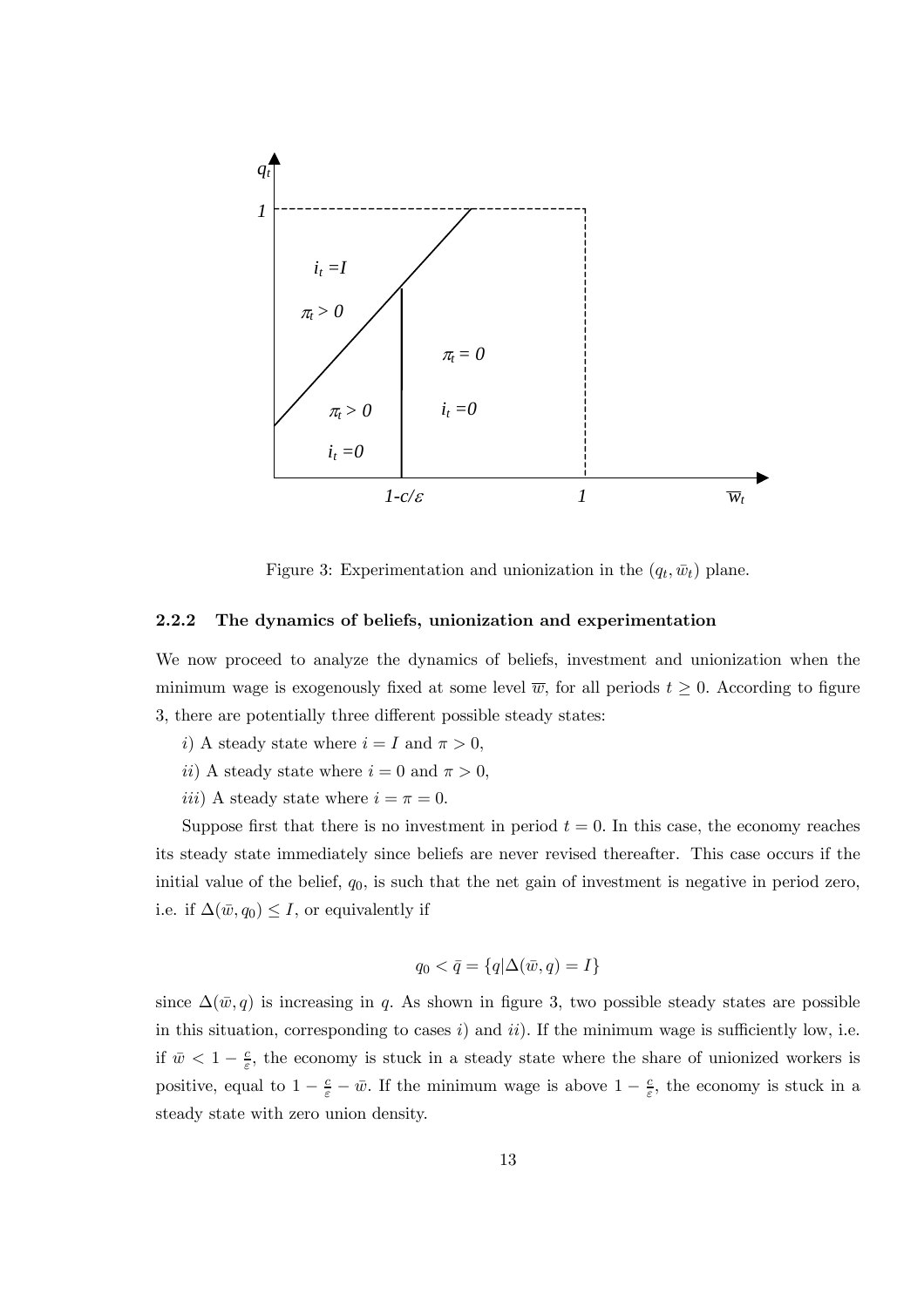Figure 3: Experimentation and unionization in the $(q_t, \bar{w}_t)$ plane.

### 2.2.2 The dynamics of beliefs, unionization and experimentation

We now proceed to analyze the dynamics of beliefs, investment and unionization when the minimum wage is exogenously fixed at some level $\overline{w}$, for all periods $t \geq 0$. According to figure 3, there are potentially three different possible steady states:

*i)* A steady state where $i = I$ and $\pi > 0$,

*ii)* A steady state where $i = 0$ and $\pi > 0$,

*iii)* A steady state where $i = \pi = 0$.

Suppose first that there is no investment in period $t = 0$. In this case, the economy reaches its steady state immediately since beliefs are never revised thereafter. This case occurs if the initial value of the belief, $q_0$, is such that the net gain of investment is negative in period zero, i.e. if $\Delta(\bar{w}, q_0) \leq I$, or equivalently if

$$q_0 < \bar{q} = \{q | \Delta(\bar{w}, q) = I\}$$

since $\Delta(\bar{w}, q)$ is increasing in $q$. As shown in figure 3, two possible steady states are possible in this situation, corresponding to cases *i)* and *ii)*. If the minimum wage is sufficiently low, i.e. if $\bar{w} < 1 - \frac{c}{\varepsilon}$, the economy is stuck in a steady state where the share of unionized workers is positive, equal to $1 - \frac{c}{\varepsilon} - \bar{w}$. If the minimum wage is above $1 - \frac{c}{\varepsilon}$, the economy is stuck in a steady state with zero union density.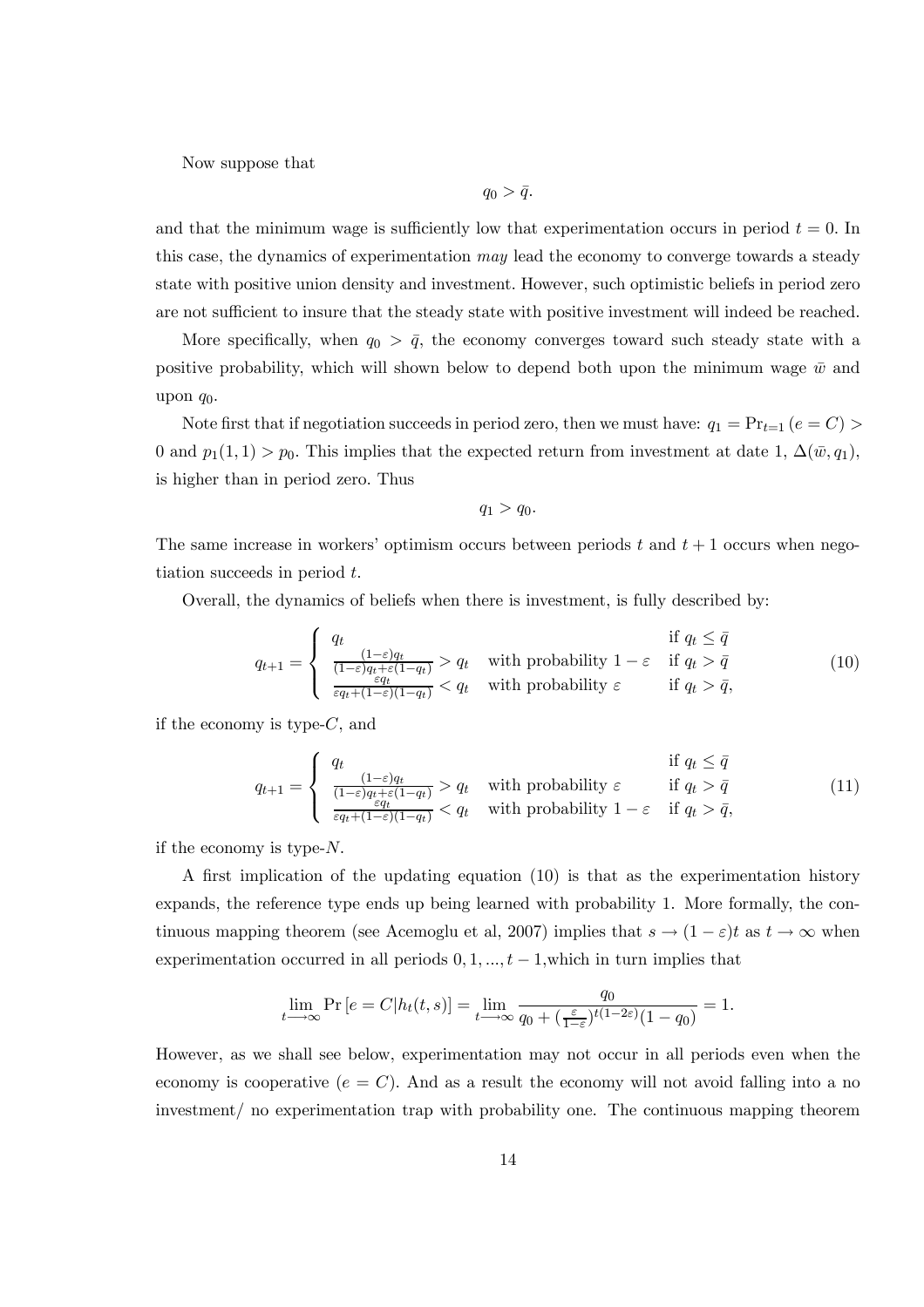Now suppose that

$$q_0 > \bar{q}.$$

and that the minimum wage is sufficiently low that experimentation occurs in period $t = 0$. In this case, the dynamics of experimentation *may* lead the economy to converge towards a steady state with positive union density and investment. However, such optimistic beliefs in period zero are not sufficient to insure that the steady state with positive investment will indeed be reached.

More specifically, when $q_0 > \bar{q}$, the economy converges toward such steady state with a positive probability, which will shown below to depend both upon the minimum wage $\bar{w}$ and upon $q_0$.

Note first that if negotiation succeeds in period zero, then we must have: $q_1 = \Pr_{t=1}(e = C) > 0$ and $p_1(1, 1) > p_0$. This implies that the expected return from investment at date 1, $\Delta(\bar{w}, q_1)$, is higher than in period zero. Thus

$$q_1 > q_0.$$

The same increase in workers' optimism occurs between periods $t$ and $t + 1$ occurs when negotiation succeeds in period $t$.

Overall, the dynamics of beliefs when there is investment, is fully described by:

$$q_{t+1} = \begin{cases} q_t & \text{if } q_t \leq \bar{q} \\ \frac{(1-\varepsilon)q_t}{(1-\varepsilon)q_t+\varepsilon(1-q_t)} > q_t \quad \text{with probability } 1-\varepsilon & \text{if } q_t > \bar{q} \\ \frac{\varepsilon q_t}{\varepsilon q_t+(1-\varepsilon)(1-q_t)} < q_t \quad \text{with probability } \varepsilon & \text{if } q_t > \bar{q}, \end{cases} \tag{10}$$

if the economy is type-$C$, and

$$q_{t+1} = \begin{cases} q_t & \text{if } q_t \leq \bar{q} \\ \frac{(1-\varepsilon)q_t}{(1-\varepsilon)q_t+\varepsilon(1-q_t)} > q_t \quad \text{with probability } \varepsilon & \text{if } q_t > \bar{q} \\ \frac{\varepsilon q_t}{\varepsilon q_t+(1-\varepsilon)(1-q_t)} < q_t \quad \text{with probability } 1-\varepsilon & \text{if } q_t > \bar{q}, \end{cases} \tag{11}$$

if the economy is type-$N$.

A first implication of the updating equation (10) is that as the experimentation history expands, the reference type ends up being learned with probability 1. More formally, the continuous mapping theorem (see Acemoglu et al, 2007) implies that $s \to (1-\varepsilon)t$ as $t \to \infty$ when experimentation occurred in all periods $0, 1, ..., t-1$, which in turn implies that

$$\lim_{t \longrightarrow \infty} \Pr[e = C | h_t(t, s)] = \lim_{t \longrightarrow \infty} \frac{q_0}{q_0 + (\frac{\varepsilon}{1-\varepsilon})^{t(1-2\varepsilon)}(1-q_0)} = 1.$$

However, as we shall see below, experimentation may not occur in all periods even when the economy is cooperative ($e = C$). And as a result the economy will not avoid falling into a no investment/ no experimentation trap with probability one. The continuous mapping theorem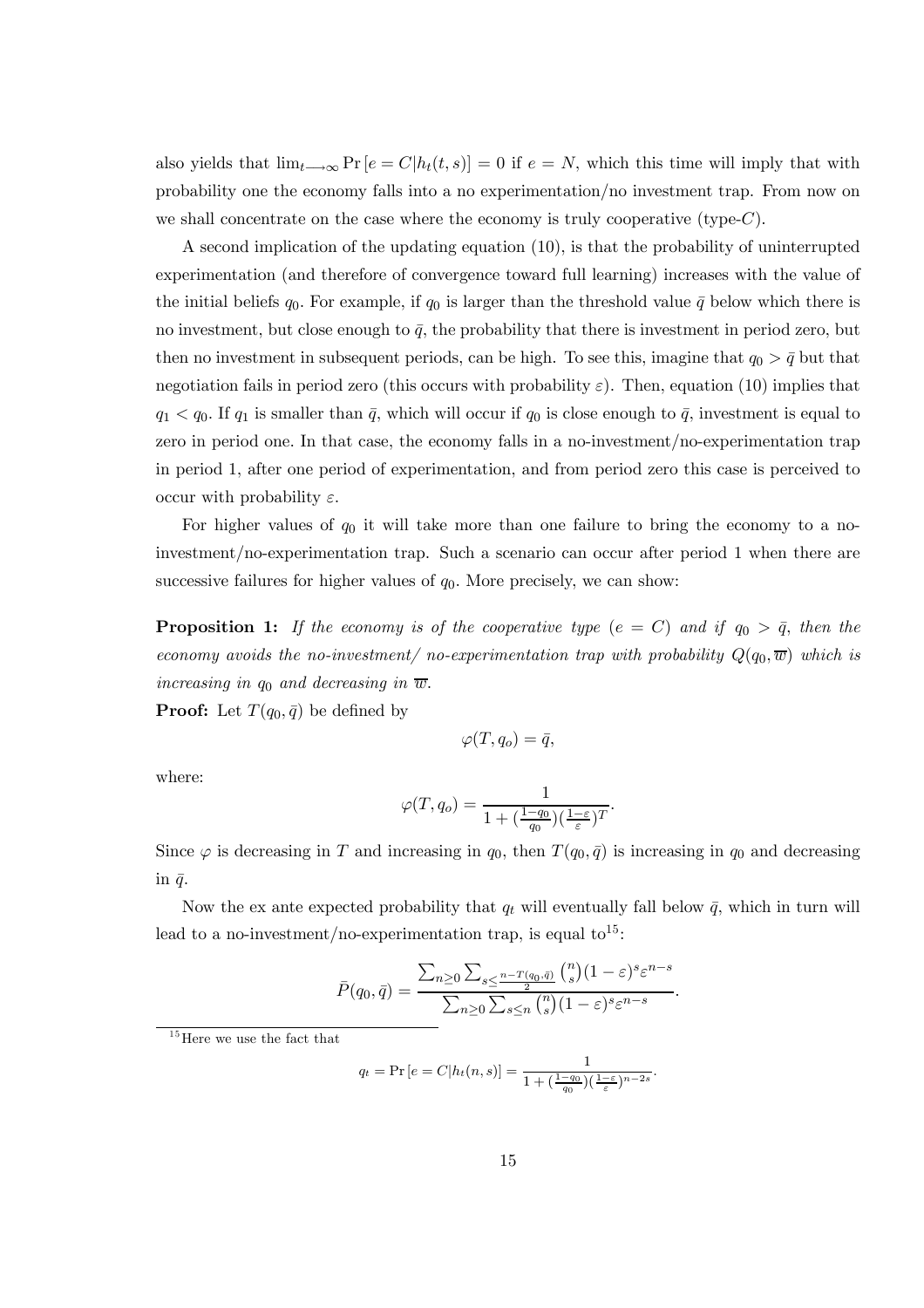also yields that $\lim_{t\longrightarrow\infty} \Pr[e = C|h_t(t,s)] = 0$ if $e = N$, which this time will imply that with probability one the economy falls into a no experimentation/no investment trap. From now on we shall concentrate on the case where the economy is truly cooperative (type-$C$).

A second implication of the updating equation (10), is that the probability of uninterrupted experimentation (and therefore of convergence toward full learning) increases with the value of the initial beliefs $q_0$. For example, if $q_0$ is larger than the threshold value $\bar{q}$ below which there is no investment, but close enough to $\bar{q}$, the probability that there is investment in period zero, but then no investment in subsequent periods, can be high. To see this, imagine that $q_0 > \bar{q}$ but that negotiation fails in period zero (this occurs with probability $\varepsilon$). Then, equation (10) implies that $q_1 < q_0$. If $q_1$ is smaller than $\bar{q}$, which will occur if $q_0$ is close enough to $\bar{q}$, investment is equal to zero in period one. In that case, the economy falls in a no-investment/no-experimentation trap in period 1, after one period of experimentation, and from period zero this case is perceived to occur with probability $\varepsilon$.

For higher values of $q_0$ it will take more than one failure to bring the economy to a no-investment/no-experimentation trap. Such a scenario can occur after period 1 when there are successive failures for higher values of $q_0$. More precisely, we can show:

**Proposition 1:** *If the economy is of the cooperative type ($e = C$) and if $q_0 > \bar{q}$, then the economy avoids the no-investment/ no-experimentation trap with probability $Q(q_0, \overline{w})$ which is increasing in $q_0$ and decreasing in $\overline{w}$.*

**Proof:** Let $T(q_0, \bar{q})$ be defined by

$$\varphi(T, q_o) = \bar{q},$$

where:

$$\varphi(T, q_o) = \frac{1}{1 + (\frac{1-q_0}{q_0})(\frac{1-\varepsilon}{\varepsilon})^T}.$$

Since $\varphi$ is decreasing in $T$ and increasing in $q_0$, then $T(q_0, \bar{q})$ is increasing in $q_0$ and decreasing in $\bar{q}$.

Now the ex ante expected probability that $q_t$ will eventually fall below $\bar{q}$, which in turn will lead to a no-investment/no-experimentation trap, is equal to[15]:

$$\bar{P}(q_0, \bar{q}) = \frac{\sum_{n\geq 0} \sum_{s \leq \frac{n - T(q_0, \bar{q})}{2}} \binom{n}{s} (1-\varepsilon)^s \varepsilon^{n-s}}{\sum_{n\geq 0} \sum_{s \leq n} \binom{n}{s} (1-\varepsilon)^s \varepsilon^{n-s}}.$$

[15] Here we use the fact that

$$q_t = \Pr[e = C|h_t(n,s)] = \frac{1}{1 + (\frac{1-q_0}{q_0})(\frac{1-\varepsilon}{\varepsilon})^{n-2s}}.$$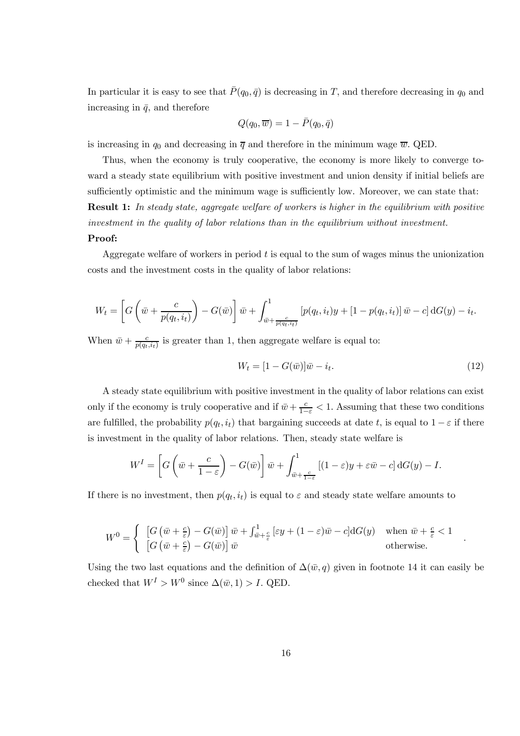In particular it is easy to see that $\bar{P}(q_0, \bar{q})$ is decreasing in $T$, and therefore decreasing in $q_0$ and increasing in $\bar{q}$, and therefore

$$Q(q_0, \overline{w}) = 1 - \bar{P}(q_0, \bar{q})$$

is increasing in $q_0$ and decreasing in $\overline{q}$ and therefore in the minimum wage $\overline{w}$. QED.

Thus, when the economy is truly cooperative, the economy is more likely to converge toward a steady state equilibrium with positive investment and union density if initial beliefs are sufficiently optimistic and the minimum wage is sufficiently low. Moreover, we can state that:

**Result 1:** *In steady state, aggregate welfare of workers is higher in the equilibrium with positive investment in the quality of labor relations than in the equilibrium without investment.*

**Proof:**

Aggregate welfare of workers in period $t$ is equal to the sum of wages minus the unionization costs and the investment costs in the quality of labor relations:

$$W_t = \left[ G\left(\bar{w} + \frac{c}{p(q_t, i_t)}\right) - G(\bar{w}) \right] \bar{w} + \int_{\bar{w} + \frac{c}{p(q_t, i_t)}}^{1} \left[ p(q_t, i_t) y + \left[1 - p(q_t, i_t)\right] \bar{w} - c \right] \mathrm{d}G(y) - i_t.$$

When $\bar{w} + \frac{c}{p(q_t, i_t)}$ is greater than 1, then aggregate welfare is equal to:

$$W_t = [1 - G(\bar{w})]\bar{w} - i_t. \tag{12}$$

A steady state equilibrium with positive investment in the quality of labor relations can exist only if the economy is truly cooperative and if $\bar{w} + \frac{c}{1-\varepsilon} < 1$. Assuming that these two conditions are fulfilled, the probability $p(q_t, i_t)$ that bargaining succeeds at date $t$, is equal to $1 - \varepsilon$ if there is investment in the quality of labor relations. Then, steady state welfare is

$$W^I = \left[ G\left(\bar{w} + \frac{c}{1-\varepsilon}\right) - G(\bar{w}) \right] \bar{w} + \int_{\bar{w} + \frac{c}{1-\varepsilon}}^{1} \left[ (1-\varepsilon) y + \varepsilon \bar{w} - c \right] \mathrm{d}G(y) - I.$$

If there is no investment, then $p(q_t, i_t)$ is equal to $\varepsilon$ and steady state welfare amounts to

$$W^0 = \begin{cases} \left[ G\left(\bar{w} + \frac{c}{\varepsilon}\right) - G(\bar{w}) \right] \bar{w} + \int_{\bar{w} + \frac{c}{\varepsilon}}^{1} [\varepsilon y + (1-\varepsilon)\bar{w} - c] \mathrm{d}G(y) & \text{when } \bar{w} + \frac{c}{\varepsilon} < 1 \\ \left[ G\left(\bar{w} + \frac{c}{\varepsilon}\right) - G(\bar{w}) \right] \bar{w} & \text{otherwise.} \end{cases}$$

Using the two last equations and the definition of $\Delta(\bar{w}, q)$ given in footnote 14 it can easily be checked that $W^I > W^0$ since $\Delta(\bar{w}, 1) > I$. QED.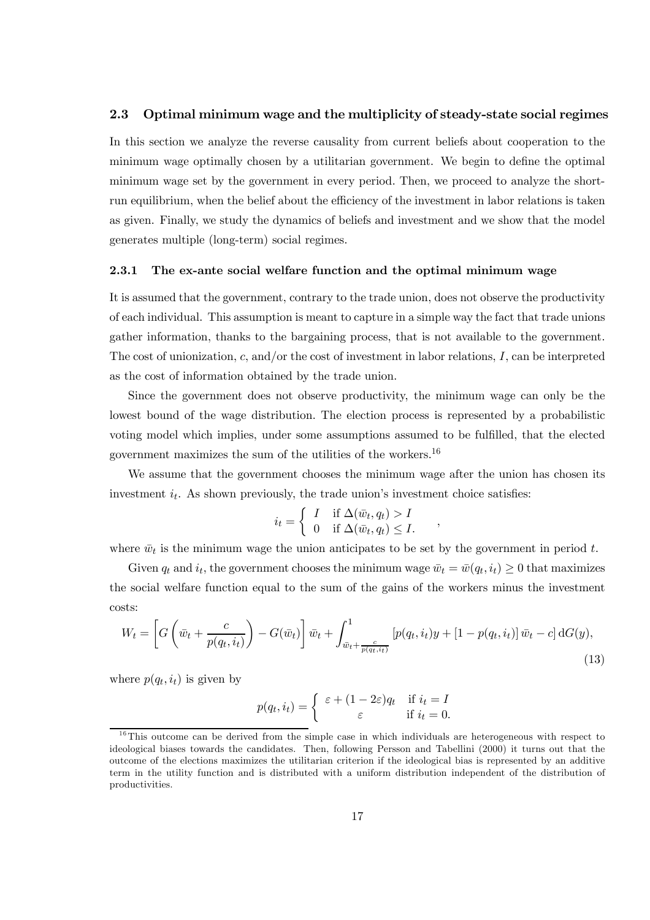## 2.3 Optimal minimum wage and the multiplicity of steady-state social regimes

In this section we analyze the reverse causality from current beliefs about cooperation to the minimum wage optimally chosen by a utilitarian government. We begin to define the optimal minimum wage set by the government in every period. Then, we proceed to analyze the short-run equilibrium, when the belief about the efficiency of the investment in labor relations is taken as given. Finally, we study the dynamics of beliefs and investment and we show that the model generates multiple (long-term) social regimes.

### 2.3.1 The ex-ante social welfare function and the optimal minimum wage

It is assumed that the government, contrary to the trade union, does not observe the productivity of each individual. This assumption is meant to capture in a simple way the fact that trade unions gather information, thanks to the bargaining process, that is not available to the government. The cost of unionization, $c$, and/or the cost of investment in labor relations, $I$, can be interpreted as the cost of information obtained by the trade union.

Since the government does not observe productivity, the minimum wage can only be the lowest bound of the wage distribution. The election process is represented by a probabilistic voting model which implies, under some assumptions assumed to be fulfilled, that the elected government maximizes the sum of the utilities of the workers.[16]

We assume that the government chooses the minimum wage after the union has chosen its investment $i_t$. As shown previously, the trade union's investment choice satisfies:

$$i_t = \begin{cases} I & \text{if } \Delta(\bar{w}_t, q_t) > I \\ 0 & \text{if } \Delta(\bar{w}_t, q_t) \leq I. \end{cases},$$

where $\bar{w}_t$ is the minimum wage the union anticipates to be set by the government in period $t$.

Given $q_t$ and $i_t$, the government chooses the minimum wage $\bar{w}_t = \bar{w}(q_t, i_t) \geq 0$ that maximizes the social welfare function equal to the sum of the gains of the workers minus the investment costs:

$$W_t = \left[ G\left(\bar{w}_t + \frac{c}{p(q_t, i_t)}\right) - G(\bar{w}_t) \right] \bar{w}_t + \int_{\bar{w}_t + \frac{c}{p(q_t, i_t)}}^{1} \left[ p(q_t, i_t) y + \left[1 - p(q_t, i_t)\right] \bar{w}_t - c \right] \mathrm{d}G(y), \tag{13}$$

where $p(q_t, i_t)$ is given by

$$p(q_t, i_t) = \begin{cases} \varepsilon + (1 - 2\varepsilon) q_t & \text{if } i_t = I \\ \varepsilon & \text{if } i_t = 0. \end{cases}$$

[16] This outcome can be derived from the simple case in which individuals are heterogeneous with respect to ideological biases towards the candidates. Then, following Persson and Tabellini (2000) it turns out that the outcome of the elections maximizes the utilitarian criterion if the ideological bias is represented by an additive term in the utility function and is distributed with a uniform distribution independent of the distribution of productivities.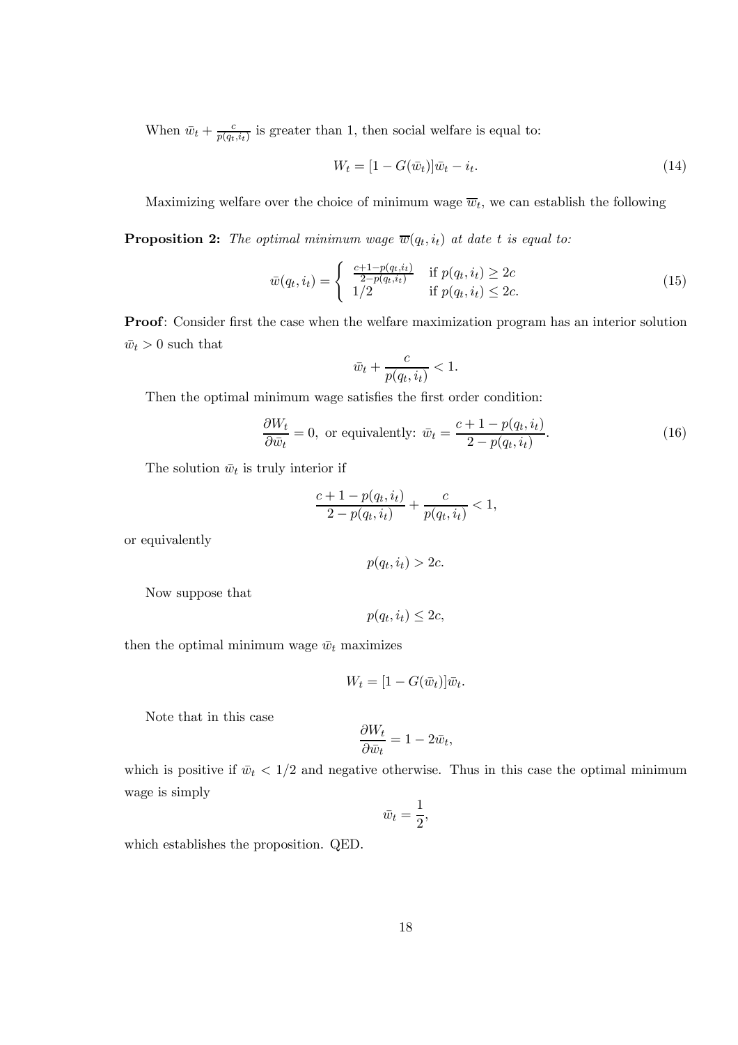When $\bar{w}_t + \frac{c}{p(q_t, i_t)}$ is greater than 1, then social welfare is equal to:

$$W_t = [1 - G(\bar{w}_t)]\bar{w}_t - i_t. \tag{14}$$

Maximizing welfare over the choice of minimum wage $\overline{w}_t$, we can establish the following

**Proposition 2:** *The optimal minimum wage $\overline{w}(q_t, i_t)$ at date $t$ is equal to:*

$$\bar{w}(q_t, i_t) = \begin{cases} \frac{c+1-p(q_t,i_t)}{2-p(q_t,i_t)} & \text{if } p(q_t, i_t) \geq 2c \\ 1/2 & \text{if } p(q_t, i_t) \leq 2c. \end{cases} \tag{15}$$

**Proof**: Consider first the case when the welfare maximization program has an interior solution $\bar{w}_t > 0$ such that

$$\bar{w}_t + \frac{c}{p(q_t, i_t)} < 1.$$

Then the optimal minimum wage satisfies the first order condition:

$$\frac{\partial W_t}{\partial \bar{w}_t} = 0, \text{ or equivalently: } \bar{w}_t = \frac{c + 1 - p(q_t, i_t)}{2 - p(q_t, i_t)}. \tag{16}$$

The solution $\bar{w}_t$ is truly interior if

$$\frac{c + 1 - p(q_t, i_t)}{2 - p(q_t, i_t)} + \frac{c}{p(q_t, i_t)} < 1,$$

or equivalently

$$p(q_t, i_t) > 2c.$$

Now suppose that

$$p(q_t, i_t) \leq 2c,$$

then the optimal minimum wage $\bar{w}_t$ maximizes

$$W_t = [1 - G(\bar{w}_t)]\bar{w}_t.$$

Note that in this case

$$\frac{\partial W_t}{\partial \bar{w}_t} = 1 - 2\bar{w}_t,$$

which is positive if $\bar{w}_t < 1/2$ and negative otherwise. Thus in this case the optimal minimum wage is simply

$$\bar{w}_t = \frac{1}{2},$$

which establishes the proposition. QED.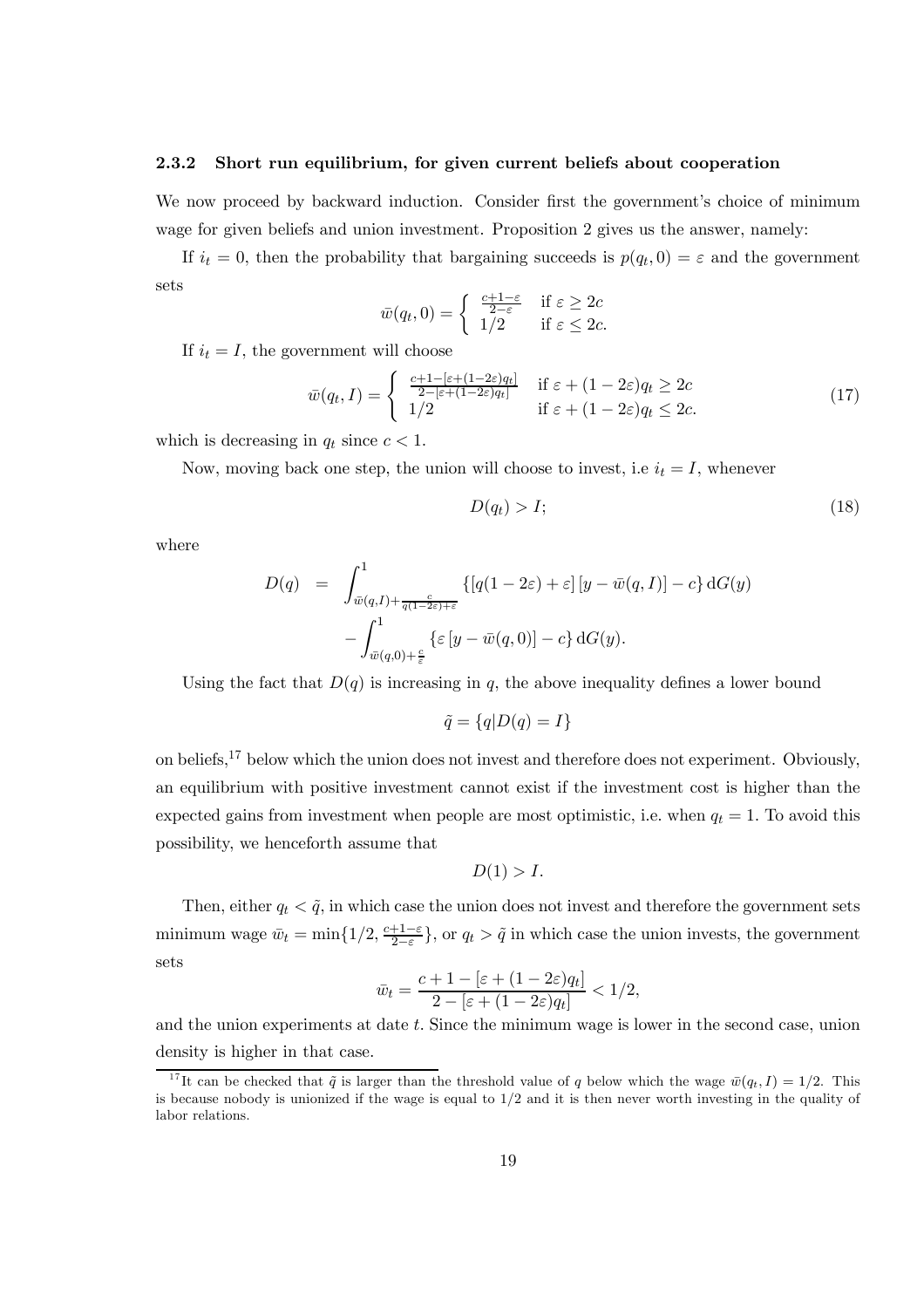### 2.3.2 Short run equilibrium, for given current beliefs about cooperation

We now proceed by backward induction. Consider first the government's choice of minimum wage for given beliefs and union investment. Proposition 2 gives us the answer, namely:

If $i_t = 0$, then the probability that bargaining succeeds is $p(q_t, 0) = \varepsilon$ and the government sets

$$\bar{w}(q_t, 0) = \begin{cases} \frac{c+1-\varepsilon}{2-\varepsilon} & \text{if } \varepsilon \geq 2c \\ 1/2 & \text{if } \varepsilon \leq 2c. \end{cases}$$

If $i_t = I$, the government will choose

$$\bar{w}(q_t, I) = \begin{cases} \frac{c+1-[\varepsilon+(1-2\varepsilon)q_t]}{2-[\varepsilon+(1-2\varepsilon)q_t]} & \text{if } \varepsilon + (1-2\varepsilon)q_t \geq 2c \\ 1/2 & \text{if } \varepsilon + (1-2\varepsilon)q_t \leq 2c. \end{cases} \tag{17}$$

which is decreasing in $q_t$ since $c < 1$.

Now, moving back one step, the union will choose to invest, i.e $i_t = I$, whenever

$$D(q_t) > I; \tag{18}$$

where

$$\begin{aligned} D(q) &= \int_{\bar{w}(q,I)+\frac{c}{q(1-2\varepsilon)+\varepsilon}}^{1} \{[q(1-2\varepsilon)+\varepsilon]\,[y - \bar{w}(q,I)] - c\}\,\mathrm{d}G(y) \\ &\quad - \int_{\bar{w}(q,0)+\frac{c}{\varepsilon}}^{1} \{\varepsilon\,[y - \bar{w}(q,0)] - c\}\,\mathrm{d}G(y). \end{aligned}$$

Using the fact that $D(q)$ is increasing in $q$, the above inequality defines a lower bound

$$\tilde{q} = \{q | D(q) = I\}$$

on beliefs,[17] below which the union does not invest and therefore does not experiment. Obviously, an equilibrium with positive investment cannot exist if the investment cost is higher than the expected gains from investment when people are most optimistic, i.e. when $q_t = 1$. To avoid this possibility, we henceforth assume that

$$D(1) > I.$$

Then, either $q_t < \tilde{q}$, in which case the union does not invest and therefore the government sets minimum wage $\bar{w}_t = \min\{1/2, \frac{c+1-\varepsilon}{2-\varepsilon}\}$, or $q_t > \tilde{q}$ in which case the union invests, the government sets

$$\bar{w}_t = \frac{c+1-[\varepsilon+(1-2\varepsilon)q_t]}{2-[\varepsilon+(1-2\varepsilon)q_t]} < 1/2,$$

and the union experiments at date $t$. Since the minimum wage is lower in the second case, union density is higher in that case.

[17] It can be checked that $\tilde{q}$ is larger than the threshold value of $q$ below which the wage $\bar{w}(q_t, I) = 1/2$. This is because nobody is unionized if the wage is equal to $1/2$ and it is then never worth investing in the quality of labor relations.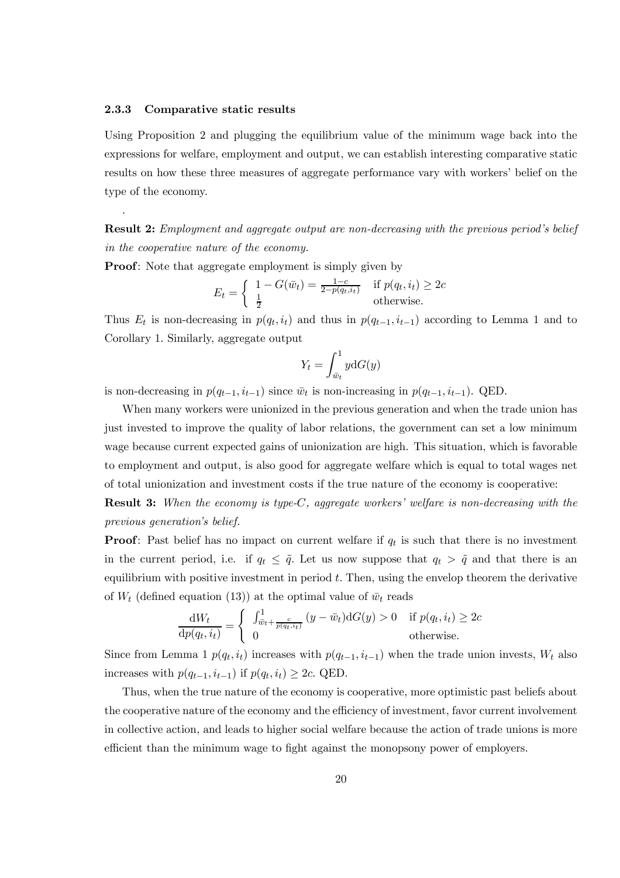### 2.3.3 Comparative static results

Using Proposition 2 and plugging the equilibrium value of the minimum wage back into the expressions for welfare, employment and output, we can establish interesting comparative static results on how these three measures of aggregate performance vary with workers' belief on the type of the economy.

.

**Result 2:** *Employment and aggregate output are non-decreasing with the previous period's belief in the cooperative nature of the economy.*

**Proof**: Note that aggregate employment is simply given by

$$E_t = \begin{cases} 1 - G(\bar{w}_t) = \frac{1-c}{2-p(q_t,i_t)} & \text{if } p(q_t,i_t) \geq 2c \\ \frac{1}{2} & \text{otherwise.} \end{cases}$$

Thus $E_t$ is non-decreasing in $p(q_t, i_t)$ and thus in $p(q_{t-1}, i_{t-1})$ according to Lemma 1 and to Corollary 1. Similarly, aggregate output

$$Y_t = \int_{\bar{w}_t}^{1} y \mathrm{d}G(y)$$

is non-decreasing in $p(q_{t-1}, i_{t-1})$ since $\bar{w}_t$ is non-increasing in $p(q_{t-1}, i_{t-1})$. QED.

When many workers were unionized in the previous generation and when the trade union has just invested to improve the quality of labor relations, the government can set a low minimum wage because current expected gains of unionization are high. This situation, which is favorable to employment and output, is also good for aggregate welfare which is equal to total wages net of total unionization and investment costs if the true nature of the economy is cooperative:

**Result 3:** *When the economy is type-C, aggregate workers' welfare is non-decreasing with the previous generation's belief.*

**Proof**: Past belief has no impact on current welfare if $q_t$ is such that there is no investment in the current period, i.e. if $q_t \leq \tilde{q}$. Let us now suppose that $q_t > \tilde{q}$ and that there is an equilibrium with positive investment in period $t$. Then, using the envelop theorem the derivative of $W_t$ (defined equation (13)) at the optimal value of $\bar{w}_t$ reads

$$\frac{\mathrm{d}W_t}{\mathrm{d}p(q_t,i_t)} = \begin{cases} \int_{\bar{w}_t + \frac{c}{p(q_t,i_t)}}^{1} (y - \bar{w}_t) \mathrm{d}G(y) > 0 & \text{if } p(q_t,i_t) \geq 2c \\ 0 & \text{otherwise.} \end{cases}$$

Since from Lemma 1 $p(q_t, i_t)$ increases with $p(q_{t-1}, i_{t-1})$ when the trade union invests, $W_t$ also increases with $p(q_{t-1}, i_{t-1})$ if $p(q_t, i_t) \geq 2c$. QED.

Thus, when the true nature of the economy is cooperative, more optimistic past beliefs about the cooperative nature of the economy and the efficiency of investment, favor current involvement in collective action, and leads to higher social welfare because the action of trade unions is more efficient than the minimum wage to fight against the monopsony power of employers.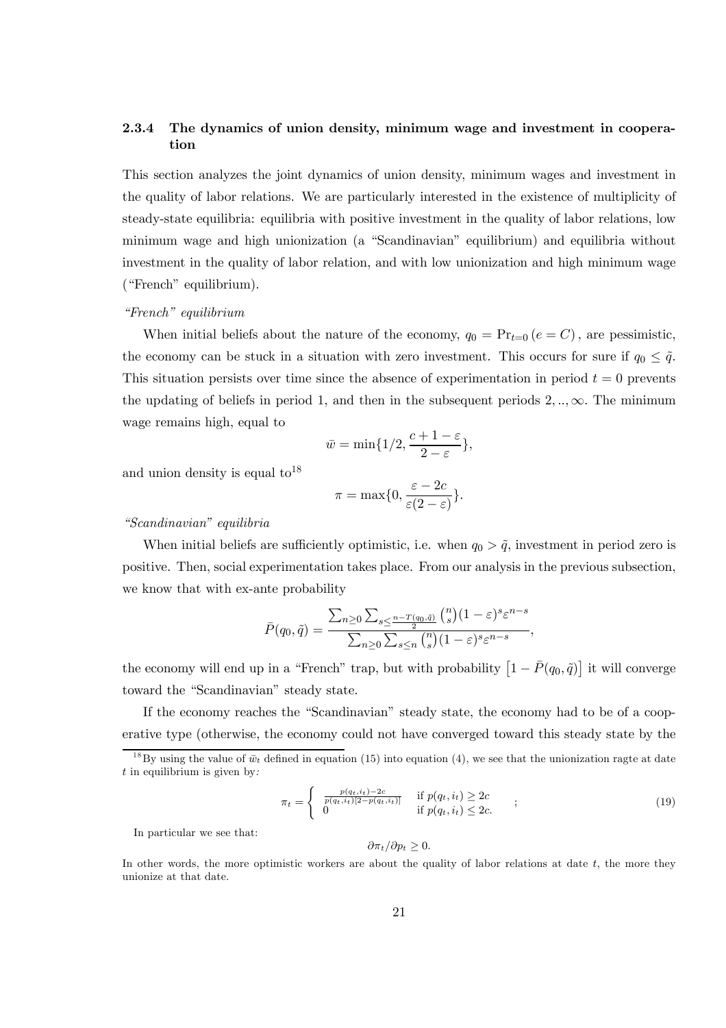### 2.3.4 The dynamics of union density, minimum wage and investment in cooperation

This section analyzes the joint dynamics of union density, minimum wages and investment in the quality of labor relations. We are particularly interested in the existence of multiplicity of steady-state equilibria: equilibria with positive investment in the quality of labor relations, low minimum wage and high unionization (a "Scandinavian" equilibrium) and equilibria without investment in the quality of labor relation, and with low unionization and high minimum wage ("French" equilibrium).

*"French" equilibrium*

When initial beliefs about the nature of the economy, $q_0 = \Pr_{t=0}(e = C)$, are pessimistic, the economy can be stuck in a situation with zero investment. This occurs for sure if $q_0 \leq \tilde{q}$. This situation persists over time since the absence of experimentation in period $t = 0$ prevents the updating of beliefs in period 1, and then in the subsequent periods $2, .., \infty$. The minimum wage remains high, equal to

$$\bar{w} = \min\{1/2, \frac{c + 1 - \varepsilon}{2 - \varepsilon}\},$$

and union density is equal to[18]

$$\pi = \max\{0, \frac{\varepsilon - 2c}{\varepsilon(2 - \varepsilon)}\}.$$

*"Scandinavian" equilibria*

When initial beliefs are sufficiently optimistic, i.e. when $q_0 > \tilde{q}$, investment in period zero is positive. Then, social experimentation takes place. From our analysis in the previous subsection, we know that with ex-ante probability

$$\bar{P}(q_0, \tilde{q}) = \frac{\sum_{n \geq 0} \sum_{s \leq \frac{n - T(q_0, \tilde{q})}{2}} \binom{n}{s} (1 - \varepsilon)^s \varepsilon^{n-s}}{\sum_{n \geq 0} \sum_{s \leq n} \binom{n}{s} (1 - \varepsilon)^s \varepsilon^{n-s}},$$

the economy will end up in a "French" trap, but with probability $\left[1 - \bar{P}(q_0, \tilde{q})\right]$ it will converge toward the "Scandinavian" steady state.

If the economy reaches the "Scandinavian" steady state, the economy had to be of a cooperative type (otherwise, the economy could not have converged toward this steady state by the

[18] By using the value of $\bar{w}_t$ defined in equation (15) into equation (4), we see that the unionization ragte at date $t$ in equilibrium is given by:

$$\pi_t = \begin{cases} \frac{p(q_t, i_t) - 2c}{p(q_t, i_t)[2 - p(q_t, i_t)]} & \text{if } p(q_t, i_t) \geq 2c \\ 0 & \text{if } p(q_t, i_t) \leq 2c. \end{cases} ; \tag{19}$$

In particular we see that:

$$\partial \pi_t / \partial p_t \geq 0.$$

In other words, the more optimistic workers are about the quality of labor relations at date $t$, the more they unionize at that date.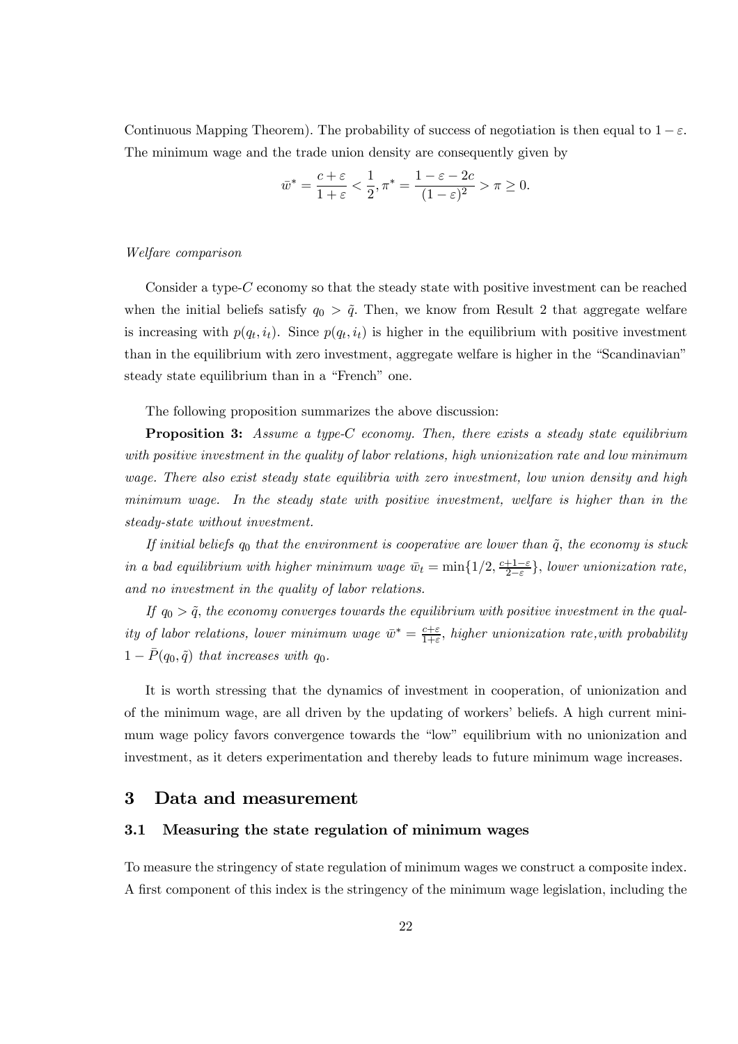Continuous Mapping Theorem). The probability of success of negotiation is then equal to $1-\varepsilon$. The minimum wage and the trade union density are consequently given by

$$\bar{w}^* = \frac{c+\varepsilon}{1+\varepsilon} < \frac{1}{2}, \pi^* = \frac{1-\varepsilon-2c}{(1-\varepsilon)^2} > \pi \geq 0.$$

*Welfare comparison*

Consider a type-$C$ economy so that the steady state with positive investment can be reached when the initial beliefs satisfy $q_0 > \tilde{q}$. Then, we know from Result 2 that aggregate welfare is increasing with $p(q_t, i_t)$. Since $p(q_t, i_t)$ is higher in the equilibrium with positive investment than in the equilibrium with zero investment, aggregate welfare is higher in the "Scandinavian" steady state equilibrium than in a "French" one.

The following proposition summarizes the above discussion:

**Proposition 3:** *Assume a type-$C$ economy. Then, there exists a steady state equilibrium with positive investment in the quality of labor relations, high unionization rate and low minimum wage. There also exist steady state equilibria with zero investment, low union density and high minimum wage. In the steady state with positive investment, welfare is higher than in the steady-state without investment.*

*If initial beliefs $q_0$ that the environment is cooperative are lower than $\tilde{q}$, the economy is stuck in a bad equilibrium with higher minimum wage $\bar{w}_t = \min\{1/2, \frac{c+1-\varepsilon}{2-\varepsilon}\}$, lower unionization rate, and no investment in the quality of labor relations.*

*If $q_0 > \tilde{q}$, the economy converges towards the equilibrium with positive investment in the quality of labor relations, lower minimum wage $\bar{w}^* = \frac{c+\varepsilon}{1+\varepsilon}$, higher unionization rate,with probability $1 - \bar{P}(q_0, \tilde{q})$ that increases with $q_0$.*

It is worth stressing that the dynamics of investment in cooperation, of unionization and of the minimum wage, are all driven by the updating of workers' beliefs. A high current minimum wage policy favors convergence towards the "low" equilibrium with no unionization and investment, as it deters experimentation and thereby leads to future minimum wage increases.

# 3 Data and measurement

## 3.1 Measuring the state regulation of minimum wages

To measure the stringency of state regulation of minimum wages we construct a composite index. A first component of this index is the stringency of the minimum wage legislation, including the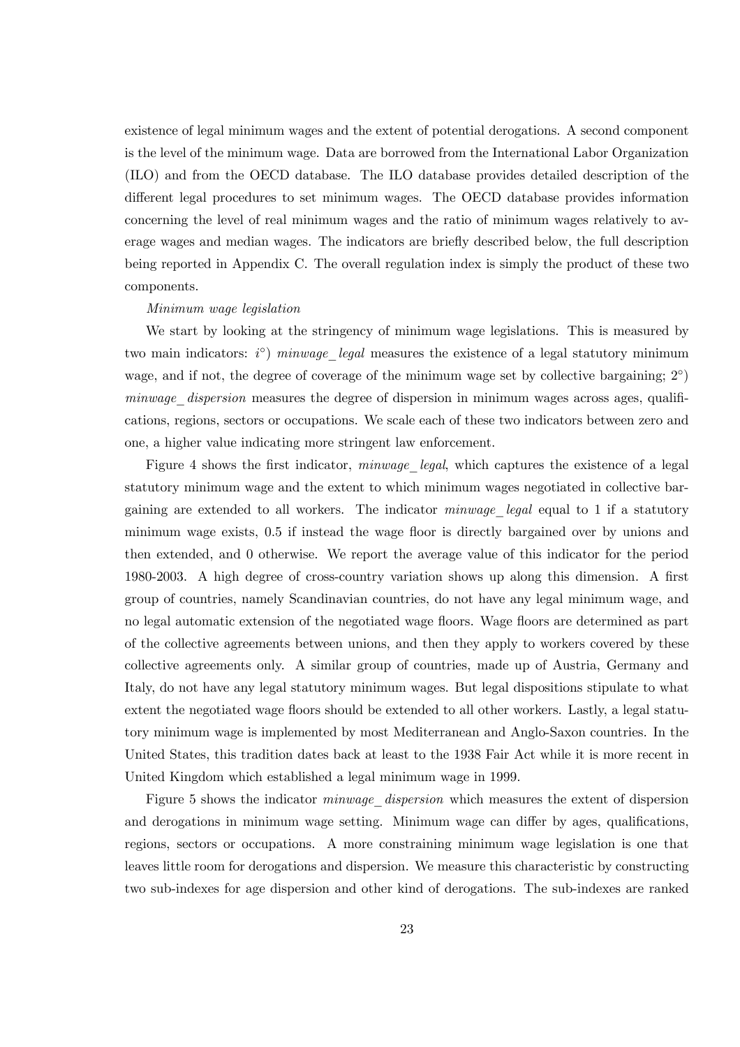existence of legal minimum wages and the extent of potential derogations. A second component is the level of the minimum wage. Data are borrowed from the International Labor Organization (ILO) and from the OECD database. The ILO database provides detailed description of the different legal procedures to set minimum wages. The OECD database provides information concerning the level of real minimum wages and the ratio of minimum wages relatively to average wages and median wages. The indicators are briefly described below, the full description being reported in Appendix C. The overall regulation index is simply the product of these two components.

*Minimum wage legislation*

We start by looking at the stringency of minimum wage legislations. This is measured by two main indicators: $i^{\circ}$) *minwage_legal* measures the existence of a legal statutory minimum wage, and if not, the degree of coverage of the minimum wage set by collective bargaining; $2^{\circ}$) *minwage_dispersion* measures the degree of dispersion in minimum wages across ages, qualifications, regions, sectors or occupations. We scale each of these two indicators between zero and one, a higher value indicating more stringent law enforcement.

Figure 4 shows the first indicator, *minwage_legal*, which captures the existence of a legal statutory minimum wage and the extent to which minimum wages negotiated in collective bargaining are extended to all workers. The indicator *minwage_legal* equal to 1 if a statutory minimum wage exists, 0.5 if instead the wage floor is directly bargained over by unions and then extended, and 0 otherwise. We report the average value of this indicator for the period 1980-2003. A high degree of cross-country variation shows up along this dimension. A first group of countries, namely Scandinavian countries, do not have any legal minimum wage, and no legal automatic extension of the negotiated wage floors. Wage floors are determined as part of the collective agreements between unions, and then they apply to workers covered by these collective agreements only. A similar group of countries, made up of Austria, Germany and Italy, do not have any legal statutory minimum wages. But legal dispositions stipulate to what extent the negotiated wage floors should be extended to all other workers. Lastly, a legal statutory minimum wage is implemented by most Mediterranean and Anglo-Saxon countries. In the United States, this tradition dates back at least to the 1938 Fair Act while it is more recent in United Kingdom which established a legal minimum wage in 1999.

Figure 5 shows the indicator *minwage_dispersion* which measures the extent of dispersion and derogations in minimum wage setting. Minimum wage can differ by ages, qualifications, regions, sectors or occupations. A more constraining minimum wage legislation is one that leaves little room for derogations and dispersion. We measure this characteristic by constructing two sub-indexes for age dispersion and other kind of derogations. The sub-indexes are ranked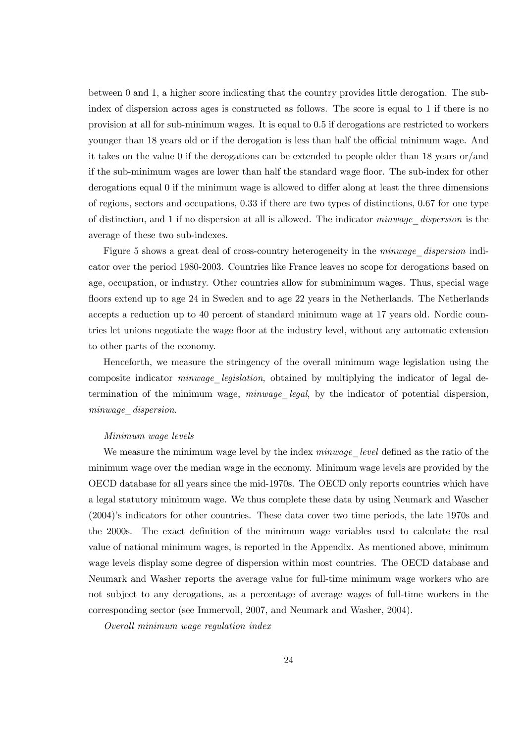between 0 and 1, a higher score indicating that the country provides little derogation. The sub-index of dispersion across ages is constructed as follows. The score is equal to 1 if there is no provision at all for sub-minimum wages. It is equal to 0.5 if derogations are restricted to workers younger than 18 years old or if the derogation is less than half the official minimum wage. And it takes on the value 0 if the derogations can be extended to people older than 18 years or/and if the sub-minimum wages are lower than half the standard wage floor. The sub-index for other derogations equal 0 if the minimum wage is allowed to differ along at least the three dimensions of regions, sectors and occupations, 0.33 if there are two types of distinctions, 0.67 for one type of distinction, and 1 if no dispersion at all is allowed. The indicator *minwage_ dispersion* is the average of these two sub-indexes.

Figure 5 shows a great deal of cross-country heterogeneity in the *minwage_ dispersion* indicator over the period 1980-2003. Countries like France leaves no scope for derogations based on age, occupation, or industry. Other countries allow for subminimum wages. Thus, special wage floors extend up to age 24 in Sweden and to age 22 years in the Netherlands. The Netherlands accepts a reduction up to 40 percent of standard minimum wage at 17 years old. Nordic countries let unions negotiate the wage floor at the industry level, without any automatic extension to other parts of the economy.

Henceforth, we measure the stringency of the overall minimum wage legislation using the composite indicator *minwage_ legislation*, obtained by multiplying the indicator of legal determination of the minimum wage, *minwage_ legal*, by the indicator of potential dispersion, *minwage_ dispersion*.

*Minimum wage levels*

We measure the minimum wage level by the index *minwage_ level* defined as the ratio of the minimum wage over the median wage in the economy. Minimum wage levels are provided by the OECD database for all years since the mid-1970s. The OECD only reports countries which have a legal statutory minimum wage. We thus complete these data by using Neumark and Wascher (2004)'s indicators for other countries. These data cover two time periods, the late 1970s and the 2000s. The exact definition of the minimum wage variables used to calculate the real value of national minimum wages, is reported in the Appendix. As mentioned above, minimum wage levels display some degree of dispersion within most countries. The OECD database and Neumark and Washer reports the average value for full-time minimum wage workers who are not subject to any derogations, as a percentage of average wages of full-time workers in the corresponding sector (see Immervoll, 2007, and Neumark and Washer, 2004).

*Overall minimum wage regulation index*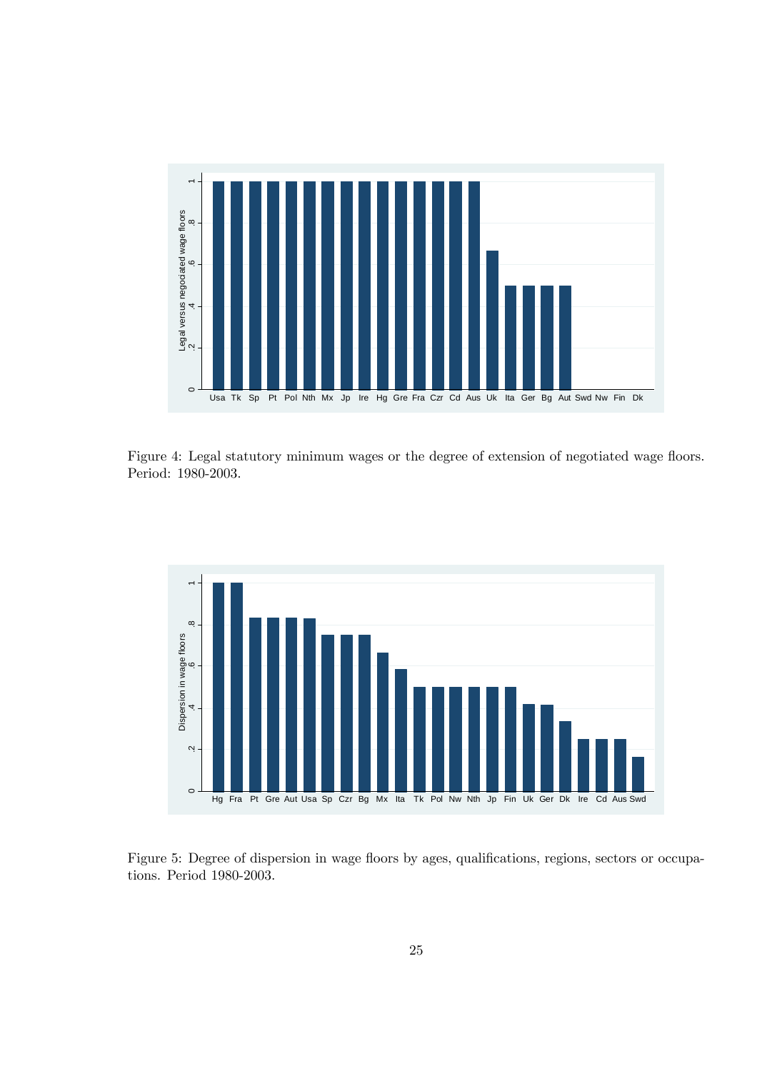Figure 4: Legal statutory minimum wages or the degree of extension of negotiated wage floors. Period: 1980-2003.

Figure 5: Degree of dispersion in wage floors by ages, qualifications, regions, sectors or occupations. Period 1980-2003.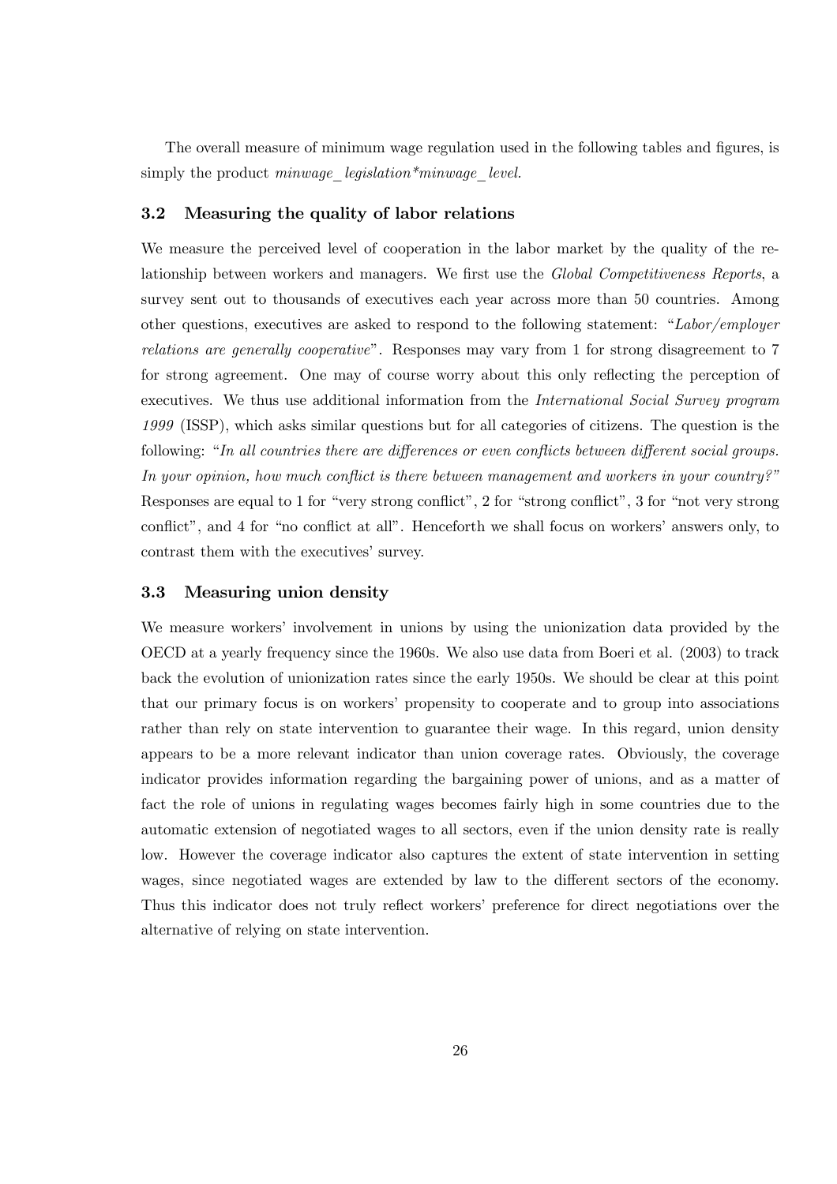The overall measure of minimum wage regulation used in the following tables and figures, is simply the product *minwage_legislation*minwage_level.*

### 3.2 Measuring the quality of labor relations

We measure the perceived level of cooperation in the labor market by the quality of the relationship between workers and managers. We first use the *Global Competitiveness Reports*, a survey sent out to thousands of executives each year across more than 50 countries. Among other questions, executives are asked to respond to the following statement: "*Labor/employer relations are generally cooperative*". Responses may vary from 1 for strong disagreement to 7 for strong agreement. One may of course worry about this only reflecting the perception of executives. We thus use additional information from the *International Social Survey program 1999* (ISSP), which asks similar questions but for all categories of citizens. The question is the following: "*In all countries there are differences or even conflicts between different social groups. In your opinion, how much conflict is there between management and workers in your country?*" Responses are equal to 1 for "very strong conflict", 2 for "strong conflict", 3 for "not very strong conflict", and 4 for "no conflict at all". Henceforth we shall focus on workers' answers only, to contrast them with the executives' survey.

### 3.3 Measuring union density

We measure workers' involvement in unions by using the unionization data provided by the OECD at a yearly frequency since the 1960s. We also use data from Boeri et al. (2003) to track back the evolution of unionization rates since the early 1950s. We should be clear at this point that our primary focus is on workers' propensity to cooperate and to group into associations rather than rely on state intervention to guarantee their wage. In this regard, union density appears to be a more relevant indicator than union coverage rates. Obviously, the coverage indicator provides information regarding the bargaining power of unions, and as a matter of fact the role of unions in regulating wages becomes fairly high in some countries due to the automatic extension of negotiated wages to all sectors, even if the union density rate is really low. However the coverage indicator also captures the extent of state intervention in setting wages, since negotiated wages are extended by law to the different sectors of the economy. Thus this indicator does not truly reflect workers' preference for direct negotiations over the alternative of relying on state intervention.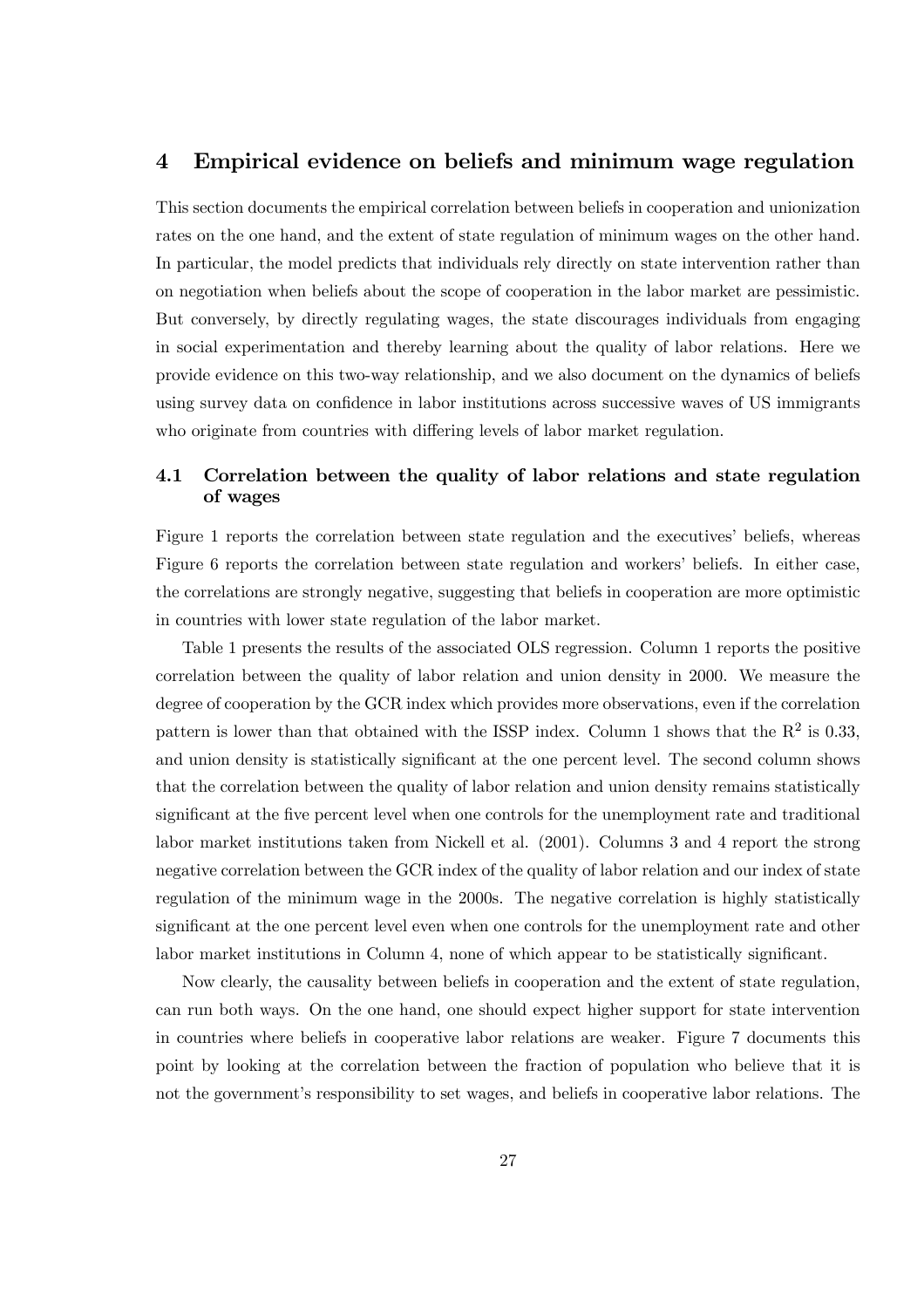# 4 Empirical evidence on beliefs and minimum wage regulation

This section documents the empirical correlation between beliefs in cooperation and unionization rates on the one hand, and the extent of state regulation of minimum wages on the other hand. In particular, the model predicts that individuals rely directly on state intervention rather than on negotiation when beliefs about the scope of cooperation in the labor market are pessimistic. But conversely, by directly regulating wages, the state discourages individuals from engaging in social experimentation and thereby learning about the quality of labor relations. Here we provide evidence on this two-way relationship, and we also document on the dynamics of beliefs using survey data on confidence in labor institutions across successive waves of US immigrants who originate from countries with differing levels of labor market regulation.

## 4.1 Correlation between the quality of labor relations and state regulation of wages

Figure 1 reports the correlation between state regulation and the executives' beliefs, whereas Figure 6 reports the correlation between state regulation and workers' beliefs. In either case, the correlations are strongly negative, suggesting that beliefs in cooperation are more optimistic in countries with lower state regulation of the labor market.

Table 1 presents the results of the associated OLS regression. Column 1 reports the positive correlation between the quality of labor relation and union density in 2000. We measure the degree of cooperation by the GCR index which provides more observations, even if the correlation pattern is lower than that obtained with the ISSP index. Column 1 shows that the $R^2$ is 0.33, and union density is statistically significant at the one percent level. The second column shows that the correlation between the quality of labor relation and union density remains statistically significant at the five percent level when one controls for the unemployment rate and traditional labor market institutions taken from Nickell et al. (2001). Columns 3 and 4 report the strong negative correlation between the GCR index of the quality of labor relation and our index of state regulation of the minimum wage in the 2000s. The negative correlation is highly statistically significant at the one percent level even when one controls for the unemployment rate and other labor market institutions in Column 4, none of which appear to be statistically significant.

Now clearly, the causality between beliefs in cooperation and the extent of state regulation, can run both ways. On the one hand, one should expect higher support for state intervention in countries where beliefs in cooperative labor relations are weaker. Figure 7 documents this point by looking at the correlation between the fraction of population who believe that it is not the government's responsibility to set wages, and beliefs in cooperative labor relations. The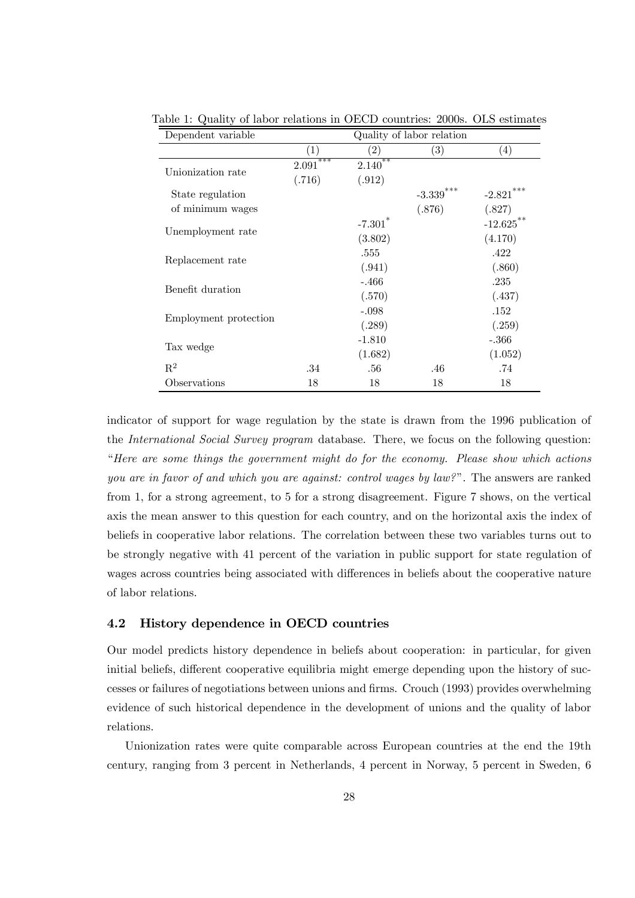Table 1: Quality of labor relations in OECD countries: 2000s. OLS estimates

| Dependent variable | Quality of labor relation | | | |
|---|---|---|---|---|
| | (1) | (2) | (3) | (4) |
| Unionization rate | 2.091*** | 2.140** | | |
| | (.716) | (.912) | | |
| State regulation of minimum wages | | | -3.339*** | -2.821*** |
| | | | (.876) | (.827) |
| Unemployment rate | | -7.301* | | -12.625** |
| | | (3.802) | | (4.170) |
| Replacement rate | | .555 | | .422 |
| | | (.941) | | (.860) |
| Benefit duration | | -.466 | | .235 |
| | | (.570) | | (.437) |
| Employment protection | | -.098 | | .152 |
| | | (.289) | | (.259) |
| Tax wedge | | -1.810 | | -.366 |
| | | (1.682) | | (1.052) |
| $R^2$ | .34 | .56 | .46 | .74 |
| Observations | 18 | 18 | 18 | 18 |

indicator of support for wage regulation by the state is drawn from the 1996 publication of the *International Social Survey program* database. There, we focus on the following question: "*Here are some things the government might do for the economy. Please show which actions you are in favor of and which you are against: control wages by law?*". The answers are ranked from 1, for a strong agreement, to 5 for a strong disagreement. Figure 7 shows, on the vertical axis the mean answer to this question for each country, and on the horizontal axis the index of beliefs in cooperative labor relations. The correlation between these two variables turns out to be strongly negative with 41 percent of the variation in public support for state regulation of wages across countries being associated with differences in beliefs about the cooperative nature of labor relations.

### 4.2 History dependence in OECD countries

Our model predicts history dependence in beliefs about cooperation: in particular, for given initial beliefs, different cooperative equilibria might emerge depending upon the history of successes or failures of negotiations between unions and firms. Crouch (1993) provides overwhelming evidence of such historical dependence in the development of unions and the quality of labor relations.

Unionization rates were quite comparable across European countries at the end the 19th century, ranging from 3 percent in Netherlands, 4 percent in Norway, 5 percent in Sweden, 6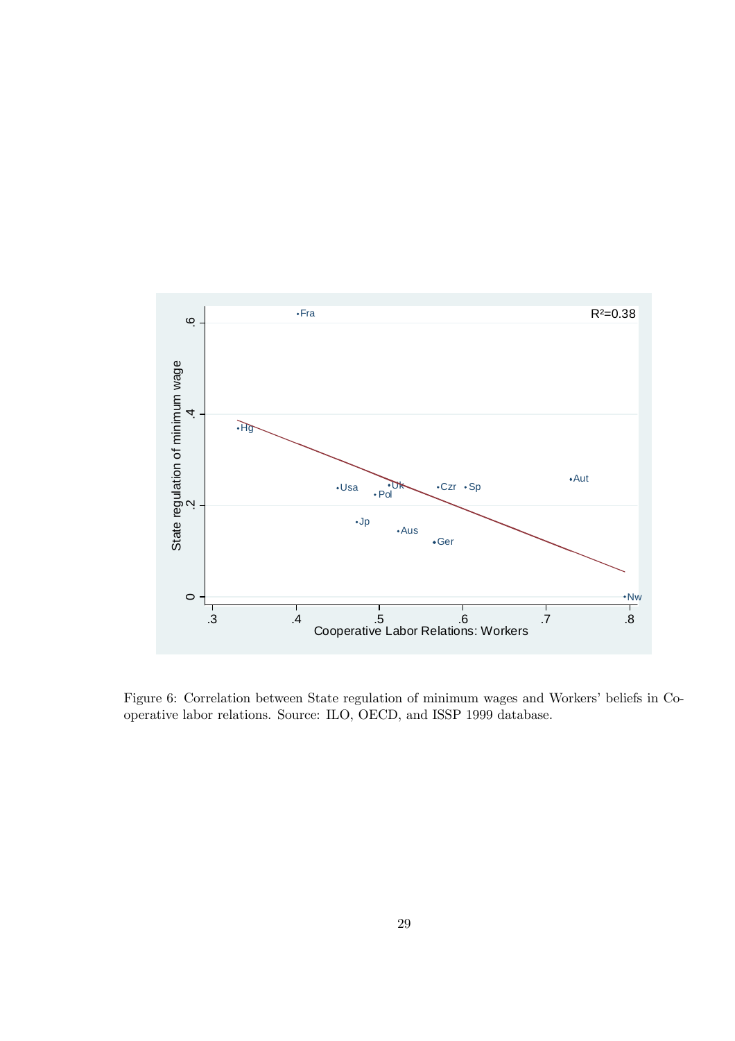Figure 6: Correlation between State regulation of minimum wages and Workers' beliefs in Cooperative labor relations. Source: ILO, OECD, and ISSP 1999 database.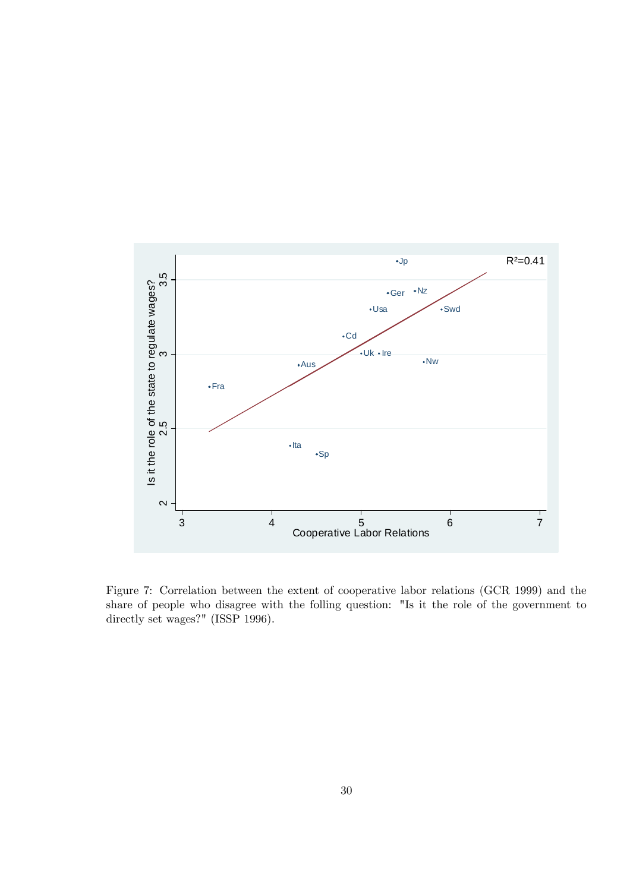Figure 7: Correlation between the extent of cooperative labor relations (GCR 1999) and the share of people who disagree with the folling question: "Is it the role of the government to directly set wages?" (ISSP 1996).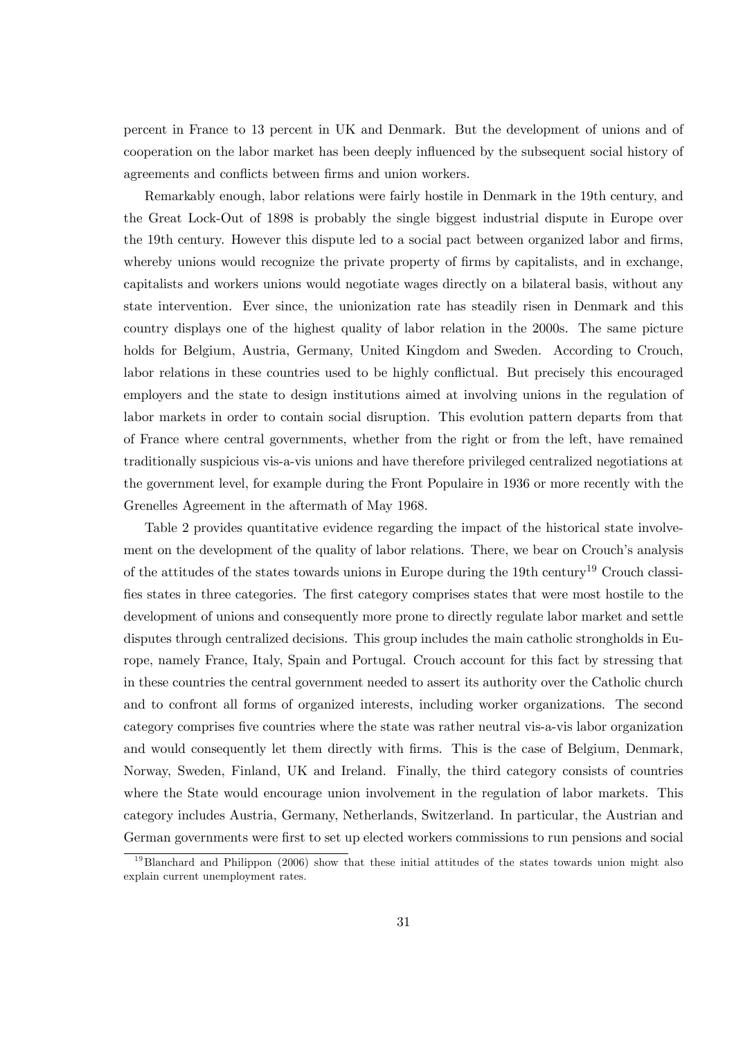percent in France to 13 percent in UK and Denmark. But the development of unions and of cooperation on the labor market has been deeply influenced by the subsequent social history of agreements and conflicts between firms and union workers.

Remarkably enough, labor relations were fairly hostile in Denmark in the 19th century, and the Great Lock-Out of 1898 is probably the single biggest industrial dispute in Europe over the 19th century. However this dispute led to a social pact between organized labor and firms, whereby unions would recognize the private property of firms by capitalists, and in exchange, capitalists and workers unions would negotiate wages directly on a bilateral basis, without any state intervention. Ever since, the unionization rate has steadily risen in Denmark and this country displays one of the highest quality of labor relation in the 2000s. The same picture holds for Belgium, Austria, Germany, United Kingdom and Sweden. According to Crouch, labor relations in these countries used to be highly conflictual. But precisely this encouraged employers and the state to design institutions aimed at involving unions in the regulation of labor markets in order to contain social disruption. This evolution pattern departs from that of France where central governments, whether from the right or from the left, have remained traditionally suspicious vis-a-vis unions and have therefore privileged centralized negotiations at the government level, for example during the Front Populaire in 1936 or more recently with the Grenelles Agreement in the aftermath of May 1968.

Table 2 provides quantitative evidence regarding the impact of the historical state involvement on the development of the quality of labor relations. There, we bear on Crouch's analysis of the attitudes of the states towards unions in Europe during the 19th century[19] Crouch classifies states in three categories. The first category comprises states that were most hostile to the development of unions and consequently more prone to directly regulate labor market and settle disputes through centralized decisions. This group includes the main catholic strongholds in Europe, namely France, Italy, Spain and Portugal. Crouch account for this fact by stressing that in these countries the central government needed to assert its authority over the Catholic church and to confront all forms of organized interests, including worker organizations. The second category comprises five countries where the state was rather neutral vis-a-vis labor organization and would consequently let them directly with firms. This is the case of Belgium, Denmark, Norway, Sweden, Finland, UK and Ireland. Finally, the third category consists of countries where the State would encourage union involvement in the regulation of labor markets. This category includes Austria, Germany, Netherlands, Switzerland. In particular, the Austrian and German governments were first to set up elected workers commissions to run pensions and social

[19] Blanchard and Philippon (2006) show that these initial attitudes of the states towards union might also explain current unemployment rates.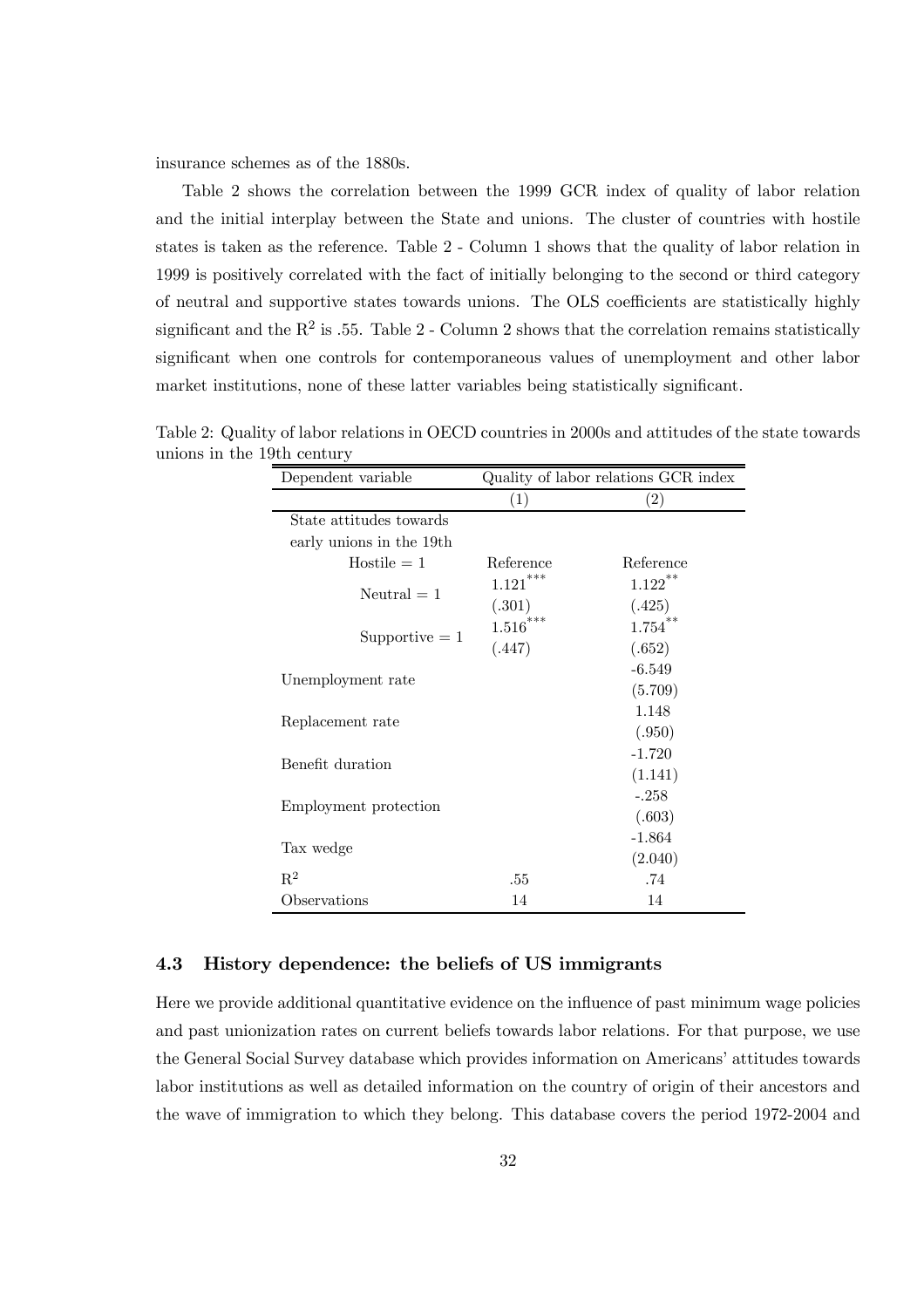insurance schemes as of the 1880s.

Table 2 shows the correlation between the 1999 GCR index of quality of labor relation and the initial interplay between the State and unions. The cluster of countries with hostile states is taken as the reference. Table 2 - Column 1 shows that the quality of labor relation in 1999 is positively correlated with the fact of initially belonging to the second or third category of neutral and supportive states towards unions. The OLS coefficients are statistically highly significant and the $R^2$ is .55. Table 2 - Column 2 shows that the correlation remains statistically significant when one controls for contemporaneous values of unemployment and other labor market institutions, none of these latter variables being statistically significant.

Table 2: Quality of labor relations in OECD countries in 2000s and attitudes of the state towards unions in the 19th century

| Dependent variable | Quality of labor relations GCR index | |
|---|---|---|
| | (1) | (2) |
| State attitudes towards early unions in the 19th | | |
| Hostile = 1 | Reference | Reference |
| Neutral = 1 | $1.121^{***}$ | $1.122^{**}$ |
| | (.301) | (.425) |
| Supportive = 1 | $1.516^{***}$ | $1.754^{**}$ |
| | (.447) | (.652) |
| Unemployment rate | | -6.549 |
| | | (5.709) |
| Replacement rate | | 1.148 |
| | | (.950) |
| Benefit duration | | -1.720 |
| | | (1.141) |
| Employment protection | | -.258 |
| | | (.603) |
| Tax wedge | | -1.864 |
| | | (2.040) |
| $R^2$ | .55 | .74 |
| Observations | 14 | 14 |

### 4.3 History dependence: the beliefs of US immigrants

Here we provide additional quantitative evidence on the influence of past minimum wage policies and past unionization rates on current beliefs towards labor relations. For that purpose, we use the General Social Survey database which provides information on Americans' attitudes towards labor institutions as well as detailed information on the country of origin of their ancestors and the wave of immigration to which they belong. This database covers the period 1972-2004 and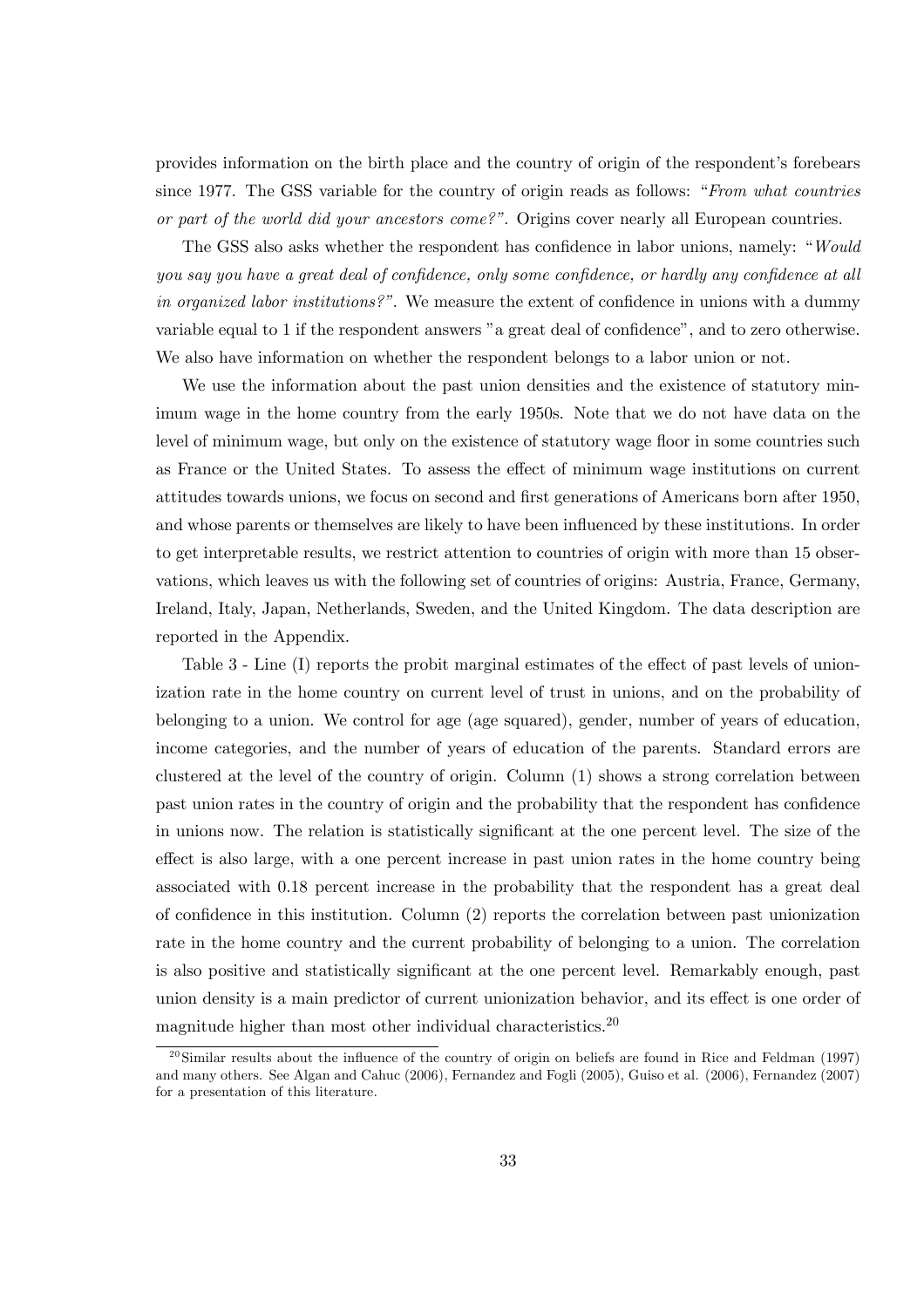provides information on the birth place and the country of origin of the respondent's forebears since 1977. The GSS variable for the country of origin reads as follows: "*From what countries or part of the world did your ancestors come?"*. Origins cover nearly all European countries.

The GSS also asks whether the respondent has confidence in labor unions, namely: "*Would you say you have a great deal of confidence, only some confidence, or hardly any confidence at all in organized labor institutions?"*. We measure the extent of confidence in unions with a dummy variable equal to 1 if the respondent answers "a great deal of confidence", and to zero otherwise. We also have information on whether the respondent belongs to a labor union or not.

We use the information about the past union densities and the existence of statutory minimum wage in the home country from the early 1950s. Note that we do not have data on the level of minimum wage, but only on the existence of statutory wage floor in some countries such as France or the United States. To assess the effect of minimum wage institutions on current attitudes towards unions, we focus on second and first generations of Americans born after 1950, and whose parents or themselves are likely to have been influenced by these institutions. In order to get interpretable results, we restrict attention to countries of origin with more than 15 observations, which leaves us with the following set of countries of origins: Austria, France, Germany, Ireland, Italy, Japan, Netherlands, Sweden, and the United Kingdom. The data description are reported in the Appendix.

Table 3 - Line (I) reports the probit marginal estimates of the effect of past levels of unionization rate in the home country on current level of trust in unions, and on the probability of belonging to a union. We control for age (age squared), gender, number of years of education, income categories, and the number of years of education of the parents. Standard errors are clustered at the level of the country of origin. Column (1) shows a strong correlation between past union rates in the country of origin and the probability that the respondent has confidence in unions now. The relation is statistically significant at the one percent level. The size of the effect is also large, with a one percent increase in past union rates in the home country being associated with 0.18 percent increase in the probability that the respondent has a great deal of confidence in this institution. Column (2) reports the correlation between past unionization rate in the home country and the current probability of belonging to a union. The correlation is also positive and statistically significant at the one percent level. Remarkably enough, past union density is a main predictor of current unionization behavior, and its effect is one order of magnitude higher than most other individual characteristics.[20]

[20] Similar results about the influence of the country of origin on beliefs are found in Rice and Feldman (1997) and many others. See Algan and Cahuc (2006), Fernandez and Fogli (2005), Guiso et al. (2006), Fernandez (2007) for a presentation of this literature.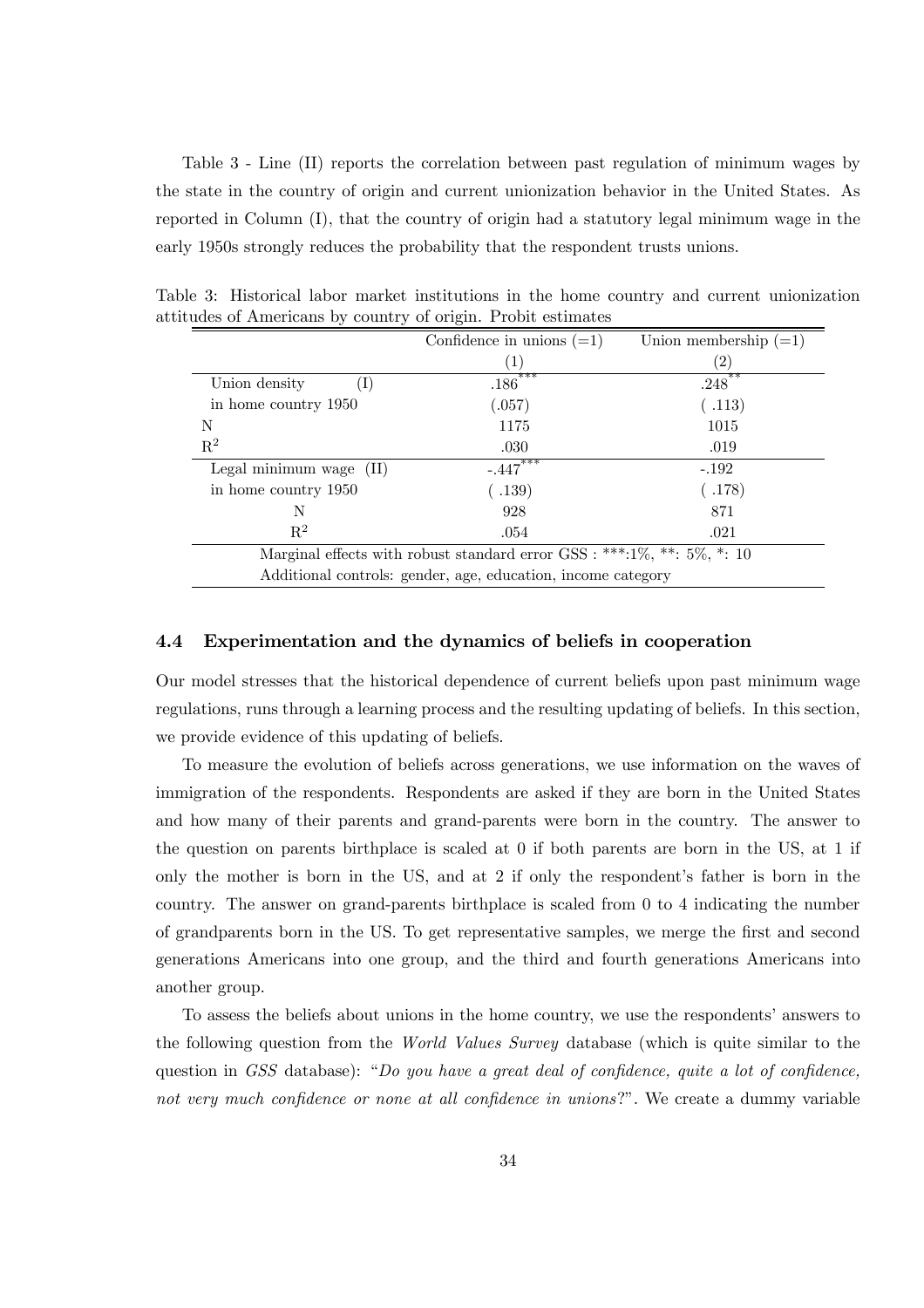Table 3 - Line (II) reports the correlation between past regulation of minimum wages by the state in the country of origin and current unionization behavior in the United States. As reported in Column (I), that the country of origin had a statutory legal minimum wage in the early 1950s strongly reduces the probability that the respondent trusts unions.

Table 3: Historical labor market institutions in the home country and current unionization attitudes of Americans by country of origin. Probit estimates

| | Confidence in unions (=1) | Union membership (=1) |
|---|---|---|
| | (1) | (2) |
| Union density (I) | $.186^{***}$ | $.248^{**}$ |
| in home country 1950 | (.057) | ( .113) |
| N | 1175 | 1015 |
| $R^2$ | .030 | .019 |
| Legal minimum wage (II) | $-.447^{***}$ | -.192 |
| in home country 1950 | ( .139) | ( .178) |
| N | 928 | 871 |
| $R^2$ | .054 | .021 |
| Marginal effects with robust standard error GSS : ***:1%, **: 5%, *: 10 | | |
| Additional controls: gender, age, education, income category | | |

## 4.4 Experimentation and the dynamics of beliefs in cooperation

Our model stresses that the historical dependence of current beliefs upon past minimum wage regulations, runs through a learning process and the resulting updating of beliefs. In this section, we provide evidence of this updating of beliefs.

To measure the evolution of beliefs across generations, we use information on the waves of immigration of the respondents. Respondents are asked if they are born in the United States and how many of their parents and grand-parents were born in the country. The answer to the question on parents birthplace is scaled at 0 if both parents are born in the US, at 1 if only the mother is born in the US, and at 2 if only the respondent's father is born in the country. The answer on grand-parents birthplace is scaled from 0 to 4 indicating the number of grandparents born in the US. To get representative samples, we merge the first and second generations Americans into one group, and the third and fourth generations Americans into another group.

To assess the beliefs about unions in the home country, we use the respondents' answers to the following question from the *World Values Survey* database (which is quite similar to the question in *GSS* database): "*Do you have a great deal of confidence, quite a lot of confidence, not very much confidence or none at all confidence in unions*?". We create a dummy variable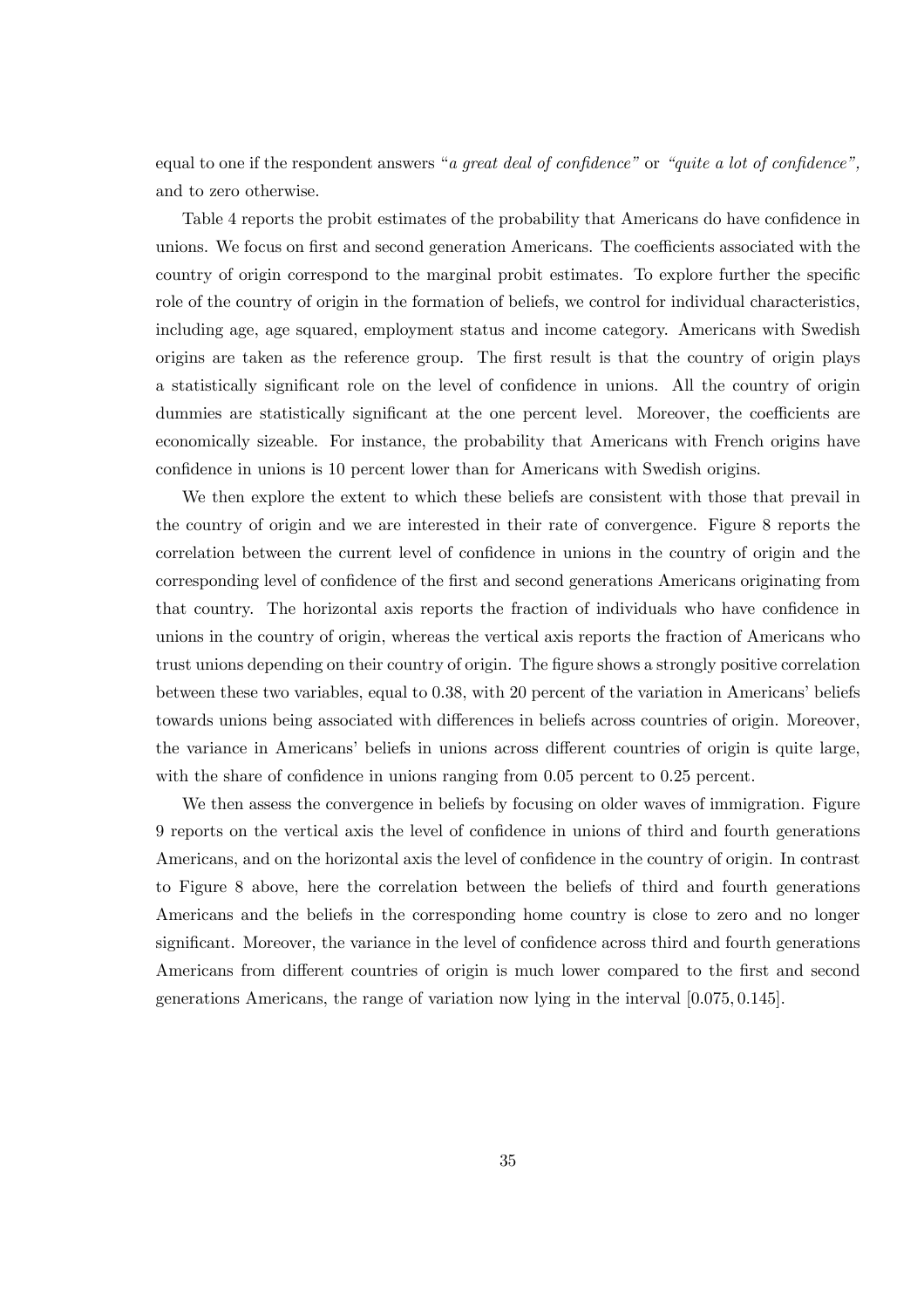equal to one if the respondent answers *"a great deal of confidence"* or *"quite a lot of confidence"*, and to zero otherwise.

Table 4 reports the probit estimates of the probability that Americans do have confidence in unions. We focus on first and second generation Americans. The coefficients associated with the country of origin correspond to the marginal probit estimates. To explore further the specific role of the country of origin in the formation of beliefs, we control for individual characteristics, including age, age squared, employment status and income category. Americans with Swedish origins are taken as the reference group. The first result is that the country of origin plays a statistically significant role on the level of confidence in unions. All the country of origin dummies are statistically significant at the one percent level. Moreover, the coefficients are economically sizeable. For instance, the probability that Americans with French origins have confidence in unions is 10 percent lower than for Americans with Swedish origins.

We then explore the extent to which these beliefs are consistent with those that prevail in the country of origin and we are interested in their rate of convergence. Figure 8 reports the correlation between the current level of confidence in unions in the country of origin and the corresponding level of confidence of the first and second generations Americans originating from that country. The horizontal axis reports the fraction of individuals who have confidence in unions in the country of origin, whereas the vertical axis reports the fraction of Americans who trust unions depending on their country of origin. The figure shows a strongly positive correlation between these two variables, equal to 0.38, with 20 percent of the variation in Americans' beliefs towards unions being associated with differences in beliefs across countries of origin. Moreover, the variance in Americans' beliefs in unions across different countries of origin is quite large, with the share of confidence in unions ranging from 0.05 percent to 0.25 percent.

We then assess the convergence in beliefs by focusing on older waves of immigration. Figure 9 reports on the vertical axis the level of confidence in unions of third and fourth generations Americans, and on the horizontal axis the level of confidence in the country of origin. In contrast to Figure 8 above, here the correlation between the beliefs of third and fourth generations Americans and the beliefs in the corresponding home country is close to zero and no longer significant. Moreover, the variance in the level of confidence across third and fourth generations Americans from different countries of origin is much lower compared to the first and second generations Americans, the range of variation now lying in the interval $[0.075, 0.145]$.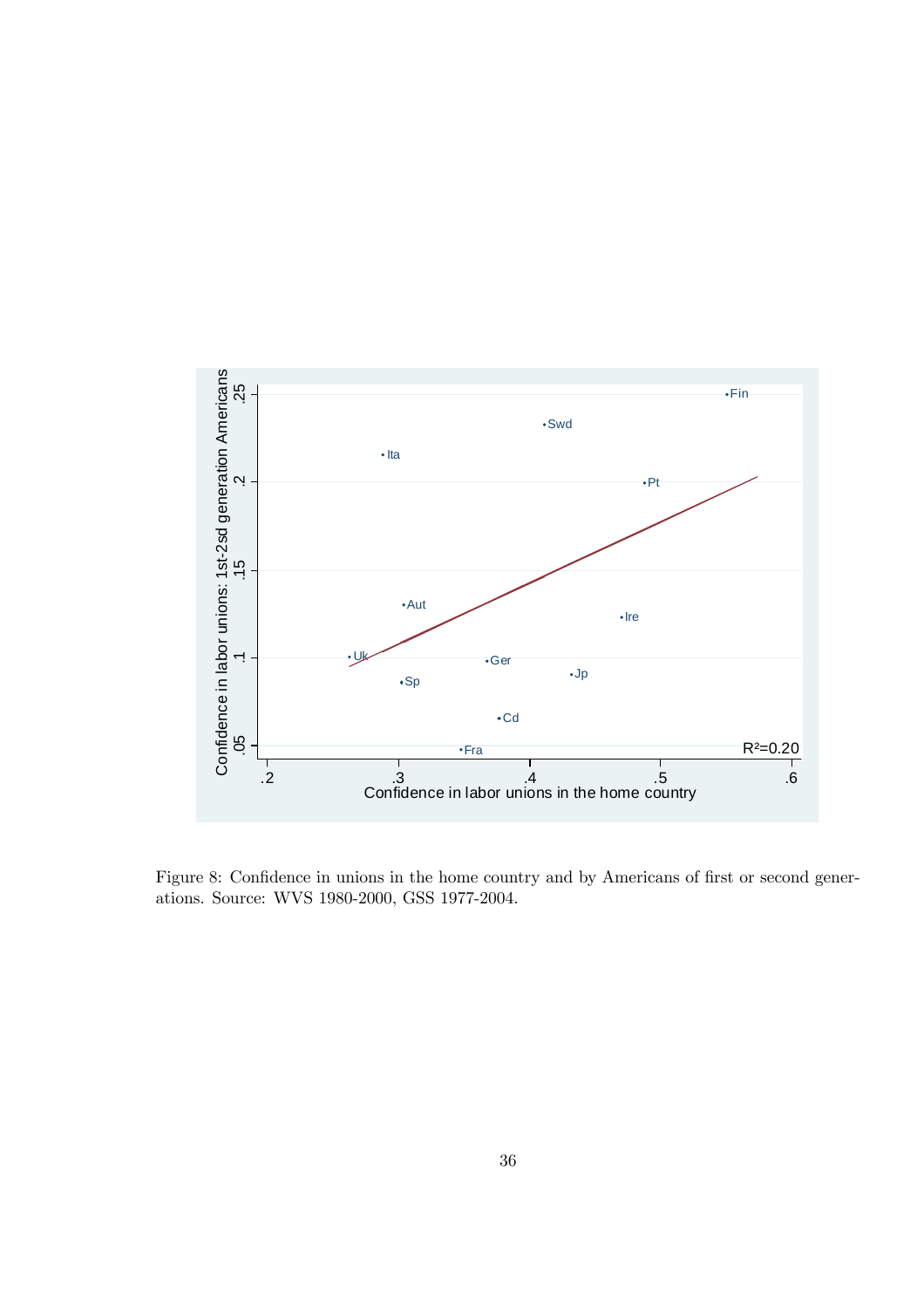Figure 8: Confidence in unions in the home country and by Americans of first or second generations. Source: WVS 1980-2000, GSS 1977-2004.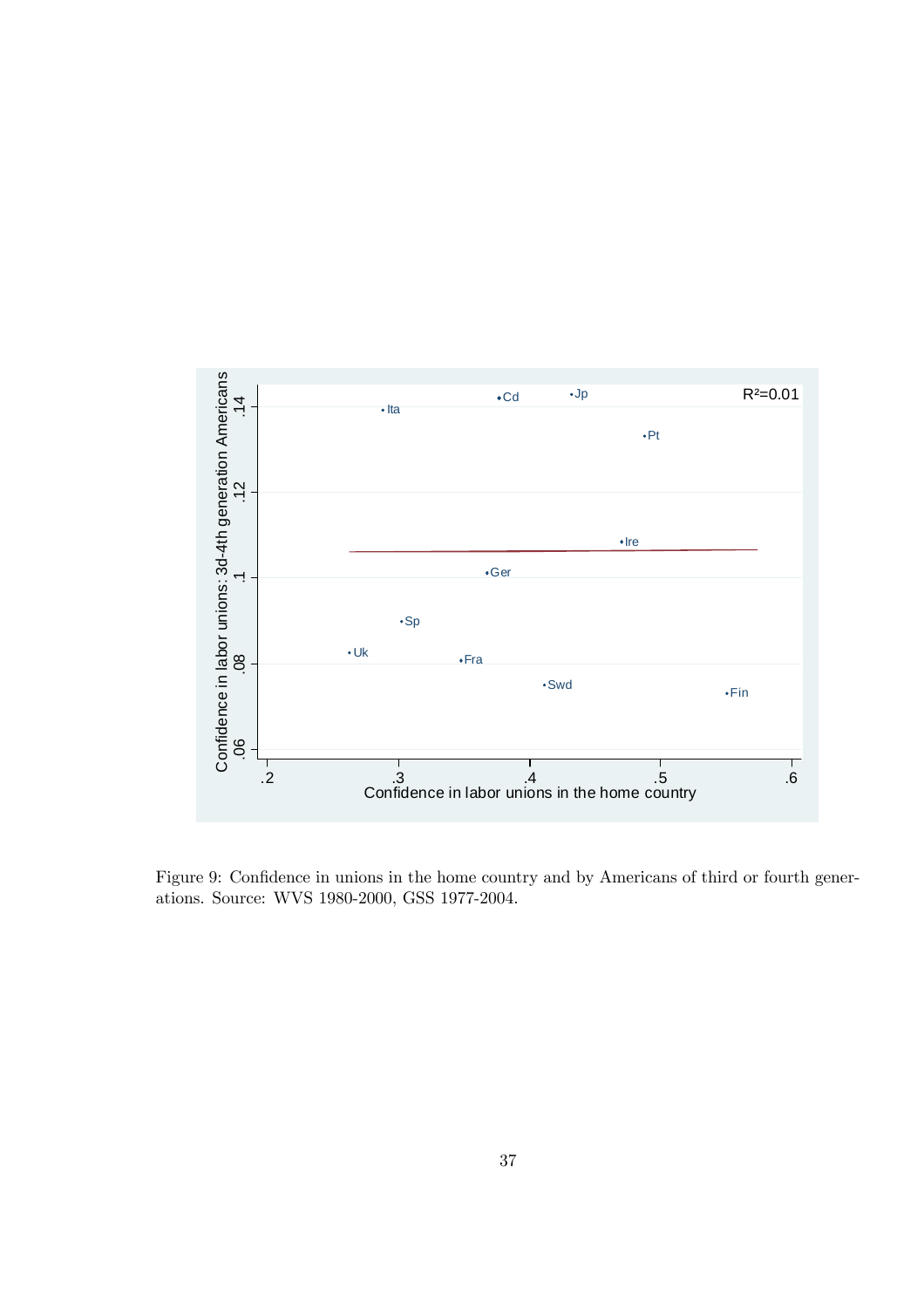Figure 9: Confidence in unions in the home country and by Americans of third or fourth generations. Source: WVS 1980-2000, GSS 1977-2004.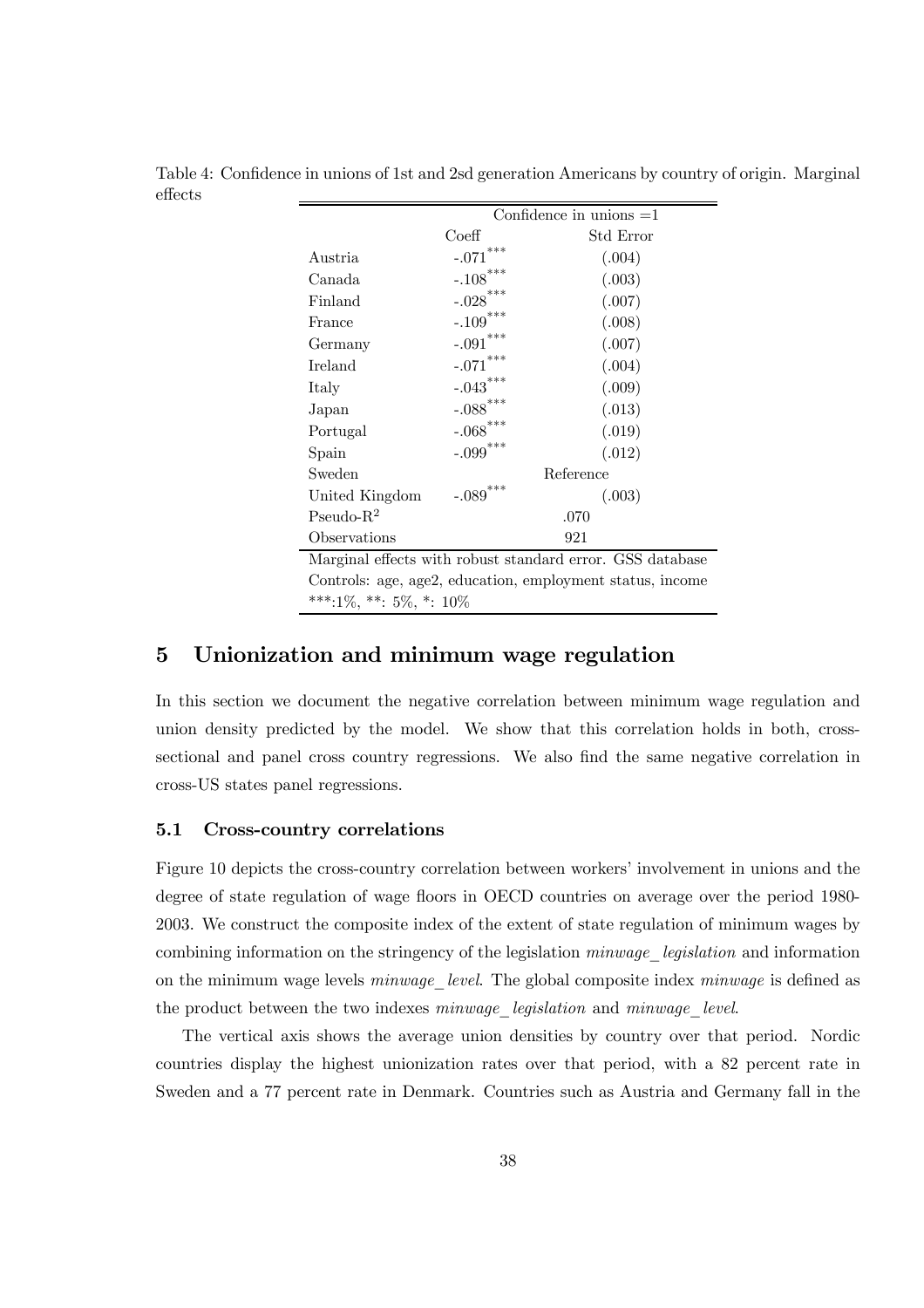Table 4: Confidence in unions of 1st and 2sd generation Americans by country of origin. Marginal effects

| | Confidence in unions =1 | |
|---|---|---|
| | Coeff | Std Error |
| Austria | -.071*** | (.004) |
| Canada | -.108*** | (.003) |
| Finland | -.028*** | (.007) |
| France | -.109*** | (.008) |
| Germany | -.091*** | (.007) |
| Ireland | -.071*** | (.004) |
| Italy | -.043*** | (.009) |
| Japan | -.088*** | (.013) |
| Portugal | -.068*** | (.019) |
| Spain | -.099*** | (.012) |
| Sweden | Reference | |
| United Kingdom | -.089*** | (.003) |
| Pseudo-$R^2$ | .070 | |
| Observations | 921 | |

Marginal effects with robust standard error. GSS database
Controls: age, age2, education, employment status, income
***:1%, **: 5%, *: 10%

## 5 Unionization and minimum wage regulation

In this section we document the negative correlation between minimum wage regulation and union density predicted by the model. We show that this correlation holds in both, cross-sectional and panel cross country regressions. We also find the same negative correlation in cross-US states panel regressions.

### 5.1 Cross-country correlations

Figure 10 depicts the cross-country correlation between workers' involvement in unions and the degree of state regulation of wage floors in OECD countries on average over the period 1980-2003. We construct the composite index of the extent of state regulation of minimum wages by combining information on the stringency of the legislation *minwage_legislation* and information on the minimum wage levels *minwage_level*. The global composite index *minwage* is defined as the product between the two indexes *minwage_legislation* and *minwage_level*.

The vertical axis shows the average union densities by country over that period. Nordic countries display the highest unionization rates over that period, with a 82 percent rate in Sweden and a 77 percent rate in Denmark. Countries such as Austria and Germany fall in the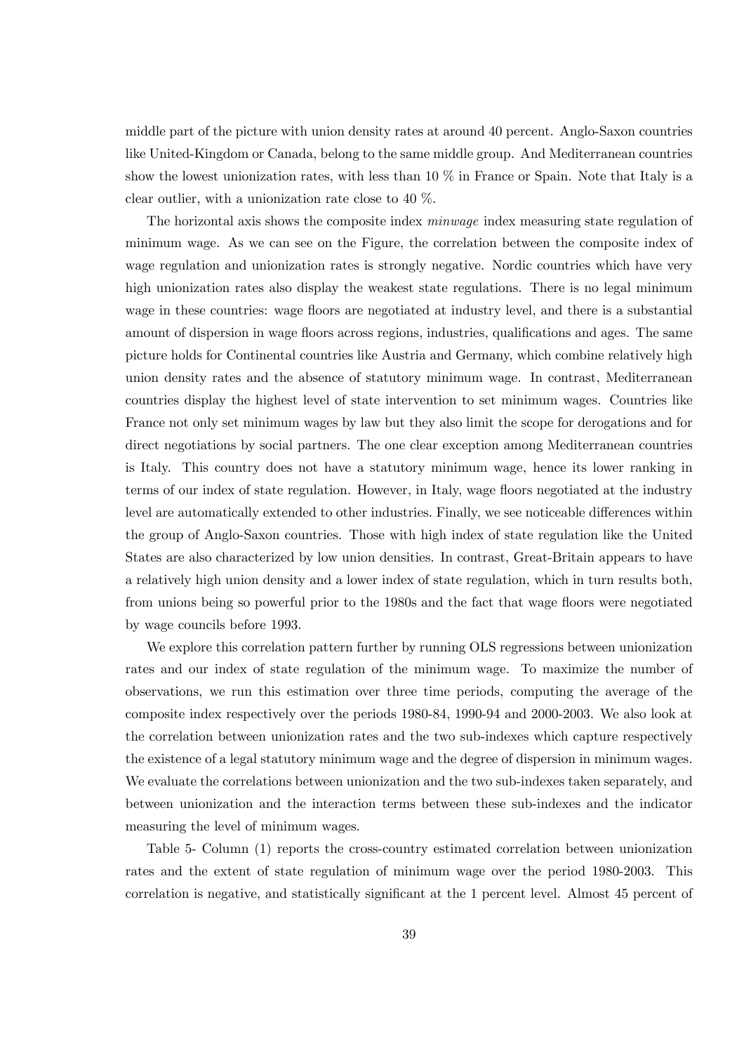middle part of the picture with union density rates at around 40 percent. Anglo-Saxon countries like United-Kingdom or Canada, belong to the same middle group. And Mediterranean countries show the lowest unionization rates, with less than 10 % in France or Spain. Note that Italy is a clear outlier, with a unionization rate close to 40 %.

The horizontal axis shows the composite index *minwage* index measuring state regulation of minimum wage. As we can see on the Figure, the correlation between the composite index of wage regulation and unionization rates is strongly negative. Nordic countries which have very high unionization rates also display the weakest state regulations. There is no legal minimum wage in these countries: wage floors are negotiated at industry level, and there is a substantial amount of dispersion in wage floors across regions, industries, qualifications and ages. The same picture holds for Continental countries like Austria and Germany, which combine relatively high union density rates and the absence of statutory minimum wage. In contrast, Mediterranean countries display the highest level of state intervention to set minimum wages. Countries like France not only set minimum wages by law but they also limit the scope for derogations and for direct negotiations by social partners. The one clear exception among Mediterranean countries is Italy. This country does not have a statutory minimum wage, hence its lower ranking in terms of our index of state regulation. However, in Italy, wage floors negotiated at the industry level are automatically extended to other industries. Finally, we see noticeable differences within the group of Anglo-Saxon countries. Those with high index of state regulation like the United States are also characterized by low union densities. In contrast, Great-Britain appears to have a relatively high union density and a lower index of state regulation, which in turn results both, from unions being so powerful prior to the 1980s and the fact that wage floors were negotiated by wage councils before 1993.

We explore this correlation pattern further by running OLS regressions between unionization rates and our index of state regulation of the minimum wage. To maximize the number of observations, we run this estimation over three time periods, computing the average of the composite index respectively over the periods 1980-84, 1990-94 and 2000-2003. We also look at the correlation between unionization rates and the two sub-indexes which capture respectively the existence of a legal statutory minimum wage and the degree of dispersion in minimum wages. We evaluate the correlations between unionization and the two sub-indexes taken separately, and between unionization and the interaction terms between these sub-indexes and the indicator measuring the level of minimum wages.

Table 5- Column (1) reports the cross-country estimated correlation between unionization rates and the extent of state regulation of minimum wage over the period 1980-2003. This correlation is negative, and statistically significant at the 1 percent level. Almost 45 percent of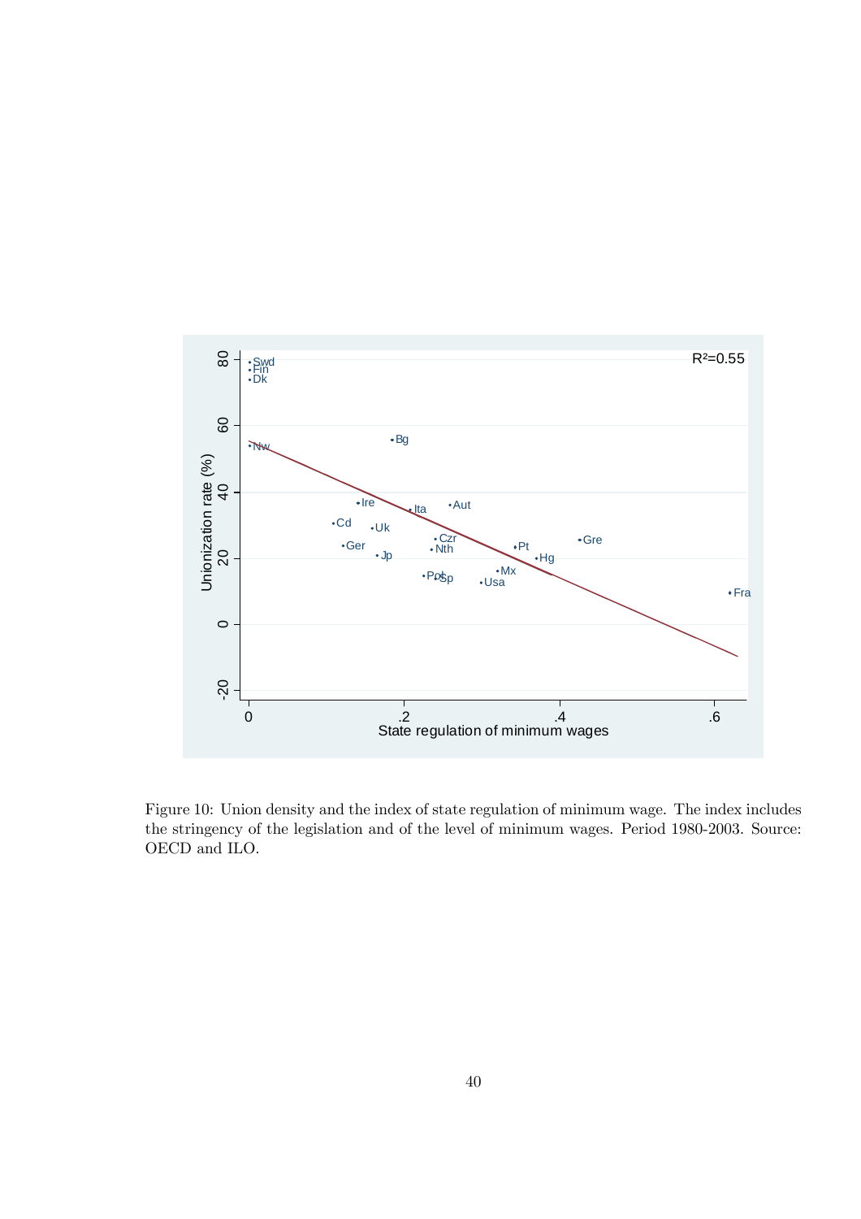Figure 10: Union density and the index of state regulation of minimum wage. The index includes the stringency of the legislation and of the level of minimum wages. Period 1980-2003. Source: OECD and ILO.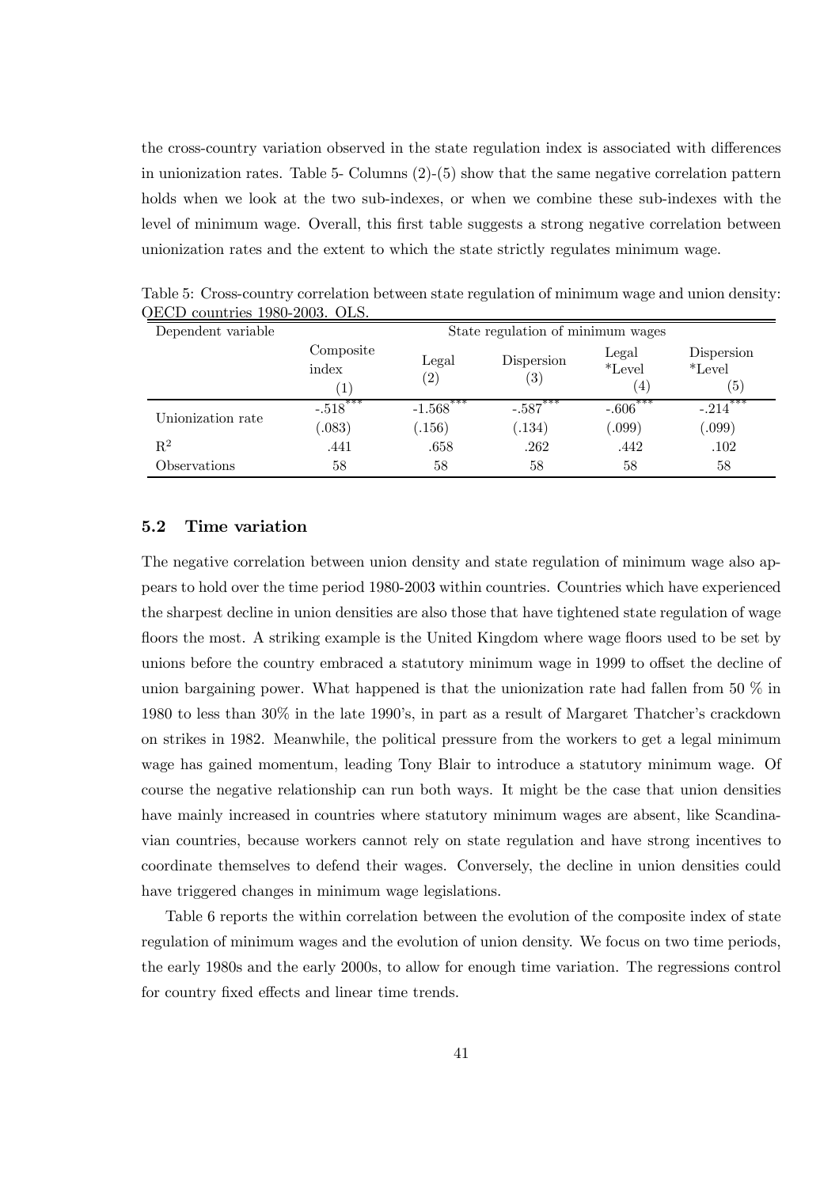the cross-country variation observed in the state regulation index is associated with differences in unionization rates. Table 5- Columns (2)-(5) show that the same negative correlation pattern holds when we look at the two sub-indexes, or when we combine these sub-indexes with the level of minimum wage. Overall, this first table suggests a strong negative correlation between unionization rates and the extent to which the state strictly regulates minimum wage.

Table 5: Cross-country correlation between state regulation of minimum wage and union density: OECD countries 1980-2003. OLS.

| Dependent variable | State regulation of minimum wages | | | | |
|---|---|---|---|---|---|
| | Composite index (1) | Legal (2) | Dispersion (3) | Legal *Level (4) | Dispersion *Level (5) |
| Unionization rate | -.518*** | -1.568*** | -.587*** | -.606*** | -.214*** |
| | (.083) | (.156) | (.134) | (.099) | (.099) |
| $R^2$ | .441 | .658 | .262 | .442 | .102 |
| Observations | 58 | 58 | 58 | 58 | 58 |

### 5.2 Time variation

The negative correlation between union density and state regulation of minimum wage also appears to hold over the time period 1980-2003 within countries. Countries which have experienced the sharpest decline in union densities are also those that have tightened state regulation of wage floors the most. A striking example is the United Kingdom where wage floors used to be set by unions before the country embraced a statutory minimum wage in 1999 to offset the decline of union bargaining power. What happened is that the unionization rate had fallen from 50 % in 1980 to less than 30% in the late 1990's, in part as a result of Margaret Thatcher's crackdown on strikes in 1982. Meanwhile, the political pressure from the workers to get a legal minimum wage has gained momentum, leading Tony Blair to introduce a statutory minimum wage. Of course the negative relationship can run both ways. It might be the case that union densities have mainly increased in countries where statutory minimum wages are absent, like Scandinavian countries, because workers cannot rely on state regulation and have strong incentives to coordinate themselves to defend their wages. Conversely, the decline in union densities could have triggered changes in minimum wage legislations.

Table 6 reports the within correlation between the evolution of the composite index of state regulation of minimum wages and the evolution of union density. We focus on two time periods, the early 1980s and the early 2000s, to allow for enough time variation. The regressions control for country fixed effects and linear time trends.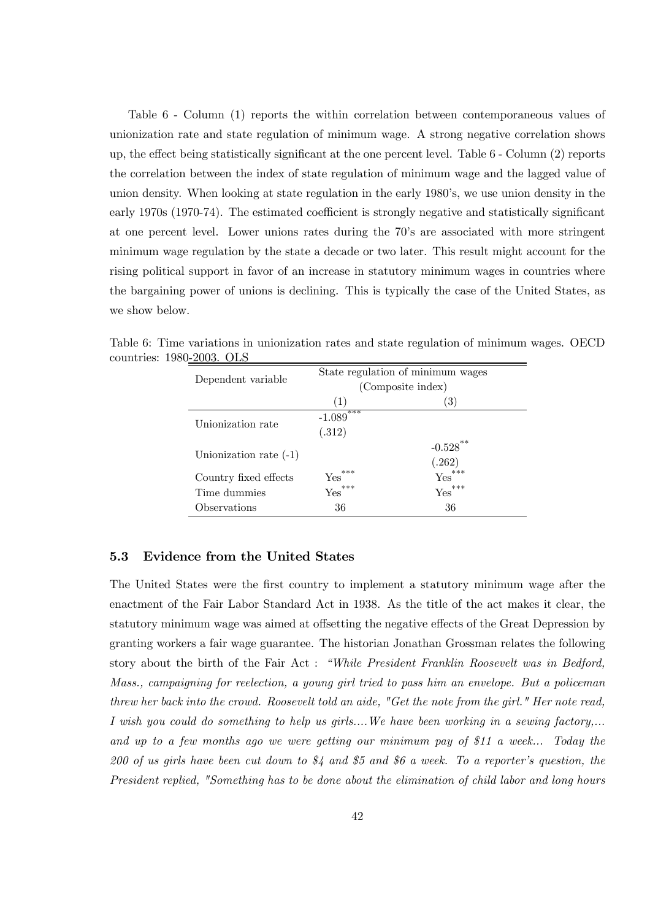Table 6 - Column (1) reports the within correlation between contemporaneous values of unionization rate and state regulation of minimum wage. A strong negative correlation shows up, the effect being statistically significant at the one percent level. Table 6 - Column (2) reports the correlation between the index of state regulation of minimum wage and the lagged value of union density. When looking at state regulation in the early 1980's, we use union density in the early 1970s (1970-74). The estimated coefficient is strongly negative and statistically significant at one percent level. Lower unions rates during the 70's are associated with more stringent minimum wage regulation by the state a decade or two later. This result might account for the rising political support in favor of an increase in statutory minimum wages in countries where the bargaining power of unions is declining. This is typically the case of the United States, as we show below.

Table 6: Time variations in unionization rates and state regulation of minimum wages. OECD countries: 1980-2003. OLS

| Dependent variable | State regulation of minimum wages (Composite index) | |
|---|---|---|
| | (1) | (3) |
| Unionization rate | -1.089*** | |
| | (.312) | |
| Unionization rate (-1) | | -0.528** |
| | | (.262) |
| Country fixed effects | Yes*** | Yes*** |
| Time dummies | Yes*** | Yes*** |
| Observations | 36 | 36 |

### 5.3 Evidence from the United States

The United States were the first country to implement a statutory minimum wage after the enactment of the Fair Labor Standard Act in 1938. As the title of the act makes it clear, the statutory minimum wage was aimed at offsetting the negative effects of the Great Depression by granting workers a fair wage guarantee. The historian Jonathan Grossman relates the following story about the birth of the Fair Act : *"While President Franklin Roosevelt was in Bedford, Mass., campaigning for reelection, a young girl tried to pass him an envelope. But a policeman threw her back into the crowd. Roosevelt told an aide, "Get the note from the girl." Her note read, I wish you could do something to help us girls....We have been working in a sewing factory,... and up to a few months ago we were getting our minimum pay of $11 a week... Today the 200 of us girls have been cut down to $4 and $5 and $6 a week. To a reporter's question, the President replied, "Something has to be done about the elimination of child labor and long hours*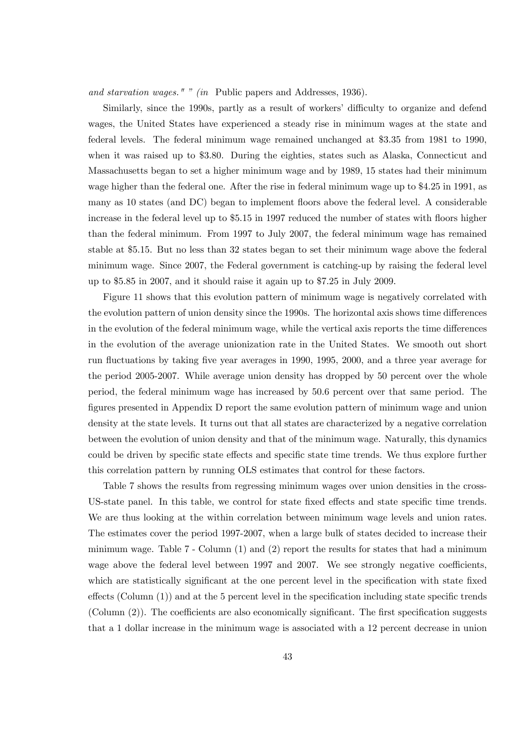*and starvation wages." " (in* Public papers and Addresses, 1936).

Similarly, since the 1990s, partly as a result of workers' difficulty to organize and defend wages, the United States have experienced a steady rise in minimum wages at the state and federal levels. The federal minimum wage remained unchanged at $3.35 from 1981 to 1990, when it was raised up to $3.80. During the eighties, states such as Alaska, Connecticut and Massachusetts began to set a higher minimum wage and by 1989, 15 states had their minimum wage higher than the federal one. After the rise in federal minimum wage up to $4.25 in 1991, as many as 10 states (and DC) began to implement floors above the federal level. A considerable increase in the federal level up to $5.15 in 1997 reduced the number of states with floors higher than the federal minimum. From 1997 to July 2007, the federal minimum wage has remained stable at $5.15. But no less than 32 states began to set their minimum wage above the federal minimum wage. Since 2007, the Federal government is catching-up by raising the federal level up to $5.85 in 2007, and it should raise it again up to $7.25 in July 2009.

Figure 11 shows that this evolution pattern of minimum wage is negatively correlated with the evolution pattern of union density since the 1990s. The horizontal axis shows time differences in the evolution of the federal minimum wage, while the vertical axis reports the time differences in the evolution of the average unionization rate in the United States. We smooth out short run fluctuations by taking five year averages in 1990, 1995, 2000, and a three year average for the period 2005-2007. While average union density has dropped by 50 percent over the whole period, the federal minimum wage has increased by 50.6 percent over that same period. The figures presented in Appendix D report the same evolution pattern of minimum wage and union density at the state levels. It turns out that all states are characterized by a negative correlation between the evolution of union density and that of the minimum wage. Naturally, this dynamics could be driven by specific state effects and specific state time trends. We thus explore further this correlation pattern by running OLS estimates that control for these factors.

Table 7 shows the results from regressing minimum wages over union densities in the cross-US-state panel. In this table, we control for state fixed effects and state specific time trends. We are thus looking at the within correlation between minimum wage levels and union rates. The estimates cover the period 1997-2007, when a large bulk of states decided to increase their minimum wage. Table 7 - Column (1) and (2) report the results for states that had a minimum wage above the federal level between 1997 and 2007. We see strongly negative coefficients, which are statistically significant at the one percent level in the specification with state fixed effects (Column (1)) and at the 5 percent level in the specification including state specific trends (Column (2)). The coefficients are also economically significant. The first specification suggests that a 1 dollar increase in the minimum wage is associated with a 12 percent decrease in union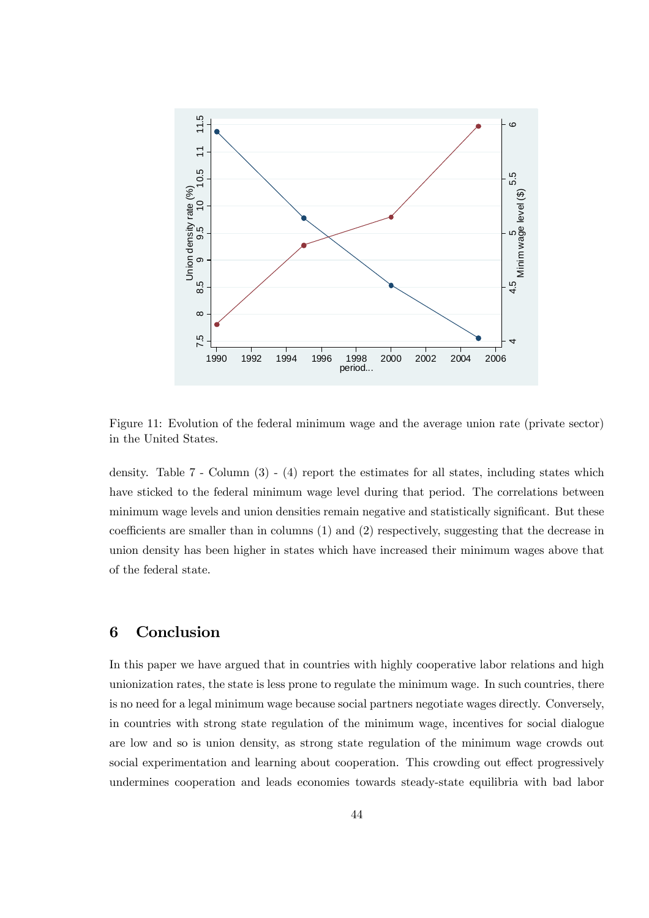Figure 11: Evolution of the federal minimum wage and the average union rate (private sector) in the United States.

density. Table 7 - Column (3) - (4) report the estimates for all states, including states which have sticked to the federal minimum wage level during that period. The correlations between minimum wage levels and union densities remain negative and statistically significant. But these coefficients are smaller than in columns (1) and (2) respectively, suggesting that the decrease in union density has been higher in states which have increased their minimum wages above that of the federal state.

## 6 Conclusion

In this paper we have argued that in countries with highly cooperative labor relations and high unionization rates, the state is less prone to regulate the minimum wage. In such countries, there is no need for a legal minimum wage because social partners negotiate wages directly. Conversely, in countries with strong state regulation of the minimum wage, incentives for social dialogue are low and so is union density, as strong state regulation of the minimum wage crowds out social experimentation and learning about cooperation. This crowding out effect progressively undermines cooperation and leads economies towards steady-state equilibria with bad labor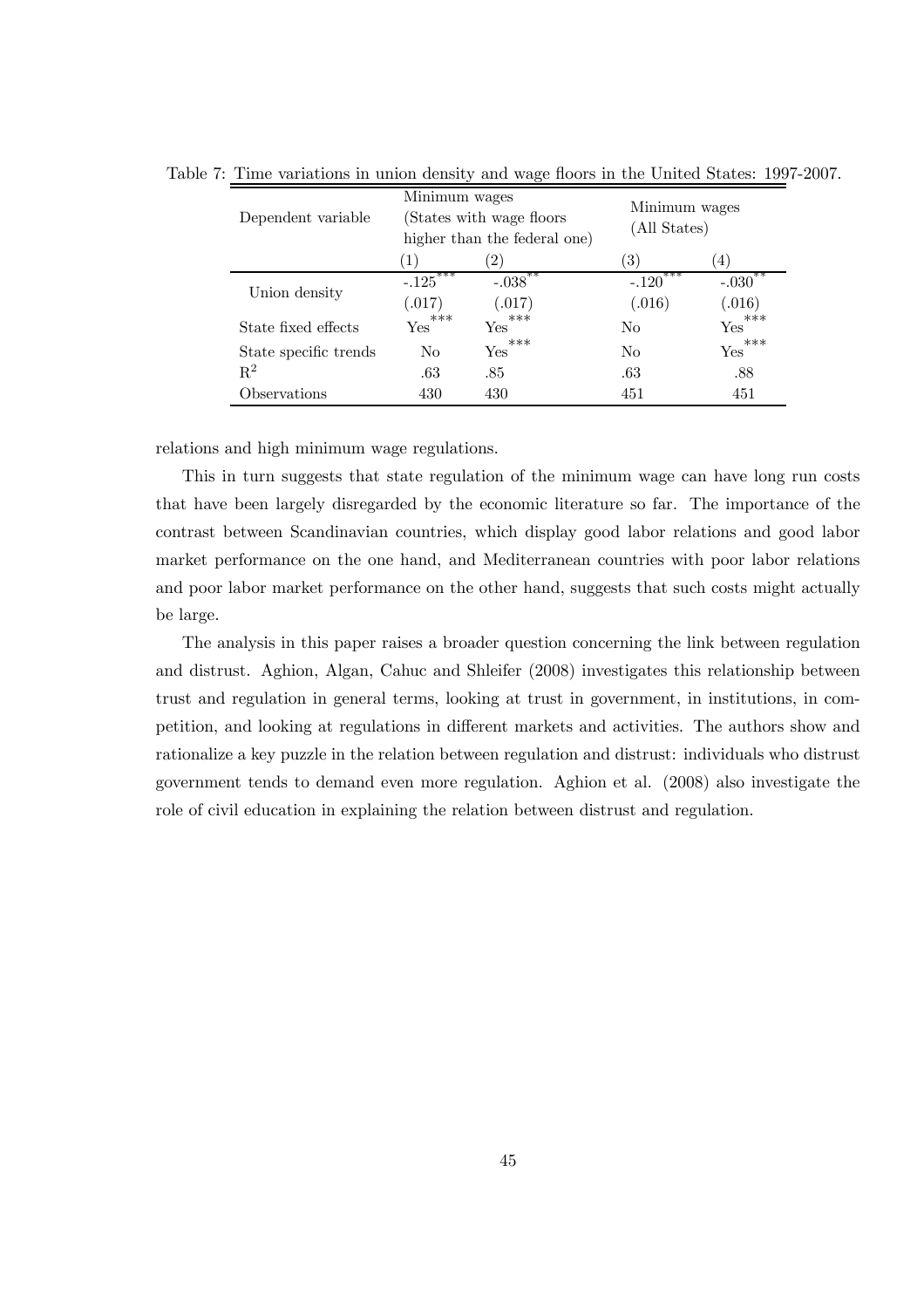Table 7: Time variations in union density and wage floors in the United States: 1997-2007.

| Dependent variable | Minimum wages (States with wage floors higher than the federal one) | | Minimum wages (All States) | |
|---|---|---|---|---|
| | (1) | (2) | (3) | (4) |
| Union density | -.125*** | -.038** | -.120*** | -.030** |
| | (.017) | (.017) | (.016) | (.016) |
| State fixed effects | Yes*** | Yes*** | No | Yes*** |
| State specific trends | No | Yes*** | No | Yes*** |
| $R^2$ | .63 | .85 | .63 | .88 |
| Observations | 430 | 430 | 451 | 451 |

relations and high minimum wage regulations.

This in turn suggests that state regulation of the minimum wage can have long run costs that have been largely disregarded by the economic literature so far. The importance of the contrast between Scandinavian countries, which display good labor relations and good labor market performance on the one hand, and Mediterranean countries with poor labor relations and poor labor market performance on the other hand, suggests that such costs might actually be large.

The analysis in this paper raises a broader question concerning the link between regulation and distrust. Aghion, Algan, Cahuc and Shleifer (2008) investigates this relationship between trust and regulation in general terms, looking at trust in government, in institutions, in competition, and looking at regulations in different markets and activities. The authors show and rationalize a key puzzle in the relation between regulation and distrust: individuals who distrust government tends to demand even more regulation. Aghion et al. (2008) also investigate the role of civil education in explaining the relation between distrust and regulation.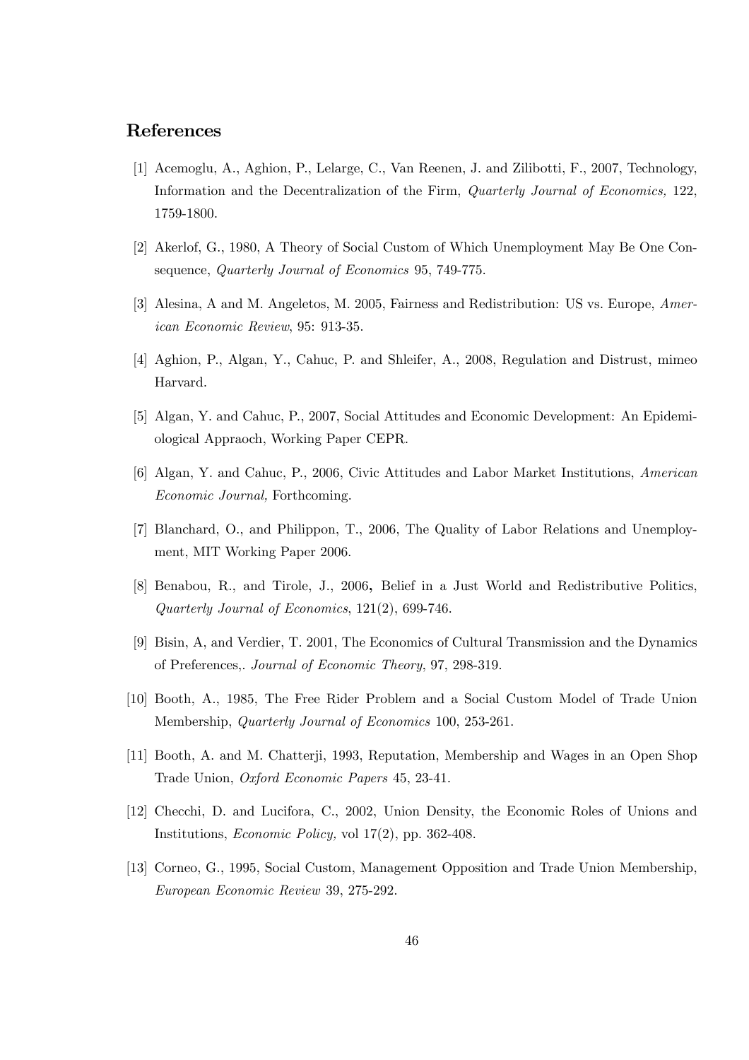## References

[1] Acemoglu, A., Aghion, P., Lelarge, C., Van Reenen, J. and Zilibotti, F., 2007, Technology, Information and the Decentralization of the Firm, *Quarterly Journal of Economics,* 122, 1759-1800.

[2] Akerlof, G., 1980, A Theory of Social Custom of Which Unemployment May Be One Consequence, *Quarterly Journal of Economics* 95, 749-775.

[3] Alesina, A and M. Angeletos, M. 2005, Fairness and Redistribution: US vs. Europe, *American Economic Review*, 95: 913-35.

[4] Aghion, P., Algan, Y., Cahuc, P. and Shleifer, A., 2008, Regulation and Distrust, mimeo Harvard.

[5] Algan, Y. and Cahuc, P., 2007, Social Attitudes and Economic Development: An Epidemiological Appraoch, Working Paper CEPR.

[6] Algan, Y. and Cahuc, P., 2006, Civic Attitudes and Labor Market Institutions, *American Economic Journal,* Forthcoming.

[7] Blanchard, O., and Philippon, T., 2006, The Quality of Labor Relations and Unemployment, MIT Working Paper 2006.

[8] Benabou, R., and Tirole, J., 2006**,** Belief in a Just World and Redistributive Politics, *Quarterly Journal of Economics*, 121(2), 699-746.

[9] Bisin, A, and Verdier, T. 2001, The Economics of Cultural Transmission and the Dynamics of Preferences,. *Journal of Economic Theory*, 97, 298-319.

[10] Booth, A., 1985, The Free Rider Problem and a Social Custom Model of Trade Union Membership, *Quarterly Journal of Economics* 100, 253-261.

[11] Booth, A. and M. Chatterji, 1993, Reputation, Membership and Wages in an Open Shop Trade Union, *Oxford Economic Papers* 45, 23-41.

[12] Checchi, D. and Lucifora, C., 2002, Union Density, the Economic Roles of Unions and Institutions, *Economic Policy,* vol 17(2), pp. 362-408.

[13] Corneo, G., 1995, Social Custom, Management Opposition and Trade Union Membership, *European Economic Review* 39, 275-292.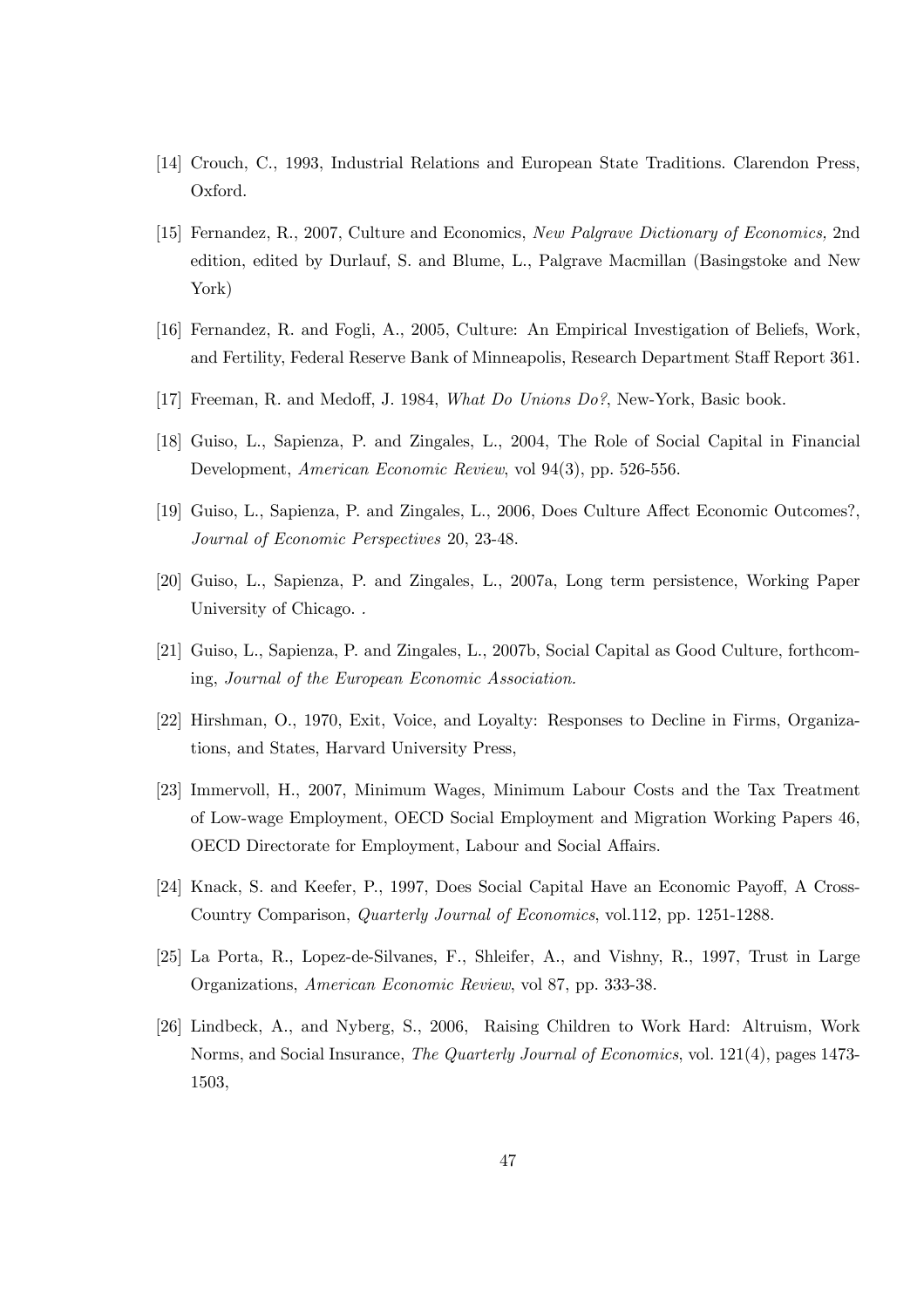[14] Crouch, C., 1993, Industrial Relations and European State Traditions. Clarendon Press, Oxford.

[15] Fernandez, R., 2007, Culture and Economics, *New Palgrave Dictionary of Economics,* 2nd edition, edited by Durlauf, S. and Blume, L., Palgrave Macmillan (Basingstoke and New York)

[16] Fernandez, R. and Fogli, A., 2005, Culture: An Empirical Investigation of Beliefs, Work, and Fertility, Federal Reserve Bank of Minneapolis, Research Department Staff Report 361.

[17] Freeman, R. and Medoff, J. 1984, *What Do Unions Do?*, New-York, Basic book.

[18] Guiso, L., Sapienza, P. and Zingales, L., 2004, The Role of Social Capital in Financial Development, *American Economic Review*, vol 94(3), pp. 526-556.

[19] Guiso, L., Sapienza, P. and Zingales, L., 2006, Does Culture Affect Economic Outcomes?, *Journal of Economic Perspectives* 20, 23-48.

[20] Guiso, L., Sapienza, P. and Zingales, L., 2007a, Long term persistence, Working Paper University of Chicago. .

[21] Guiso, L., Sapienza, P. and Zingales, L., 2007b, Social Capital as Good Culture, forthcoming, *Journal of the European Economic Association.*

[22] Hirshman, O., 1970, Exit, Voice, and Loyalty: Responses to Decline in Firms, Organizations, and States, Harvard University Press,

[23] Immervoll, H., 2007, Minimum Wages, Minimum Labour Costs and the Tax Treatment of Low-wage Employment, OECD Social Employment and Migration Working Papers 46, OECD Directorate for Employment, Labour and Social Affairs.

[24] Knack, S. and Keefer, P., 1997, Does Social Capital Have an Economic Payoff, A Cross-Country Comparison, *Quarterly Journal of Economics*, vol.112, pp. 1251-1288.

[25] La Porta, R., Lopez-de-Silvanes, F., Shleifer, A., and Vishny, R., 1997, Trust in Large Organizations, *American Economic Review*, vol 87, pp. 333-38.

[26] Lindbeck, A., and Nyberg, S., 2006, Raising Children to Work Hard: Altruism, Work Norms, and Social Insurance, *The Quarterly Journal of Economics*, vol. 121(4), pages 1473-1503,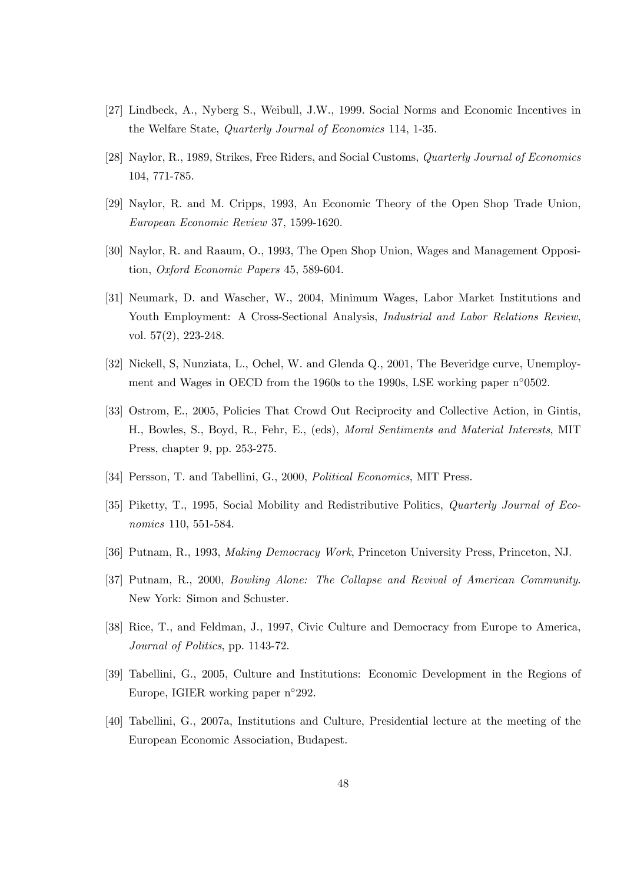[27] Lindbeck, A., Nyberg S., Weibull, J.W., 1999. Social Norms and Economic Incentives in the Welfare State, *Quarterly Journal of Economics* 114, 1-35.

[28] Naylor, R., 1989, Strikes, Free Riders, and Social Customs, *Quarterly Journal of Economics* 104, 771-785.

[29] Naylor, R. and M. Cripps, 1993, An Economic Theory of the Open Shop Trade Union, *European Economic Review* 37, 1599-1620.

[30] Naylor, R. and Raaum, O., 1993, The Open Shop Union, Wages and Management Opposition, *Oxford Economic Papers* 45, 589-604.

[31] Neumark, D. and Wascher, W., 2004, Minimum Wages, Labor Market Institutions and Youth Employment: A Cross-Sectional Analysis, *Industrial and Labor Relations Review*, vol. 57(2), 223-248.

[32] Nickell, S, Nunziata, L., Ochel, W. and Glenda Q., 2001, The Beveridge curve, Unemployment and Wages in OECD from the 1960s to the 1990s, LSE working paper n°0502.

[33] Ostrom, E., 2005, Policies That Crowd Out Reciprocity and Collective Action, in Gintis, H., Bowles, S., Boyd, R., Fehr, E., (eds), *Moral Sentiments and Material Interests*, MIT Press, chapter 9, pp. 253-275.

[34] Persson, T. and Tabellini, G., 2000, *Political Economics*, MIT Press.

[35] Piketty, T., 1995, Social Mobility and Redistributive Politics, *Quarterly Journal of Economics* 110, 551-584.

[36] Putnam, R., 1993, *Making Democracy Work*, Princeton University Press, Princeton, NJ.

[37] Putnam, R., 2000, *Bowling Alone: The Collapse and Revival of American Community*. New York: Simon and Schuster.

[38] Rice, T., and Feldman, J., 1997, Civic Culture and Democracy from Europe to America, *Journal of Politics*, pp. 1143-72.

[39] Tabellini, G., 2005, Culture and Institutions: Economic Development in the Regions of Europe, IGIER working paper n°292.

[40] Tabellini, G., 2007a, Institutions and Culture, Presidential lecture at the meeting of the European Economic Association, Budapest.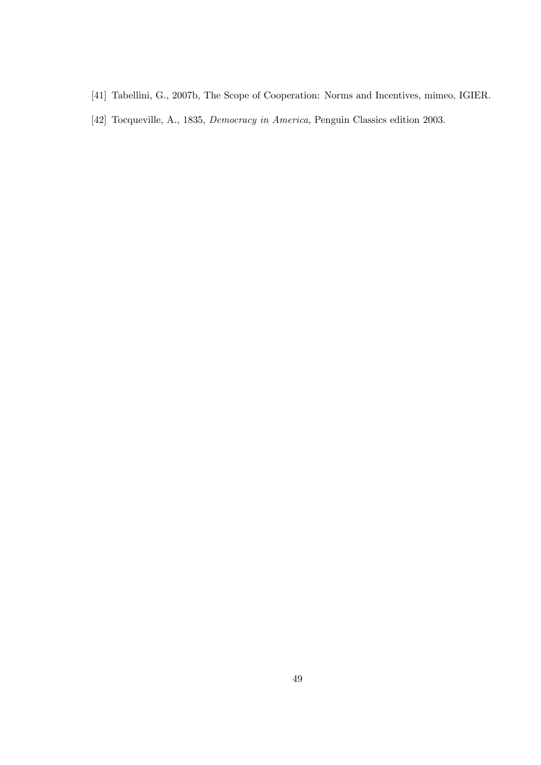[41] Tabellini, G., 2007b, The Scope of Cooperation: Norms and Incentives, mimeo, IGIER.

[42] Tocqueville, A., 1835, *Democracy in America,* Penguin Classics edition 2003.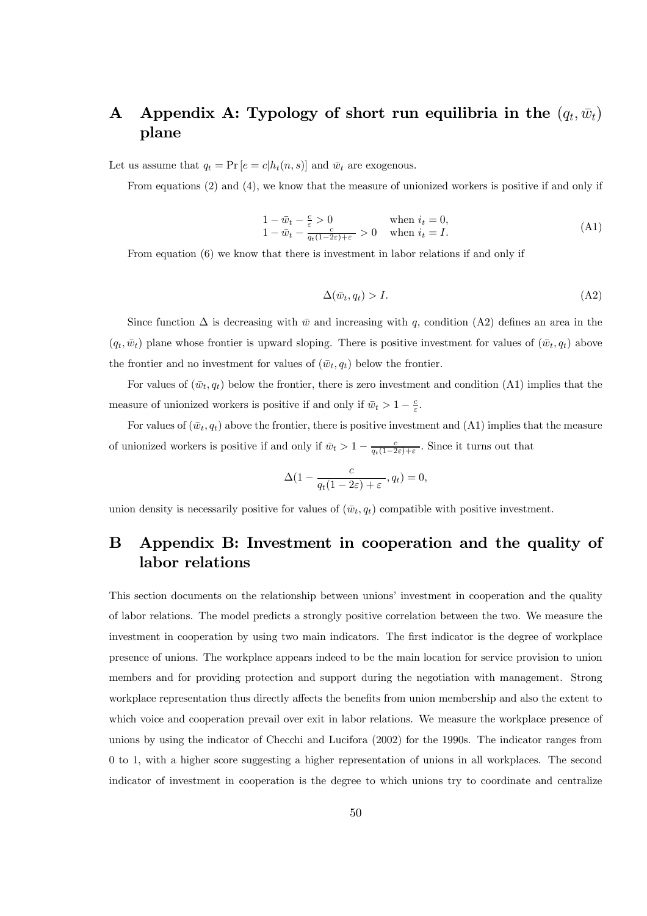# A Appendix A: Typology of short run equilibria in the $(q_t, \bar{w}_t)$ plane

Let us assume that $q_t = \Pr\left[e = c | h_t(n,s)\right]$ and $\bar{w}_t$ are exogenous.

From equations (2) and (4), we know that the measure of unionized workers is positive if and only if

$$\begin{array}{ll} 1 - \bar{w}_t - \frac{c}{\varepsilon} > 0 & \text{when } i_t = 0, \\ 1 - \bar{w}_t - \frac{c}{q_t(1-2\varepsilon)+\varepsilon} > 0 & \text{when } i_t = I. \end{array} \tag{A1}$$

From equation (6) we know that there is investment in labor relations if and only if

$$\Delta(\bar{w}_t, q_t) > I. \tag{A2}$$

Since function $\Delta$ is decreasing with $\bar{w}$ and increasing with $q$, condition (A2) defines an area in the $(q_t, \bar{w}_t)$ plane whose frontier is upward sloping. There is positive investment for values of $(\bar{w}_t, q_t)$ above the frontier and no investment for values of $(\bar{w}_t, q_t)$ below the frontier.

For values of $(\bar{w}_t, q_t)$ below the frontier, there is zero investment and condition (A1) implies that the measure of unionized workers is positive if and only if $\bar{w}_t > 1 - \frac{c}{\varepsilon}$.

For values of $(\bar{w}_t, q_t)$ above the frontier, there is positive investment and (A1) implies that the measure of unionized workers is positive if and only if $\bar{w}_t > 1 - \frac{c}{q_t(1-2\varepsilon)+\varepsilon}$. Since it turns out that

$$\Delta(1 - \frac{c}{q_t(1-2\varepsilon)+\varepsilon}, q_t) = 0,$$

union density is necessarily positive for values of $(\bar{w}_t, q_t)$ compatible with positive investment.

# B Appendix B: Investment in cooperation and the quality of labor relations

This section documents on the relationship between unions' investment in cooperation and the quality of labor relations. The model predicts a strongly positive correlation between the two. We measure the investment in cooperation by using two main indicators. The first indicator is the degree of workplace presence of unions. The workplace appears indeed to be the main location for service provision to union members and for providing protection and support during the negotiation with management. Strong workplace representation thus directly affects the benefits from union membership and also the extent to which voice and cooperation prevail over exit in labor relations. We measure the workplace presence of unions by using the indicator of Checchi and Lucifora (2002) for the 1990s. The indicator ranges from 0 to 1, with a higher score suggesting a higher representation of unions in all workplaces. The second indicator of investment in cooperation is the degree to which unions try to coordinate and centralize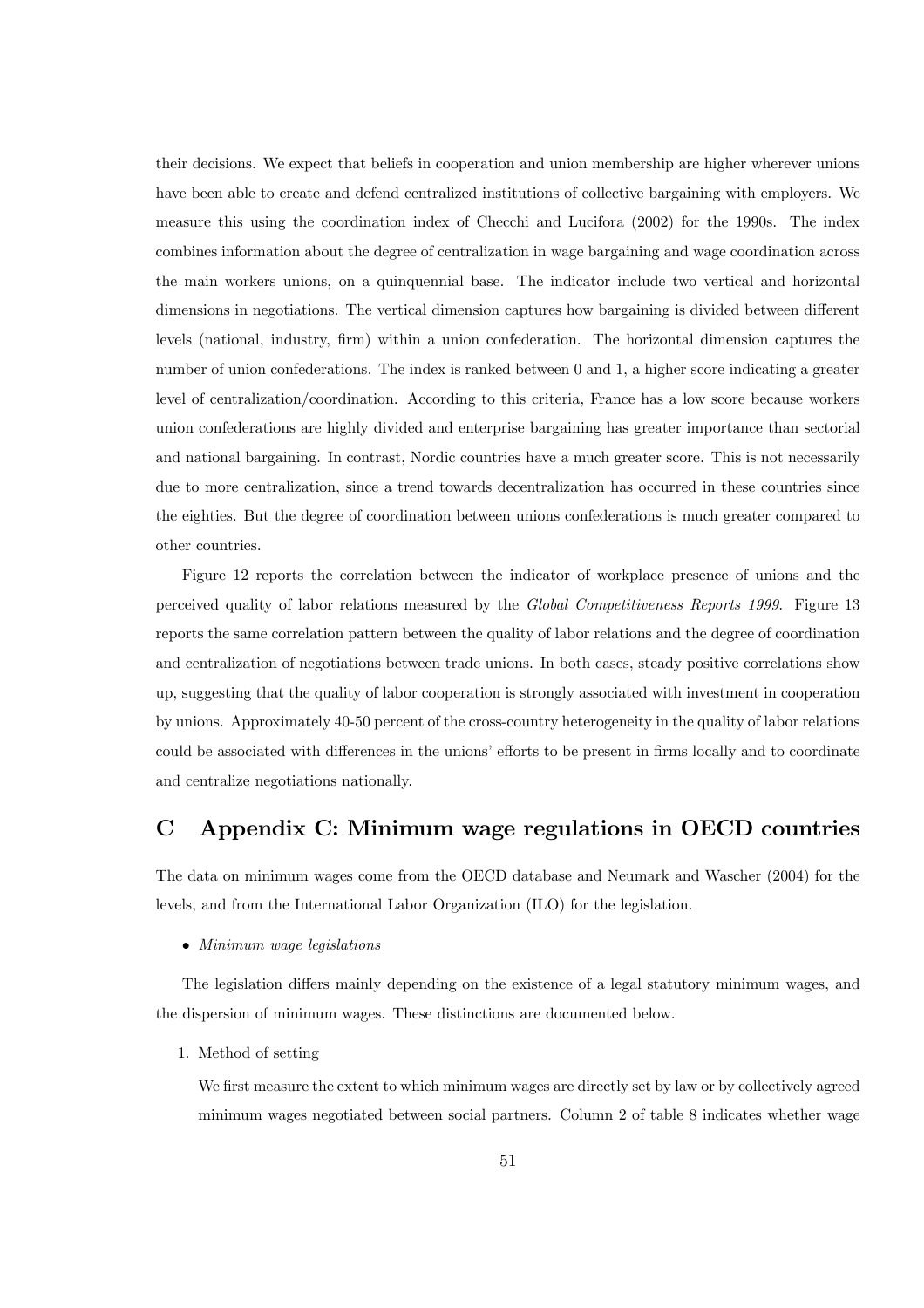their decisions. We expect that beliefs in cooperation and union membership are higher wherever unions have been able to create and defend centralized institutions of collective bargaining with employers. We measure this using the coordination index of Checchi and Lucifora (2002) for the 1990s. The index combines information about the degree of centralization in wage bargaining and wage coordination across the main workers unions, on a quinquennial base. The indicator include two vertical and horizontal dimensions in negotiations. The vertical dimension captures how bargaining is divided between different levels (national, industry, firm) within a union confederation. The horizontal dimension captures the number of union confederations. The index is ranked between 0 and 1, a higher score indicating a greater level of centralization/coordination. According to this criteria, France has a low score because workers union confederations are highly divided and enterprise bargaining has greater importance than sectorial and national bargaining. In contrast, Nordic countries have a much greater score. This is not necessarily due to more centralization, since a trend towards decentralization has occurred in these countries since the eighties. But the degree of coordination between unions confederations is much greater compared to other countries.

Figure 12 reports the correlation between the indicator of workplace presence of unions and the perceived quality of labor relations measured by the *Global Competitiveness Reports 1999*. Figure 13 reports the same correlation pattern between the quality of labor relations and the degree of coordination and centralization of negotiations between trade unions. In both cases, steady positive correlations show up, suggesting that the quality of labor cooperation is strongly associated with investment in cooperation by unions. Approximately 40-50 percent of the cross-country heterogeneity in the quality of labor relations could be associated with differences in the unions' efforts to be present in firms locally and to coordinate and centralize negotiations nationally.

# C Appendix C: Minimum wage regulations in OECD countries

The data on minimum wages come from the OECD database and Neumark and Wascher (2004) for the levels, and from the International Labor Organization (ILO) for the legislation.

- *Minimum wage legislations*

The legislation differs mainly depending on the existence of a legal statutory minimum wages, and the dispersion of minimum wages. These distinctions are documented below.

1. Method of setting

   We first measure the extent to which minimum wages are directly set by law or by collectively agreed minimum wages negotiated between social partners. Column 2 of table 8 indicates whether wage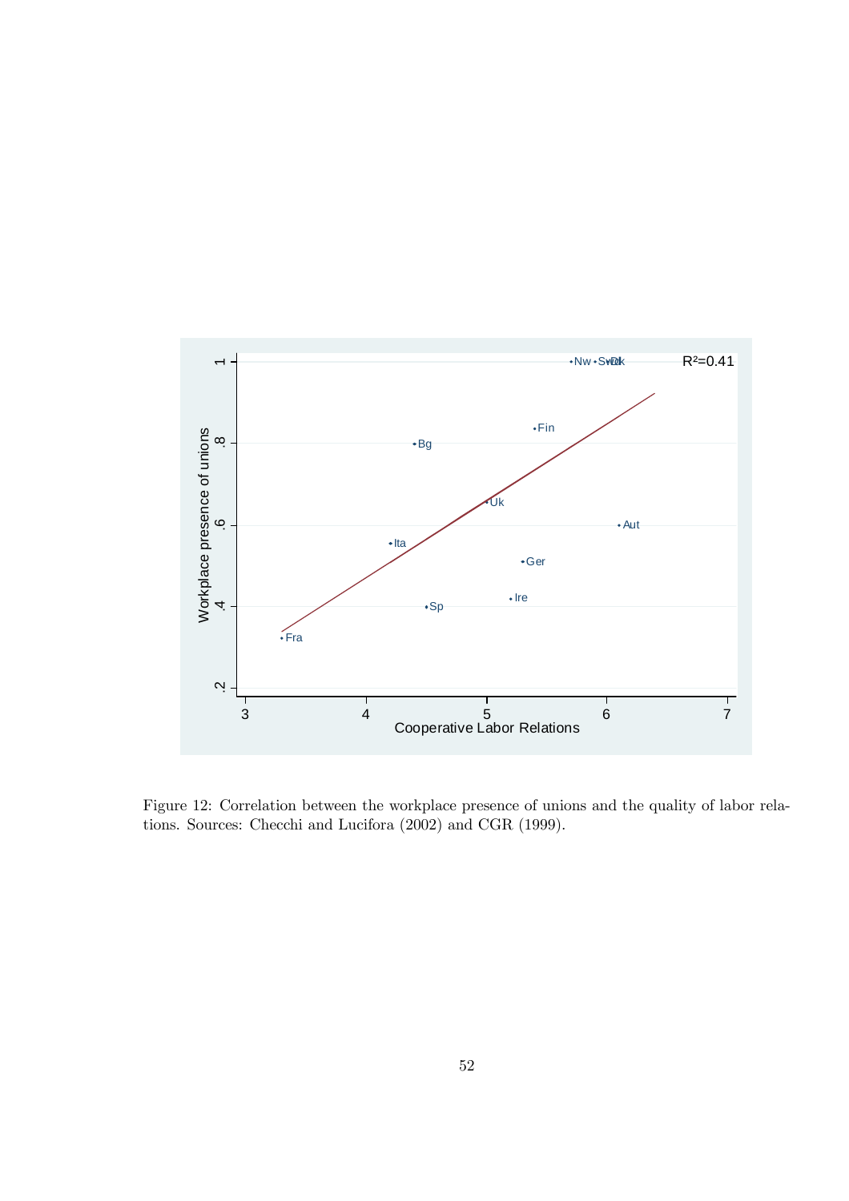Figure 12: Correlation between the workplace presence of unions and the quality of labor relations. Sources: Checchi and Lucifora (2002) and CGR (1999).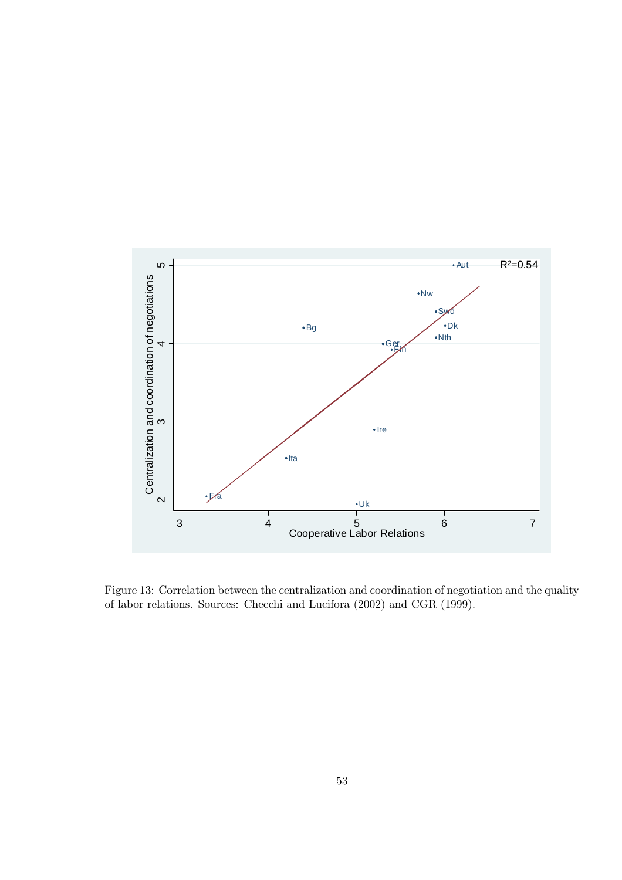Figure 13: Correlation between the centralization and coordination of negotiation and the quality of labor relations. Sources: Checchi and Lucifora (2002) and CGR (1999).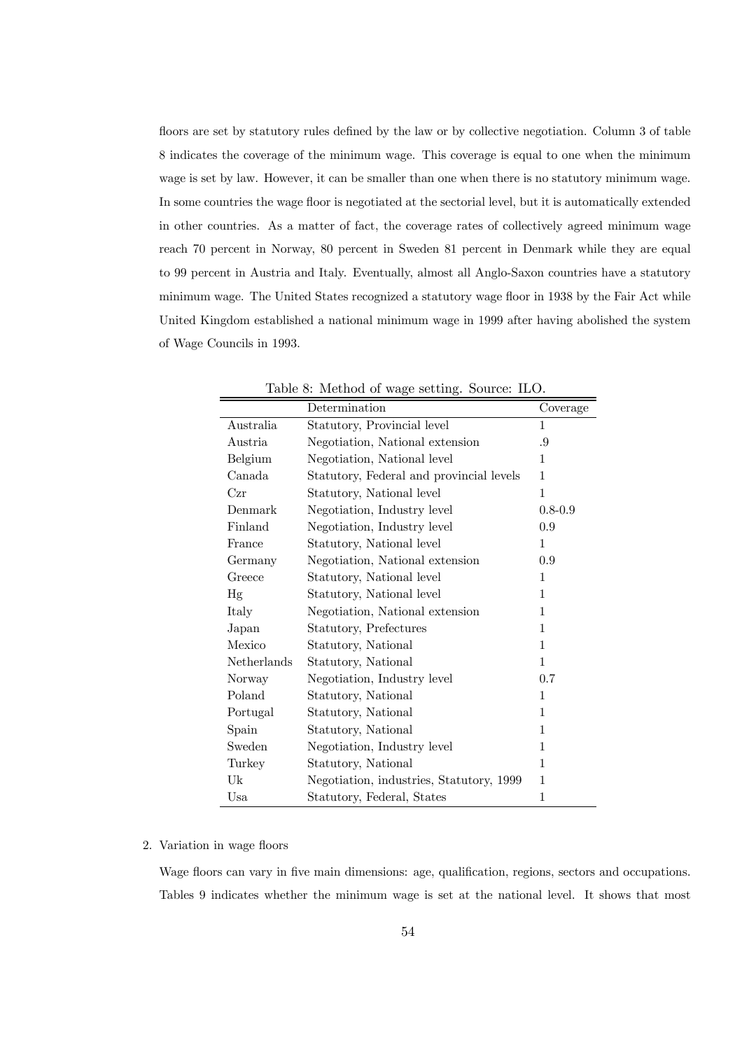floors are set by statutory rules defined by the law or by collective negotiation. Column 3 of table 8 indicates the coverage of the minimum wage. This coverage is equal to one when the minimum wage is set by law. However, it can be smaller than one when there is no statutory minimum wage. In some countries the wage floor is negotiated at the sectorial level, but it is automatically extended in other countries. As a matter of fact, the coverage rates of collectively agreed minimum wage reach 70 percent in Norway, 80 percent in Sweden 81 percent in Denmark while they are equal to 99 percent in Austria and Italy. Eventually, almost all Anglo-Saxon countries have a statutory minimum wage. The United States recognized a statutory wage floor in 1938 by the Fair Act while United Kingdom established a national minimum wage in 1999 after having abolished the system of Wage Councils in 1993.

Table 8: Method of wage setting. Source: ILO.

| | Determination | Coverage |
|---|---|---|
| Australia | Statutory, Provincial level | 1 |
| Austria | Negotiation, National extension | .9 |
| Belgium | Negotiation, National level | 1 |
| Canada | Statutory, Federal and provincial levels | 1 |
| Czr | Statutory, National level | 1 |
| Denmark | Negotiation, Industry level | 0.8-0.9 |
| Finland | Negotiation, Industry level | 0.9 |
| France | Statutory, National level | 1 |
| Germany | Negotiation, National extension | 0.9 |
| Greece | Statutory, National level | 1 |
| Hg | Statutory, National level | 1 |
| Italy | Negotiation, National extension | 1 |
| Japan | Statutory, Prefectures | 1 |
| Mexico | Statutory, National | 1 |
| Netherlands | Statutory, National | 1 |
| Norway | Negotiation, Industry level | 0.7 |
| Poland | Statutory, National | 1 |
| Portugal | Statutory, National | 1 |
| Spain | Statutory, National | 1 |
| Sweden | Negotiation, Industry level | 1 |
| Turkey | Statutory, National | 1 |
| Uk | Negotiation, industries, Statutory, 1999 | 1 |
| Usa | Statutory, Federal, States | 1 |

2. Variation in wage floors

Wage floors can vary in five main dimensions: age, qualification, regions, sectors and occupations. Tables 9 indicates whether the minimum wage is set at the national level. It shows that most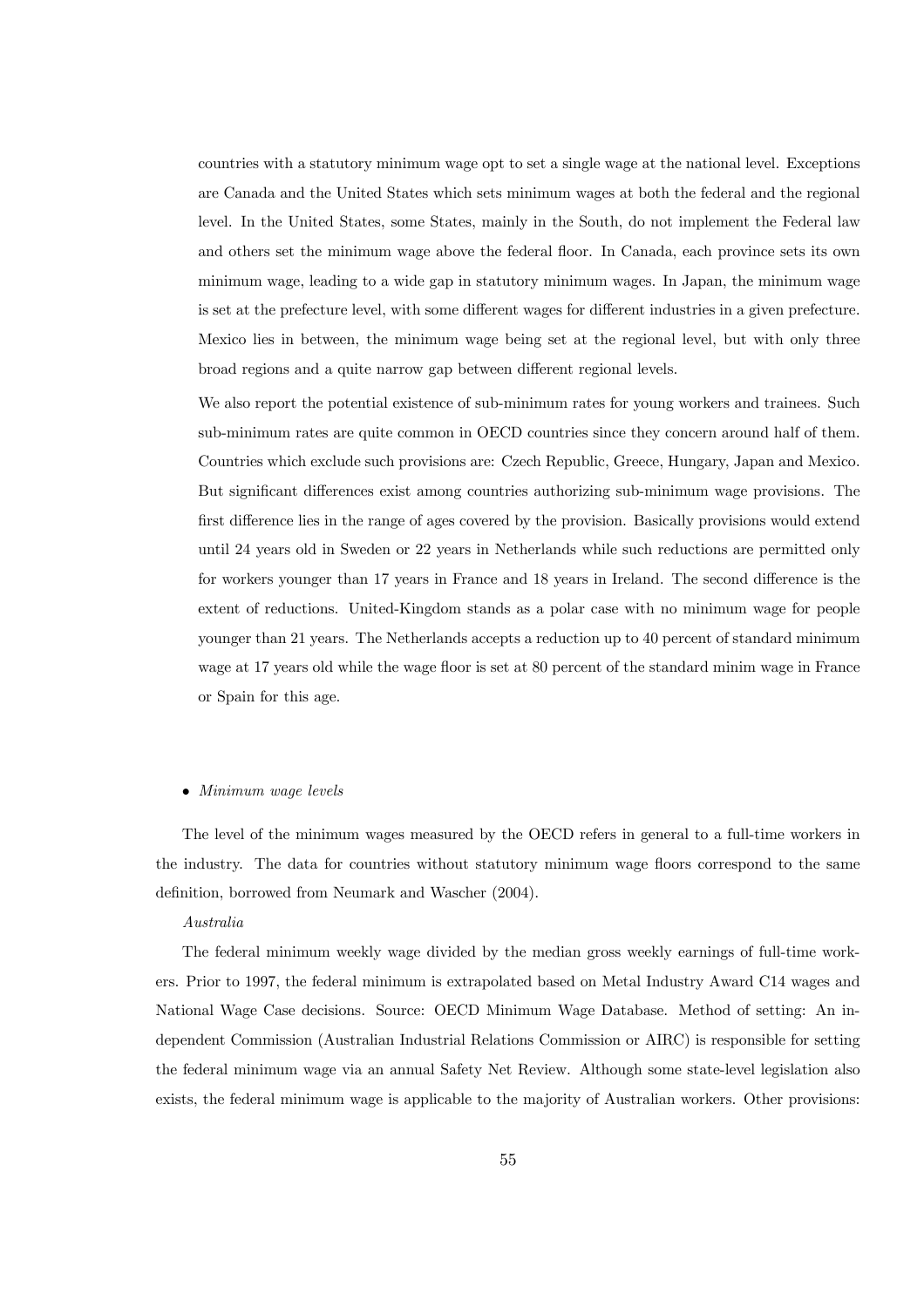countries with a statutory minimum wage opt to set a single wage at the national level. Exceptions are Canada and the United States which sets minimum wages at both the federal and the regional level. In the United States, some States, mainly in the South, do not implement the Federal law and others set the minimum wage above the federal floor. In Canada, each province sets its own minimum wage, leading to a wide gap in statutory minimum wages. In Japan, the minimum wage is set at the prefecture level, with some different wages for different industries in a given prefecture. Mexico lies in between, the minimum wage being set at the regional level, but with only three broad regions and a quite narrow gap between different regional levels.

We also report the potential existence of sub-minimum rates for young workers and trainees. Such sub-minimum rates are quite common in OECD countries since they concern around half of them. Countries which exclude such provisions are: Czech Republic, Greece, Hungary, Japan and Mexico. But significant differences exist among countries authorizing sub-minimum wage provisions. The first difference lies in the range of ages covered by the provision. Basically provisions would extend until 24 years old in Sweden or 22 years in Netherlands while such reductions are permitted only for workers younger than 17 years in France and 18 years in Ireland. The second difference is the extent of reductions. United-Kingdom stands as a polar case with no minimum wage for people younger than 21 years. The Netherlands accepts a reduction up to 40 percent of standard minimum wage at 17 years old while the wage floor is set at 80 percent of the standard minim wage in France or Spain for this age.

- *Minimum wage levels*

The level of the minimum wages measured by the OECD refers in general to a full-time workers in the industry. The data for countries without statutory minimum wage floors correspond to the same definition, borrowed from Neumark and Wascher (2004).

*Australia*

The federal minimum weekly wage divided by the median gross weekly earnings of full-time workers. Prior to 1997, the federal minimum is extrapolated based on Metal Industry Award C14 wages and National Wage Case decisions. Source: OECD Minimum Wage Database. Method of setting: An independent Commission (Australian Industrial Relations Commission or AIRC) is responsible for setting the federal minimum wage via an annual Safety Net Review. Although some state-level legislation also exists, the federal minimum wage is applicable to the majority of Australian workers. Other provisions: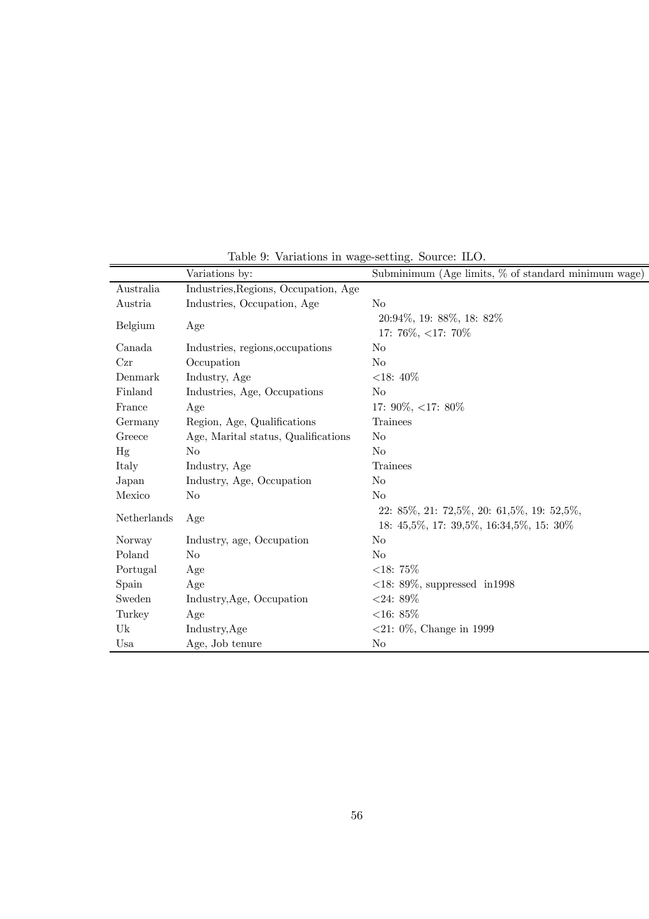Table 9: Variations in wage-setting. Source: ILO.

| | Variations by: | Subminimum (Age limits, % of standard minimum wage) |
|---|---|---|
| Australia | Industries,Regions, Occupation, Age | |
| Austria | Industries, Occupation, Age | No |
| Belgium | Age | 20:94%, 19: 88%, 18: 82% 17: 76%, <17: 70% |
| Canada | Industries, regions,occupations | No |
| Czr | Occupation | No |
| Denmark | Industry, Age | <18: 40% |
| Finland | Industries, Age, Occupations | No |
| France | Age | 17: 90%, <17: 80% |
| Germany | Region, Age, Qualifications | Trainees |
| Greece | Age, Marital status, Qualifications | No |
| Hg | No | No |
| Italy | Industry, Age | Trainees |
| Japan | Industry, Age, Occupation | No |
| Mexico | No | No |
| Netherlands | Age | 22: 85%, 21: 72,5%, 20: 61,5%, 19: 52,5%, 18: 45,5%, 17: 39,5%, 16:34,5%, 15: 30% |
| Norway | Industry, age, Occupation | No |
| Poland | No | No |
| Portugal | Age | <18: 75% |
| Spain | Age | <18: 89%, suppressed in1998 |
| Sweden | Industry,Age, Occupation | <24: 89% |
| Turkey | Age | <16: 85% |
| Uk | Industry,Age | <21: 0%, Change in 1999 |
| Usa | Age, Job tenure | No |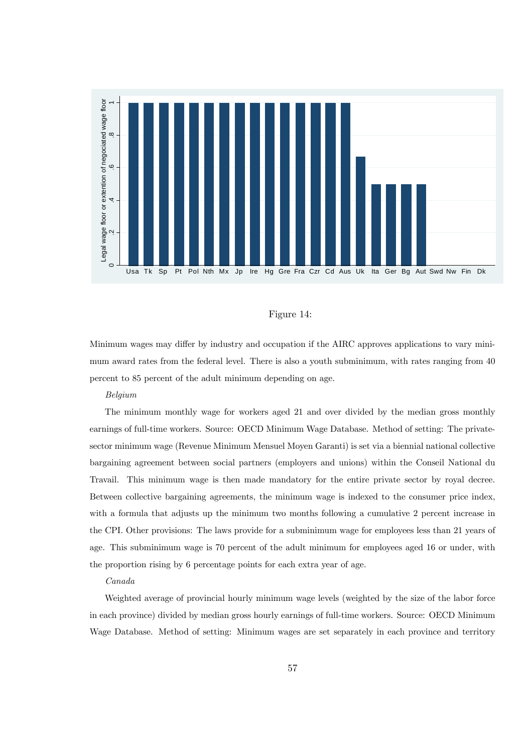Figure 14:

Minimum wages may differ by industry and occupation if the AIRC approves applications to vary minimum award rates from the federal level. There is also a youth subminimum, with rates ranging from 40 percent to 85 percent of the adult minimum depending on age.

*Belgium*

The minimum monthly wage for workers aged 21 and over divided by the median gross monthly earnings of full-time workers. Source: OECD Minimum Wage Database. Method of setting: The private-sector minimum wage (Revenue Minimum Mensuel Moyen Garanti) is set via a biennial national collective bargaining agreement between social partners (employers and unions) within the Conseil National du Travail. This minimum wage is then made mandatory for the entire private sector by royal decree. Between collective bargaining agreements, the minimum wage is indexed to the consumer price index, with a formula that adjusts up the minimum two months following a cumulative 2 percent increase in the CPI. Other provisions: The laws provide for a subminimum wage for employees less than 21 years of age. This subminimum wage is 70 percent of the adult minimum for employees aged 16 or under, with the proportion rising by 6 percentage points for each extra year of age.

*Canada*

Weighted average of provincial hourly minimum wage levels (weighted by the size of the labor force in each province) divided by median gross hourly earnings of full-time workers. Source: OECD Minimum Wage Database. Method of setting: Minimum wages are set separately in each province and territory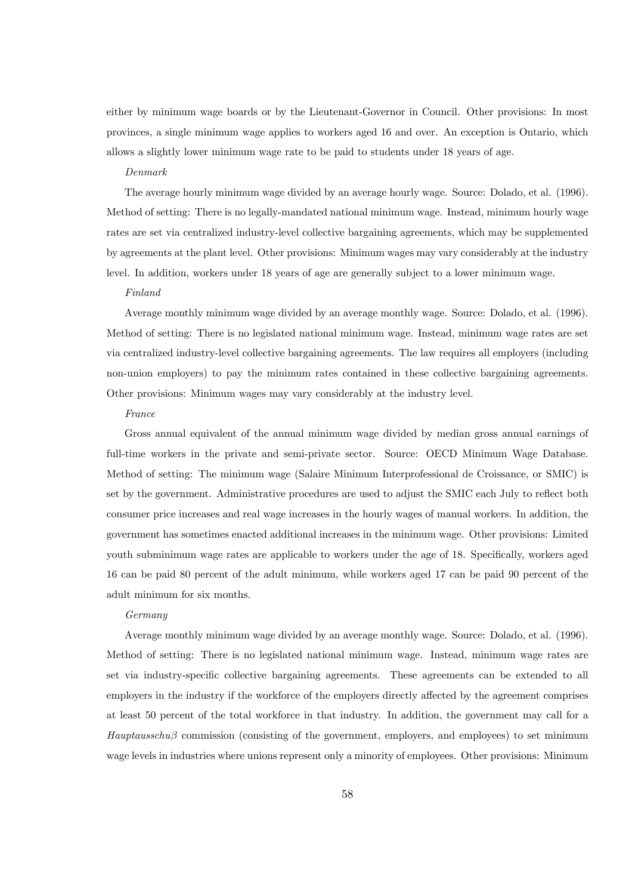either by minimum wage boards or by the Lieutenant-Governor in Council. Other provisions: In most provinces, a single minimum wage applies to workers aged 16 and over. An exception is Ontario, which allows a slightly lower minimum wage rate to be paid to students under 18 years of age.

*Denmark*

The average hourly minimum wage divided by an average hourly wage. Source: Dolado, et al. (1996). Method of setting: There is no legally-mandated national minimum wage. Instead, minimum hourly wage rates are set via centralized industry-level collective bargaining agreements, which may be supplemented by agreements at the plant level. Other provisions: Minimum wages may vary considerably at the industry level. In addition, workers under 18 years of age are generally subject to a lower minimum wage.

*Finland*

Average monthly minimum wage divided by an average monthly wage. Source: Dolado, et al. (1996). Method of setting: There is no legislated national minimum wage. Instead, minimum wage rates are set via centralized industry-level collective bargaining agreements. The law requires all employers (including non-union employers) to pay the minimum rates contained in these collective bargaining agreements. Other provisions: Minimum wages may vary considerably at the industry level.

*France*

Gross annual equivalent of the annual minimum wage divided by median gross annual earnings of full-time workers in the private and semi-private sector. Source: OECD Minimum Wage Database. Method of setting: The minimum wage (Salaire Minimum Interprofessional de Croissance, or SMIC) is set by the government. Administrative procedures are used to adjust the SMIC each July to reflect both consumer price increases and real wage increases in the hourly wages of manual workers. In addition, the government has sometimes enacted additional increases in the minimum wage. Other provisions: Limited youth subminimum wage rates are applicable to workers under the age of 18. Specifically, workers aged 16 can be paid 80 percent of the adult minimum, while workers aged 17 can be paid 90 percent of the adult minimum for six months.

*Germany*

Average monthly minimum wage divided by an average monthly wage. Source: Dolado, et al. (1996). Method of setting: There is no legislated national minimum wage. Instead, minimum wage rates are set via industry-specific collective bargaining agreements. These agreements can be extended to all employers in the industry if the workforce of the employers directly affected by the agreement comprises at least 50 percent of the total workforce in that industry. In addition, the government may call for a *Hauptausschuβ* commission (consisting of the government, employers, and employees) to set minimum wage levels in industries where unions represent only a minority of employees. Other provisions: Minimum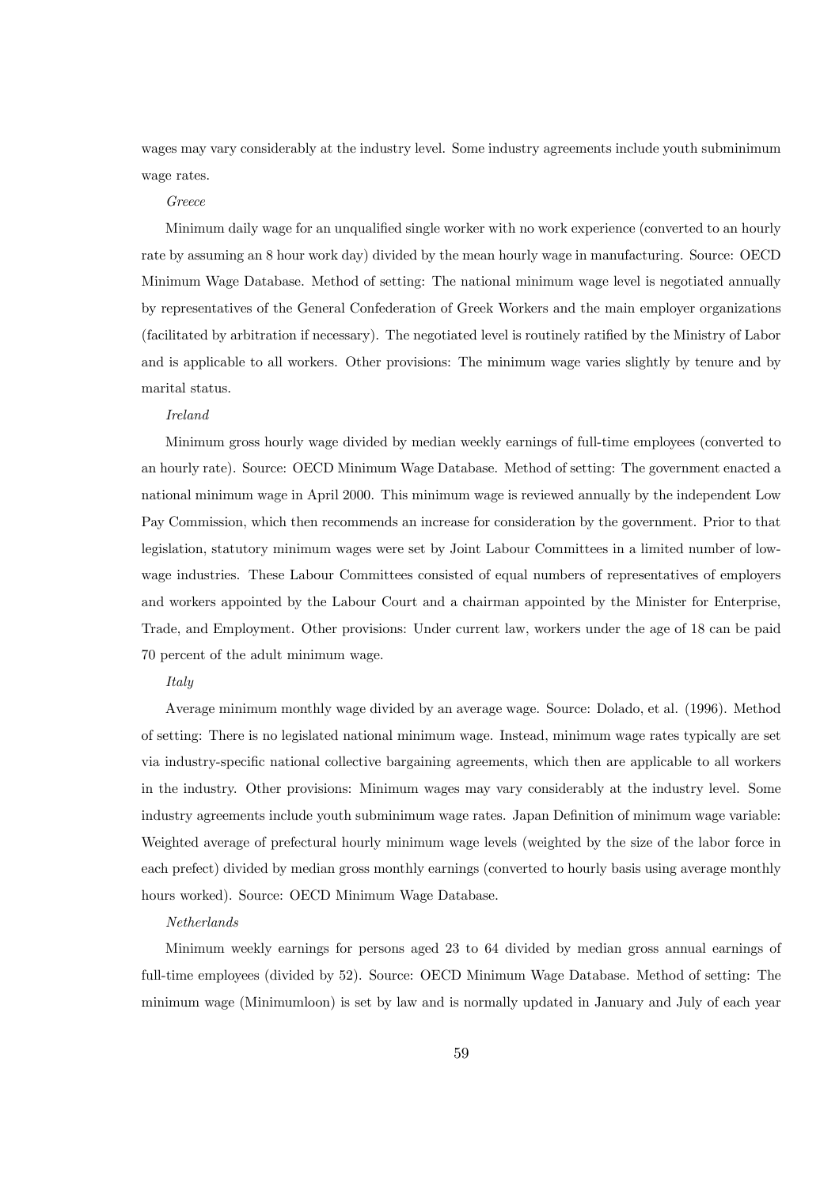wages may vary considerably at the industry level. Some industry agreements include youth subminimum wage rates.

*Greece*

Minimum daily wage for an unqualified single worker with no work experience (converted to an hourly rate by assuming an 8 hour work day) divided by the mean hourly wage in manufacturing. Source: OECD Minimum Wage Database. Method of setting: The national minimum wage level is negotiated annually by representatives of the General Confederation of Greek Workers and the main employer organizations (facilitated by arbitration if necessary). The negotiated level is routinely ratified by the Ministry of Labor and is applicable to all workers. Other provisions: The minimum wage varies slightly by tenure and by marital status.

*Ireland*

Minimum gross hourly wage divided by median weekly earnings of full-time employees (converted to an hourly rate). Source: OECD Minimum Wage Database. Method of setting: The government enacted a national minimum wage in April 2000. This minimum wage is reviewed annually by the independent Low Pay Commission, which then recommends an increase for consideration by the government. Prior to that legislation, statutory minimum wages were set by Joint Labour Committees in a limited number of low-wage industries. These Labour Committees consisted of equal numbers of representatives of employers and workers appointed by the Labour Court and a chairman appointed by the Minister for Enterprise, Trade, and Employment. Other provisions: Under current law, workers under the age of 18 can be paid 70 percent of the adult minimum wage.

*Italy*

Average minimum monthly wage divided by an average wage. Source: Dolado, et al. (1996). Method of setting: There is no legislated national minimum wage. Instead, minimum wage rates typically are set via industry-specific national collective bargaining agreements, which then are applicable to all workers in the industry. Other provisions: Minimum wages may vary considerably at the industry level. Some industry agreements include youth subminimum wage rates. Japan Definition of minimum wage variable: Weighted average of prefectural hourly minimum wage levels (weighted by the size of the labor force in each prefect) divided by median gross monthly earnings (converted to hourly basis using average monthly hours worked). Source: OECD Minimum Wage Database.

*Netherlands*

Minimum weekly earnings for persons aged 23 to 64 divided by median gross annual earnings of full-time employees (divided by 52). Source: OECD Minimum Wage Database. Method of setting: The minimum wage (Minimumloon) is set by law and is normally updated in January and July of each year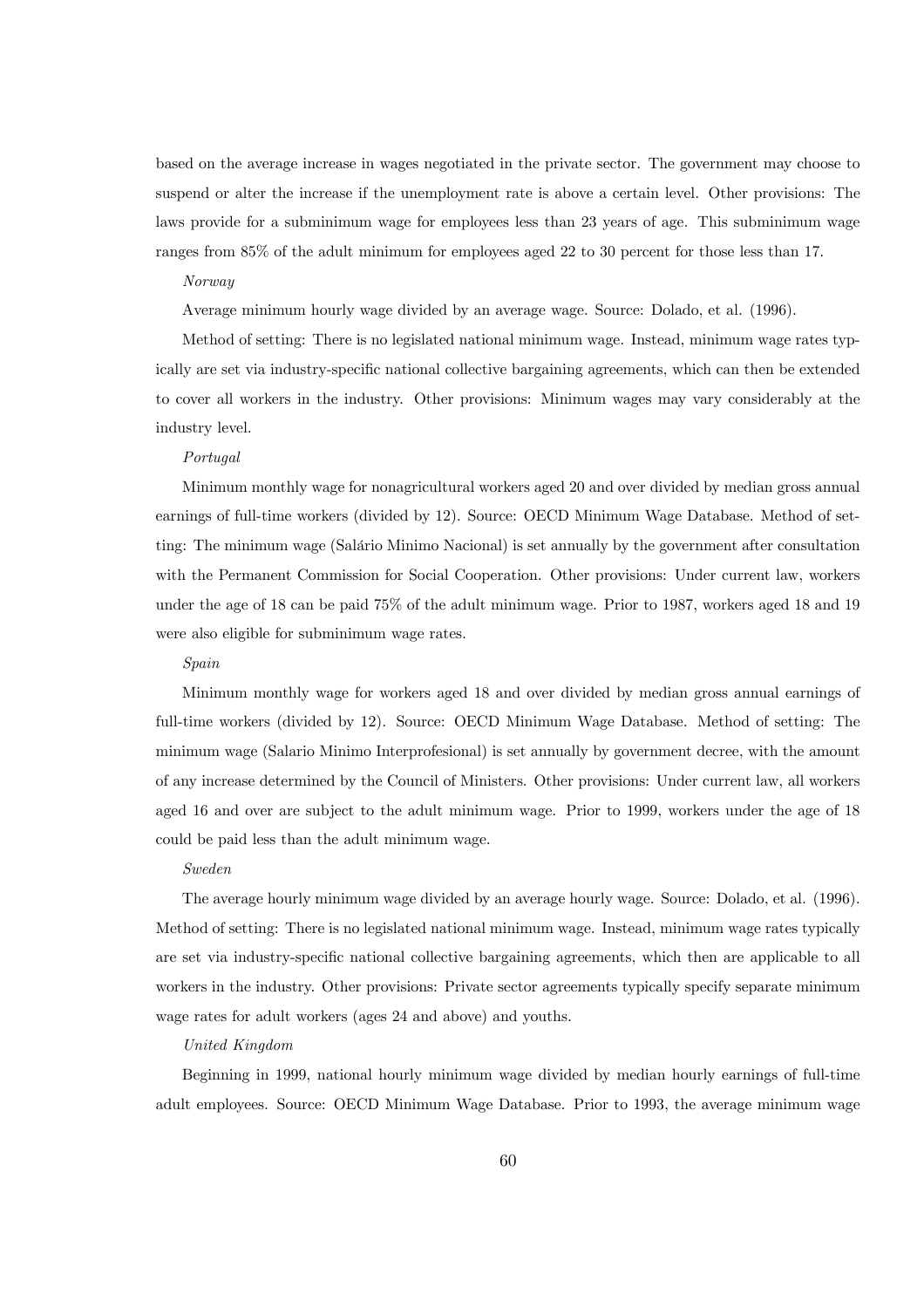based on the average increase in wages negotiated in the private sector. The government may choose to suspend or alter the increase if the unemployment rate is above a certain level. Other provisions: The laws provide for a subminimum wage for employees less than 23 years of age. This subminimum wage ranges from 85% of the adult minimum for employees aged 22 to 30 percent for those less than 17.

*Norway*

Average minimum hourly wage divided by an average wage. Source: Dolado, et al. (1996).

Method of setting: There is no legislated national minimum wage. Instead, minimum wage rates typically are set via industry-specific national collective bargaining agreements, which can then be extended to cover all workers in the industry. Other provisions: Minimum wages may vary considerably at the industry level.

*Portugal*

Minimum monthly wage for nonagricultural workers aged 20 and over divided by median gross annual earnings of full-time workers (divided by 12). Source: OECD Minimum Wage Database. Method of setting: The minimum wage (Salário Minimo Nacional) is set annually by the government after consultation with the Permanent Commission for Social Cooperation. Other provisions: Under current law, workers under the age of 18 can be paid 75% of the adult minimum wage. Prior to 1987, workers aged 18 and 19 were also eligible for subminimum wage rates.

*Spain*

Minimum monthly wage for workers aged 18 and over divided by median gross annual earnings of full-time workers (divided by 12). Source: OECD Minimum Wage Database. Method of setting: The minimum wage (Salario Minimo Interprofesional) is set annually by government decree, with the amount of any increase determined by the Council of Ministers. Other provisions: Under current law, all workers aged 16 and over are subject to the adult minimum wage. Prior to 1999, workers under the age of 18 could be paid less than the adult minimum wage.

*Sweden*

The average hourly minimum wage divided by an average hourly wage. Source: Dolado, et al. (1996). Method of setting: There is no legislated national minimum wage. Instead, minimum wage rates typically are set via industry-specific national collective bargaining agreements, which then are applicable to all workers in the industry. Other provisions: Private sector agreements typically specify separate minimum wage rates for adult workers (ages 24 and above) and youths.

*United Kingdom*

Beginning in 1999, national hourly minimum wage divided by median hourly earnings of full-time adult employees. Source: OECD Minimum Wage Database. Prior to 1993, the average minimum wage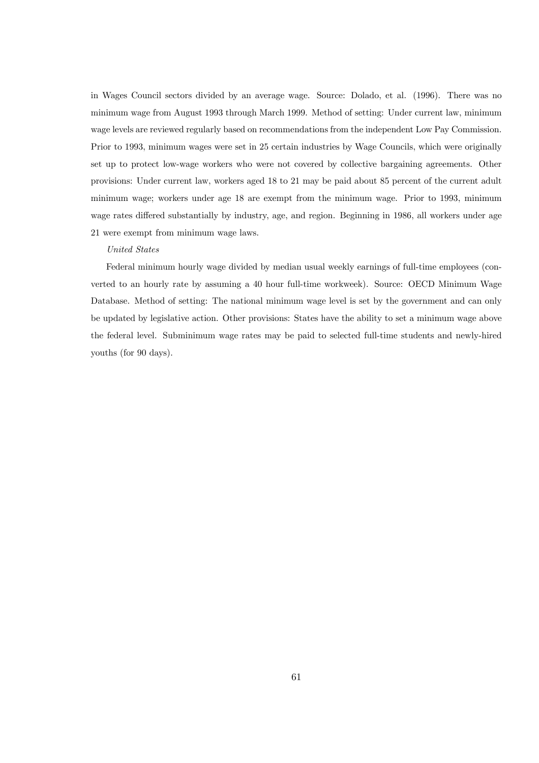in Wages Council sectors divided by an average wage. Source: Dolado, et al. (1996). There was no minimum wage from August 1993 through March 1999. Method of setting: Under current law, minimum wage levels are reviewed regularly based on recommendations from the independent Low Pay Commission. Prior to 1993, minimum wages were set in 25 certain industries by Wage Councils, which were originally set up to protect low-wage workers who were not covered by collective bargaining agreements. Other provisions: Under current law, workers aged 18 to 21 may be paid about 85 percent of the current adult minimum wage; workers under age 18 are exempt from the minimum wage. Prior to 1993, minimum wage rates differed substantially by industry, age, and region. Beginning in 1986, all workers under age 21 were exempt from minimum wage laws.

*United States*

Federal minimum hourly wage divided by median usual weekly earnings of full-time employees (converted to an hourly rate by assuming a 40 hour full-time workweek). Source: OECD Minimum Wage Database. Method of setting: The national minimum wage level is set by the government and can only be updated by legislative action. Other provisions: States have the ability to set a minimum wage above the federal level. Subminimum wage rates may be paid to selected full-time students and newly-hired youths (for 90 days).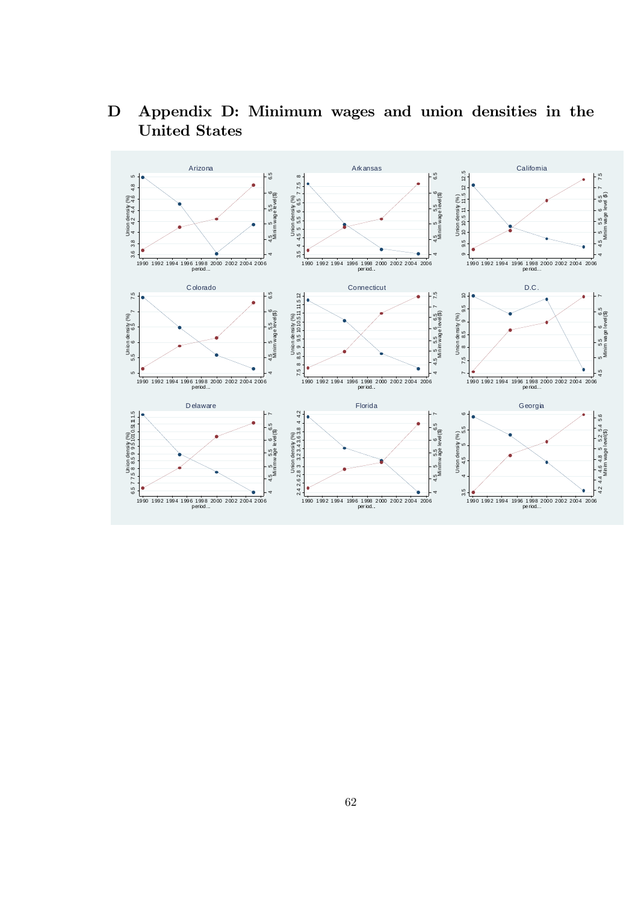# D Appendix D: Minimum wages and union densities in the United States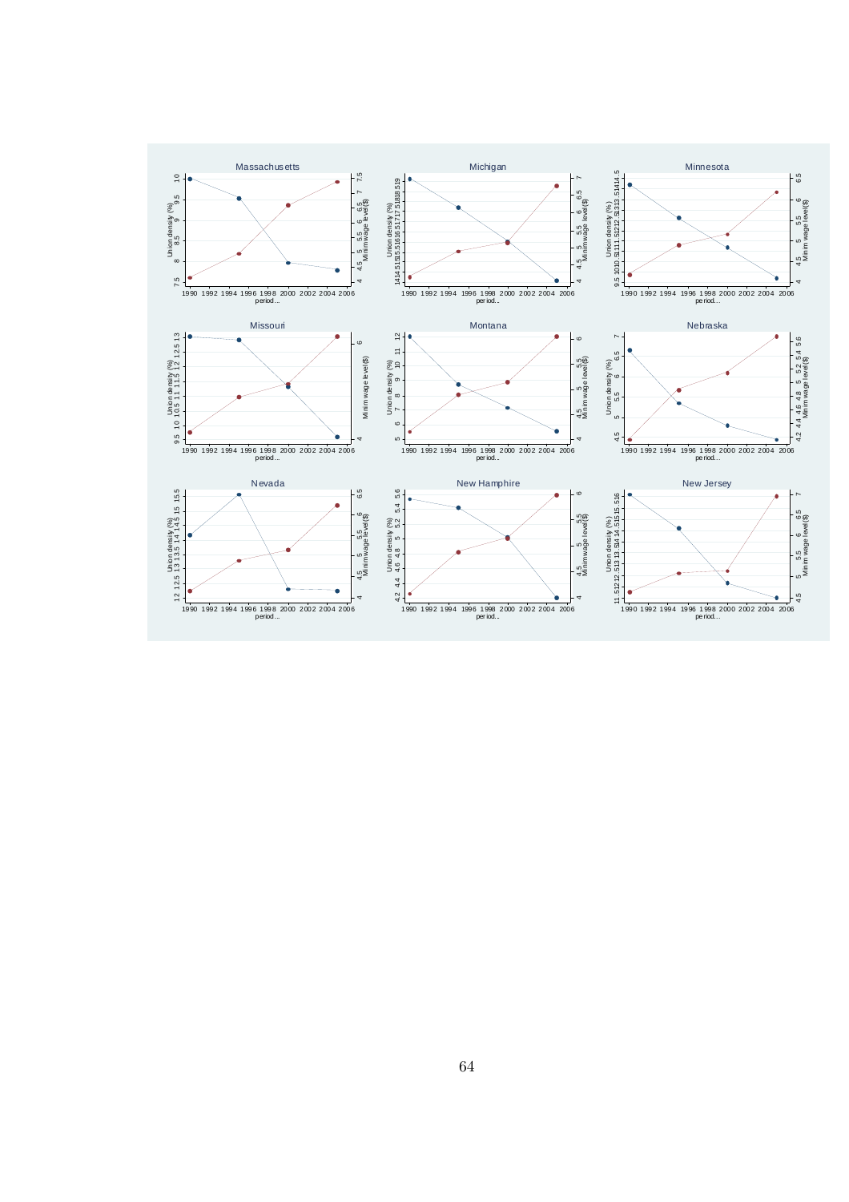Massachusetts

Michigan

Minnesota

Missouri

Montana

Nebraska

Nevada

New Hamphire

New Jersey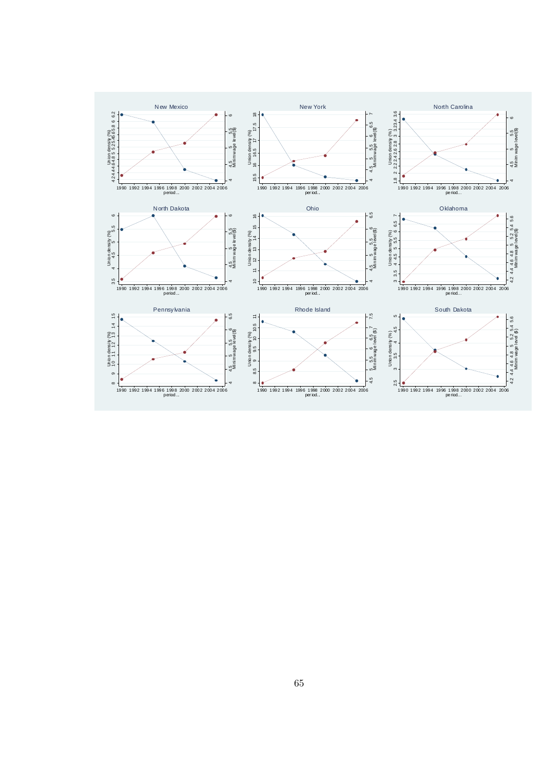New Mexico

New York

North Carolina

North Dakota

Ohio

Oklahoma

Pennsylvania

Rhode Island

South Dakota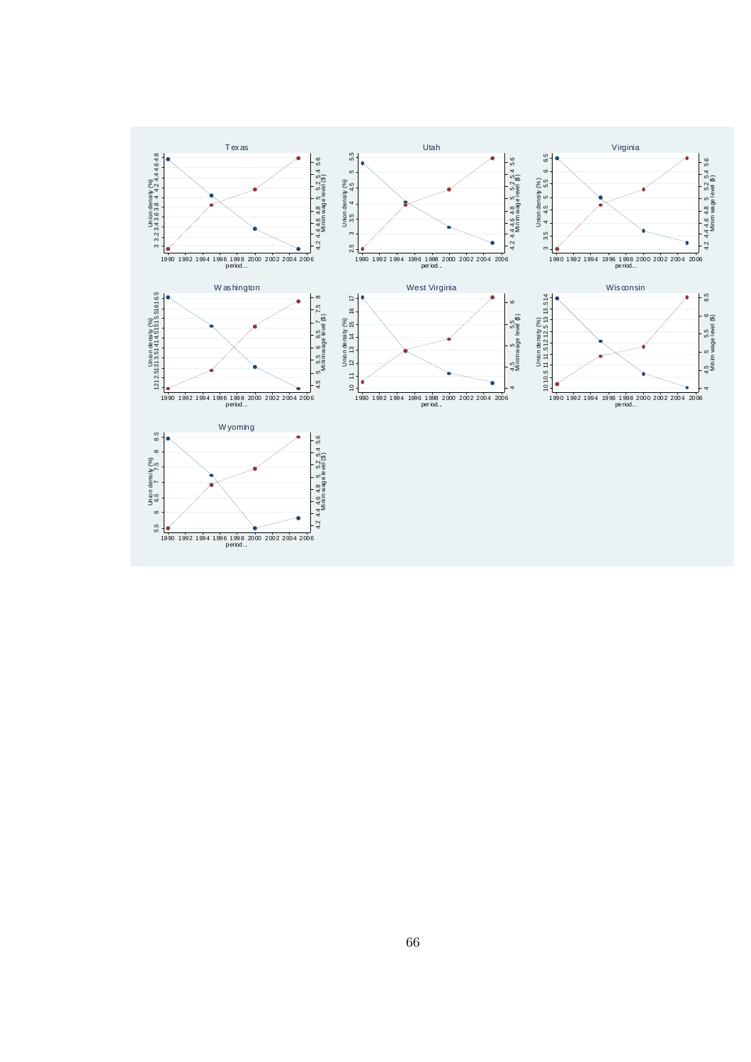Texas

Union density (%)
3 3.2 3.4 3.6 3.8 4 4.2 4.4 4.6 4.8

Minimum wage level ($)
4.2 4.4 4.6 4.8 5 5.2 5.4 5.6

1990 1992 1994 1996 1998 2000 2002 2004 2006
period...

Utah

Union density (%)
2.5 3 3.5 4 4.5 5 5.5

Minimum wage level ($)
4.2 4.4 4.6 4.8 5 5.2 5.4 5.6

1990 1992 1994 1996 1998 2000 2002 2004 2006
period...

Virginia

Union density (%)
3 3.5 4 4.5 5 5.5 6 6.5

Minimum wage level ($)
4.2 4.4 4.6 4.8 5 5.2 5.4 5.6

1990 1992 1994 1996 1998 2000 2002 2004 2006
period...

Washington

Union density (%)
12 12.5 13 13.5 14 14.5 15 15.5 16 16.5

Minimum wage level ($)
4.5 5 5.5 6 6.5 7 7.5 8

1990 1992 1994 1996 1998 2000 2002 2004 2006
period...

West Virginia

Union density (%)
10 11 12 13 14 15 16 17

Minimum wage level ($)
4 4.5 5 5.5 6

1990 1992 1994 1996 1998 2000 2002 2004 2006
period...

Wisconsin

Union density (%)
10 10.5 11 11.5 12 12.5 13 13.5 14

Minimum wage level ($)
4 4.5 5 5.5 6 6.5

1990 1992 1994 1996 1998 2000 2002 2004 2006
period...

Wyoming

Union density (%)
5.5 6 6.5 7 7.5 8 8.5

Minimum wage level ($)
4.2 4.4 4.6 4.8 5 5.2 5.4 5.6

1990 1992 1994 1996 1998 2000 2002 2004 2006
period...